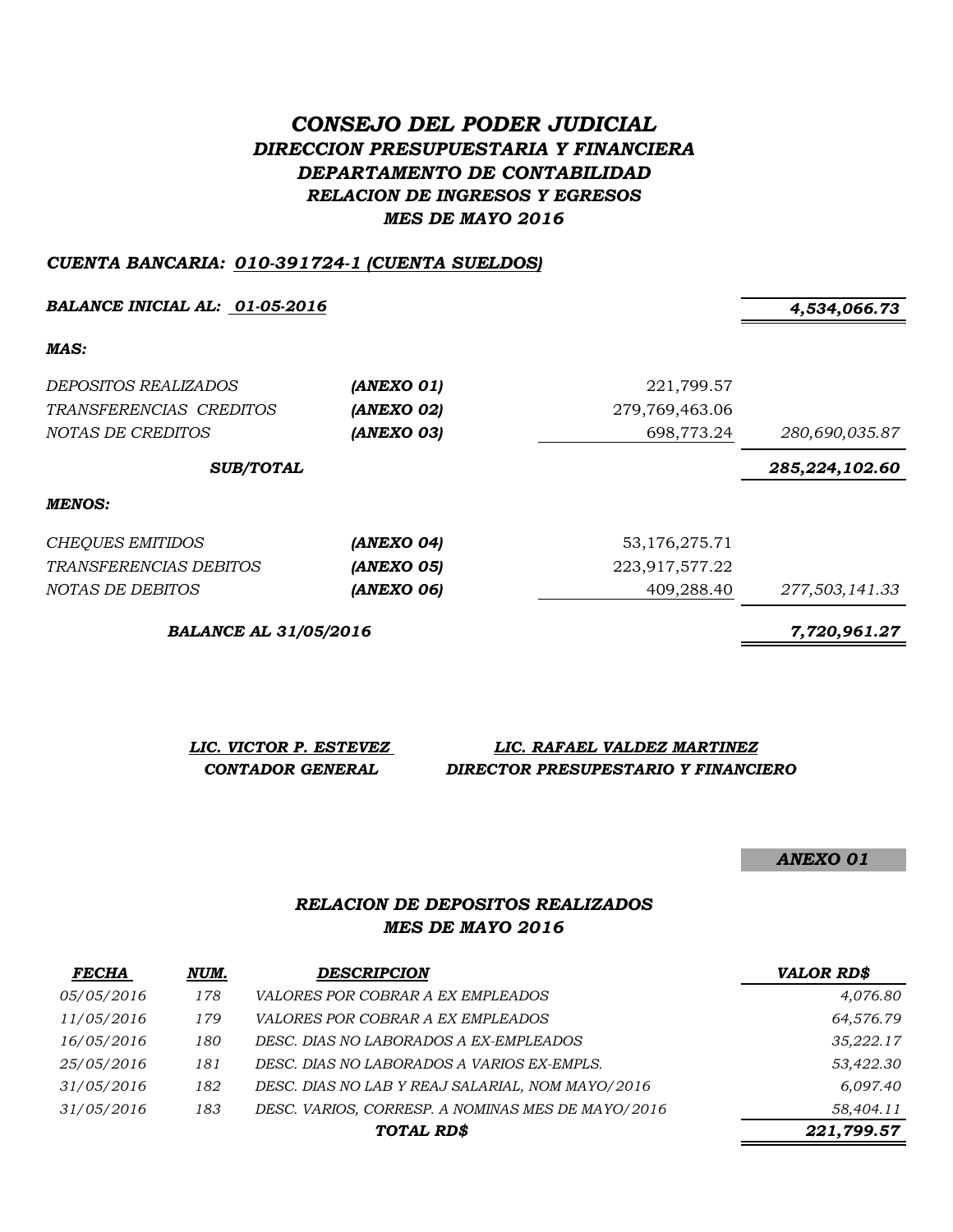# *CONSEJO DEL PODER JUDICIAL*
## *DIRECCION PRESUPUESTARIA Y FINANCIERA*
## *DEPARTAMENTO DE CONTABILIDAD*
### *RELACION DE INGRESOS Y EGRESOS*
### *MES DE MAYO 2016*

***CUENTA BANCARIA: 010-391724-1 (CUENTA SUELDOS)***

| | | | |
|---|---|---|---|
| ***BALANCE INICIAL AL: 01-05-2016*** | | | ***4,534,066.73*** |
| ***MAS:*** | | | |
| *DEPOSITOS REALIZADOS* | ***(ANEXO 01)*** | 221,799.57 | |
| *TRANSFERENCIAS CREDITOS* | ***(ANEXO 02)*** | 279,769,463.06 | |
| *NOTAS DE CREDITOS* | ***(ANEXO 03)*** | 698,773.24 | *280,690,035.87* |
| ***SUB/TOTAL*** | | | ***285,224,102.60*** |
| ***MENOS:*** | | | |
| *CHEQUES EMITIDOS* | ***(ANEXO 04)*** | 53,176,275.71 | |
| *TRANSFERENCIAS DEBITOS* | ***(ANEXO 05)*** | 223,917,577.22 | |
| *NOTAS DE DEBITOS* | ***(ANEXO 06)*** | 409,288.40 | *277,503,141.33* |
| ***BALANCE AL 31/05/2016*** | | | ***7,720,961.27*** |

***LIC. VICTOR P. ESTEVEZ***
***CONTADOR GENERAL***

***LIC. RAFAEL VALDEZ MARTINEZ***
***DIRECTOR PRESUPESTARIO Y FINANCIERO***

***ANEXO 01***

### *RELACION DE DEPOSITOS REALIZADOS*
### *MES DE MAYO 2016*

| ***FECHA*** | ***NUM.*** | ***DESCRIPCION*** | ***VALOR RD$*** |
|---|---|---|---|
| *05/05/2016* | *178* | *VALORES POR COBRAR A EX EMPLEADOS* | *4,076.80* |
| *11/05/2016* | *179* | *VALORES POR COBRAR A EX EMPLEADOS* | *64,576.79* |
| *16/05/2016* | *180* | *DESC. DIAS NO LABORADOS A EX-EMPLEADOS* | *35,222.17* |
| *25/05/2016* | *181* | *DESC. DIAS NO LABORADOS A VARIOS EX-EMPLS.* | *53,422.30* |
| *31/05/2016* | *182* | *DESC. DIAS NO LAB Y REAJ SALARIAL, NOM MAYO/2016* | *6,097.40* |
| *31/05/2016* | *183* | *DESC. VARIOS, CORRESP. A NOMINAS MES DE MAYO/2016* | *58,404.11* |
| | | ***TOTAL RD$*** | ***221,799.57*** |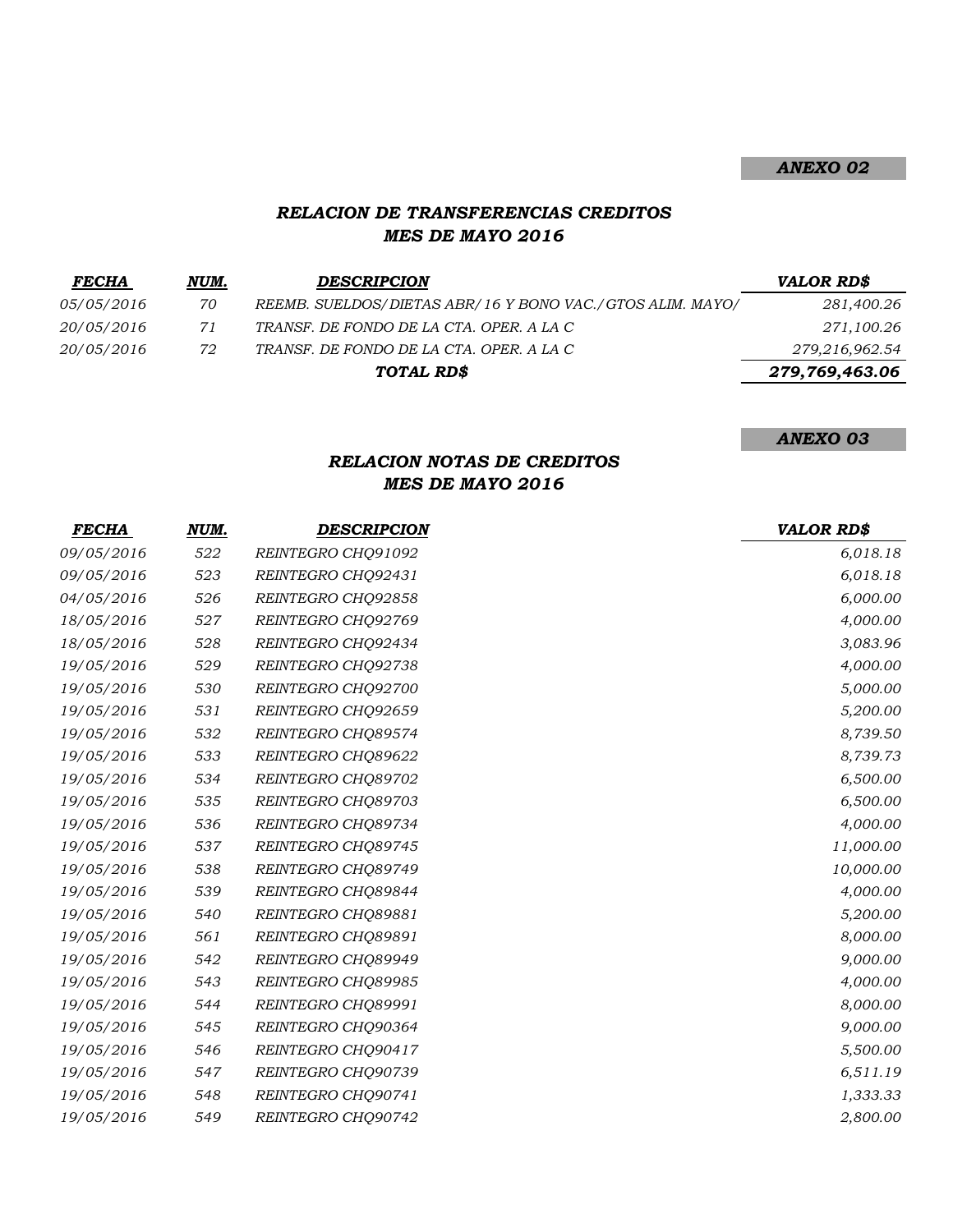***ANEXO 02***

## *RELACION DE TRANSFERENCIAS CREDITOS*
## *MES DE MAYO 2016*

| *FECHA* | *NUM.* | *DESCRIPCION* | *VALOR RD$* |
|---|---|---|---|
| *05/05/2016* | *70* | *REEMB. SUELDOS/DIETAS ABR/16 Y BONO VAC./GTOS ALIM. MAYO/* | *281,400.26* |
| *20/05/2016* | *71* | *TRANSF. DE FONDO DE LA CTA. OPER. A LA C* | *271,100.26* |
| *20/05/2016* | *72* | *TRANSF. DE FONDO DE LA CTA. OPER. A LA C* | *279,216,962.54* |
| | | ***TOTAL RD$*** | ***279,769,463.06*** |

***ANEXO 03***

## *RELACION NOTAS DE CREDITOS*
## *MES DE MAYO 2016*

| *FECHA* | *NUM.* | *DESCRIPCION* | *VALOR RD$* |
|---|---|---|---|
| *09/05/2016* | *522* | *REINTEGRO CHQ91092* | *6,018.18* |
| *09/05/2016* | *523* | *REINTEGRO CHQ92431* | *6,018.18* |
| *04/05/2016* | *526* | *REINTEGRO CHQ92858* | *6,000.00* |
| *18/05/2016* | *527* | *REINTEGRO CHQ92769* | *4,000.00* |
| *18/05/2016* | *528* | *REINTEGRO CHQ92434* | *3,083.96* |
| *19/05/2016* | *529* | *REINTEGRO CHQ92738* | *4,000.00* |
| *19/05/2016* | *530* | *REINTEGRO CHQ92700* | *5,000.00* |
| *19/05/2016* | *531* | *REINTEGRO CHQ92659* | *5,200.00* |
| *19/05/2016* | *532* | *REINTEGRO CHQ89574* | *8,739.50* |
| *19/05/2016* | *533* | *REINTEGRO CHQ89622* | *8,739.73* |
| *19/05/2016* | *534* | *REINTEGRO CHQ89702* | *6,500.00* |
| *19/05/2016* | *535* | *REINTEGRO CHQ89703* | *6,500.00* |
| *19/05/2016* | *536* | *REINTEGRO CHQ89734* | *4,000.00* |
| *19/05/2016* | *537* | *REINTEGRO CHQ89745* | *11,000.00* |
| *19/05/2016* | *538* | *REINTEGRO CHQ89749* | *10,000.00* |
| *19/05/2016* | *539* | *REINTEGRO CHQ89844* | *4,000.00* |
| *19/05/2016* | *540* | *REINTEGRO CHQ89881* | *5,200.00* |
| *19/05/2016* | *561* | *REINTEGRO CHQ89891* | *8,000.00* |
| *19/05/2016* | *542* | *REINTEGRO CHQ89949* | *9,000.00* |
| *19/05/2016* | *543* | *REINTEGRO CHQ89985* | *4,000.00* |
| *19/05/2016* | *544* | *REINTEGRO CHQ89991* | *8,000.00* |
| *19/05/2016* | *545* | *REINTEGRO CHQ90364* | *9,000.00* |
| *19/05/2016* | *546* | *REINTEGRO CHQ90417* | *5,500.00* |
| *19/05/2016* | *547* | *REINTEGRO CHQ90739* | *6,511.19* |
| *19/05/2016* | *548* | *REINTEGRO CHQ90741* | *1,333.33* |
| *19/05/2016* | *549* | *REINTEGRO CHQ90742* | *2,800.00* |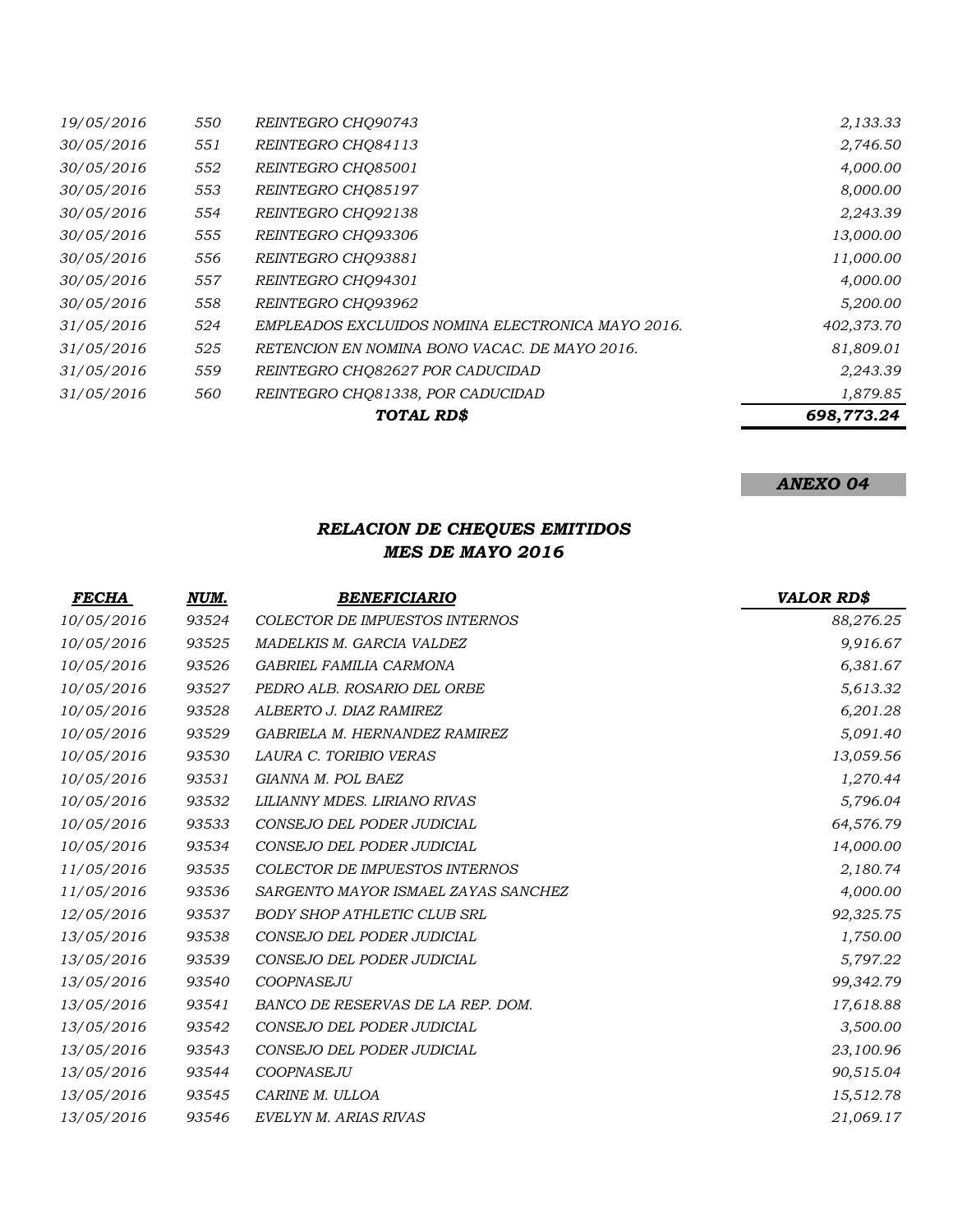| | | | |
|---|---|---|---|
| *19/05/2016* | *550* | *REINTEGRO CHQ90743* | *2,133.33* |
| *30/05/2016* | *551* | *REINTEGRO CHQ84113* | *2,746.50* |
| *30/05/2016* | *552* | *REINTEGRO CHQ85001* | *4,000.00* |
| *30/05/2016* | *553* | *REINTEGRO CHQ85197* | *8,000.00* |
| *30/05/2016* | *554* | *REINTEGRO CHQ92138* | *2,243.39* |
| *30/05/2016* | *555* | *REINTEGRO CHQ93306* | *13,000.00* |
| *30/05/2016* | *556* | *REINTEGRO CHQ93881* | *11,000.00* |
| *30/05/2016* | *557* | *REINTEGRO CHQ94301* | *4,000.00* |
| *30/05/2016* | *558* | *REINTEGRO CHQ93962* | *5,200.00* |
| *31/05/2016* | *524* | *EMPLEADOS EXCLUIDOS NOMINA ELECTRONICA MAYO 2016.* | *402,373.70* |
| *31/05/2016* | *525* | *RETENCION EN NOMINA BONO VACAC. DE MAYO 2016.* | *81,809.01* |
| *31/05/2016* | *559* | *REINTEGRO CHQ82627 POR CADUCIDAD* | *2,243.39* |
| *31/05/2016* | *560* | *REINTEGRO CHQ81338, POR CADUCIDAD* | *1,879.85* |
| | | ***TOTAL RD$*** | ***698,773.24*** |

***ANEXO 04***

## *RELACION DE CHEQUES EMITIDOS*
## *MES DE MAYO 2016*

| ***FECHA*** | ***NUM.*** | ***BENEFICIARIO*** | ***VALOR RD$*** |
|---|---|---|---|
| *10/05/2016* | *93524* | *COLECTOR DE IMPUESTOS INTERNOS* | *88,276.25* |
| *10/05/2016* | *93525* | *MADELKIS M. GARCIA VALDEZ* | *9,916.67* |
| *10/05/2016* | *93526* | *GABRIEL FAMILIA CARMONA* | *6,381.67* |
| *10/05/2016* | *93527* | *PEDRO ALB. ROSARIO DEL ORBE* | *5,613.32* |
| *10/05/2016* | *93528* | *ALBERTO J. DIAZ RAMIREZ* | *6,201.28* |
| *10/05/2016* | *93529* | *GABRIELA M. HERNANDEZ RAMIREZ* | *5,091.40* |
| *10/05/2016* | *93530* | *LAURA C. TORIBIO VERAS* | *13,059.56* |
| *10/05/2016* | *93531* | *GIANNA M. POL BAEZ* | *1,270.44* |
| *10/05/2016* | *93532* | *LILIANNY MDES. LIRIANO RIVAS* | *5,796.04* |
| *10/05/2016* | *93533* | *CONSEJO DEL PODER JUDICIAL* | *64,576.79* |
| *10/05/2016* | *93534* | *CONSEJO DEL PODER JUDICIAL* | *14,000.00* |
| *11/05/2016* | *93535* | *COLECTOR DE IMPUESTOS INTERNOS* | *2,180.74* |
| *11/05/2016* | *93536* | *SARGENTO MAYOR ISMAEL ZAYAS SANCHEZ* | *4,000.00* |
| *12/05/2016* | *93537* | *BODY SHOP ATHLETIC CLUB SRL* | *92,325.75* |
| *13/05/2016* | *93538* | *CONSEJO DEL PODER JUDICIAL* | *1,750.00* |
| *13/05/2016* | *93539* | *CONSEJO DEL PODER JUDICIAL* | *5,797.22* |
| *13/05/2016* | *93540* | *COOPNASEJU* | *99,342.79* |
| *13/05/2016* | *93541* | *BANCO DE RESERVAS DE LA REP. DOM.* | *17,618.88* |
| *13/05/2016* | *93542* | *CONSEJO DEL PODER JUDICIAL* | *3,500.00* |
| *13/05/2016* | *93543* | *CONSEJO DEL PODER JUDICIAL* | *23,100.96* |
| *13/05/2016* | *93544* | *COOPNASEJU* | *90,515.04* |
| *13/05/2016* | *93545* | *CARINE M. ULLOA* | *15,512.78* |
| *13/05/2016* | *93546* | *EVELYN M. ARIAS RIVAS* | *21,069.17* |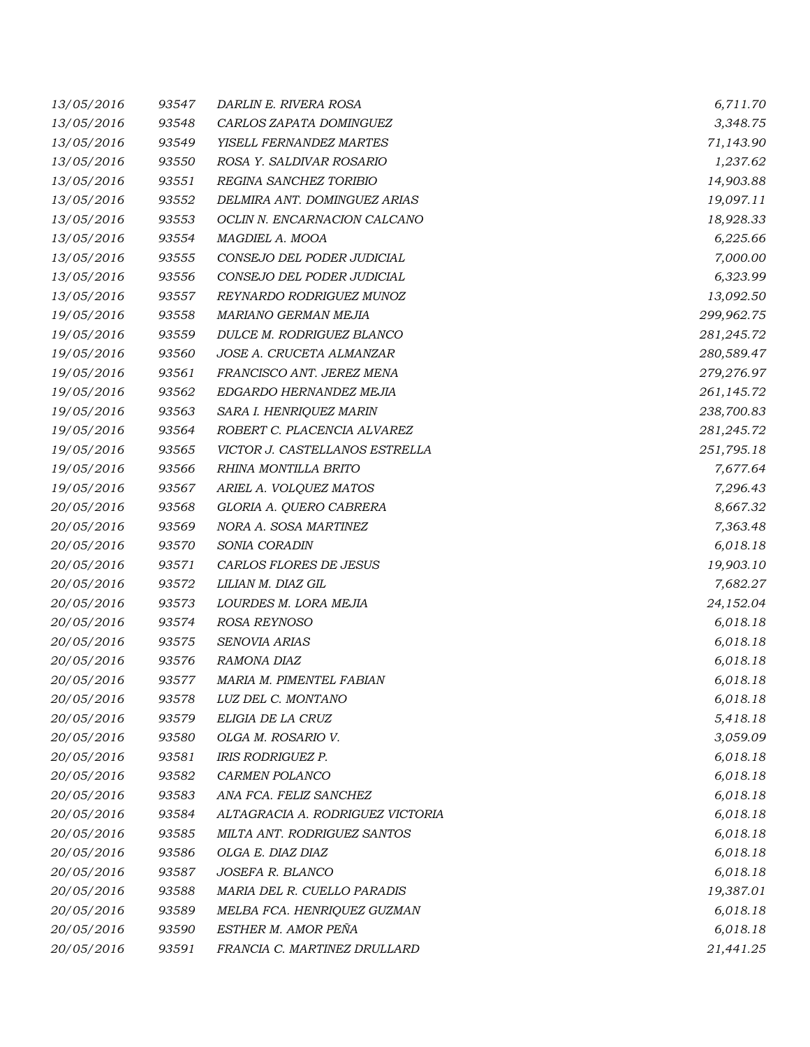| 13/05/2016 | 93547 | DARLIN E. RIVERA ROSA | 6,711.70 |
|---|---|---|---|
| 13/05/2016 | 93548 | CARLOS ZAPATA DOMINGUEZ | 3,348.75 |
| 13/05/2016 | 93549 | YISELL FERNANDEZ MARTES | 71,143.90 |
| 13/05/2016 | 93550 | ROSA Y. SALDIVAR ROSARIO | 1,237.62 |
| 13/05/2016 | 93551 | REGINA SANCHEZ TORIBIO | 14,903.88 |
| 13/05/2016 | 93552 | DELMIRA ANT. DOMINGUEZ ARIAS | 19,097.11 |
| 13/05/2016 | 93553 | OCLIN N. ENCARNACION CALCANO | 18,928.33 |
| 13/05/2016 | 93554 | MAGDIEL A. MOOA | 6,225.66 |
| 13/05/2016 | 93555 | CONSEJO DEL PODER JUDICIAL | 7,000.00 |
| 13/05/2016 | 93556 | CONSEJO DEL PODER JUDICIAL | 6,323.99 |
| 13/05/2016 | 93557 | REYNARDO RODRIGUEZ MUNOZ | 13,092.50 |
| 19/05/2016 | 93558 | MARIANO GERMAN MEJIA | 299,962.75 |
| 19/05/2016 | 93559 | DULCE M. RODRIGUEZ BLANCO | 281,245.72 |
| 19/05/2016 | 93560 | JOSE A. CRUCETA ALMANZAR | 280,589.47 |
| 19/05/2016 | 93561 | FRANCISCO ANT. JEREZ MENA | 279,276.97 |
| 19/05/2016 | 93562 | EDGARDO HERNANDEZ MEJIA | 261,145.72 |
| 19/05/2016 | 93563 | SARA I. HENRIQUEZ MARIN | 238,700.83 |
| 19/05/2016 | 93564 | ROBERT C. PLACENCIA ALVAREZ | 281,245.72 |
| 19/05/2016 | 93565 | VICTOR J. CASTELLANOS ESTRELLA | 251,795.18 |
| 19/05/2016 | 93566 | RHINA MONTILLA BRITO | 7677.64 |
| 19/05/2016 | 93567 | ARIEL A. VOLQUEZ MATOS | 7,296.43 |
| 20/05/2016 | 93568 | GLORIA A. QUERO CABRERA | 8,667.32 |
| 20/05/2016 | 93569 | NORA A. SOSA MARTINEZ | 7,363.48 |
| 20/05/2016 | 93570 | SONIA CORADIN | 6,018.18 |
| 20/05/2016 | 93571 | CARLOS FLORES DE JESUS | 19,903.10 |
| 20/05/2016 | 93572 | LILIAN M. DIAZ GIL | 7,682.27 |
| 20/05/2016 | 93573 | LOURDES M. LORA MEJIA | 24,152.04 |
| 20/05/2016 | 93574 | ROSA REYNOSO | 6,018.18 |
| 20/05/2016 | 93575 | SENOVIA ARIAS | 6,018.18 |
| 20/05/2016 | 93576 | RAMONA DIAZ | 6,018.18 |
| 20/05/2016 | 93577 | MARIA M. PIMENTEL FABIAN | 6,018.18 |
| 20/05/2016 | 93578 | LUZ DEL C. MONTANO | 6,018.18 |
| 20/05/2016 | 93579 | ELIGIA DE LA CRUZ | 5,418.18 |
| 20/05/2016 | 93580 | OLGA M. ROSARIO V. | 3,059.09 |
| 20/05/2016 | 93581 | IRIS RODRIGUEZ P. | 6,018.18 |
| 20/05/2016 | 93582 | CARMEN POLANCO | 6,018.18 |
| 20/05/2016 | 93583 | ANA FCA. FELIZ SANCHEZ | 6,018.18 |
| 20/05/2016 | 93584 | ALTAGRACIA A. RODRIGUEZ VICTORIA | 6,018.18 |
| 20/05/2016 | 93585 | MILTA ANT. RODRIGUEZ SANTOS | 6,018.18 |
| 20/05/2016 | 93586 | OLGA E. DIAZ DIAZ | 6,018.18 |
| 20/05/2016 | 93587 | JOSEFA R. BLANCO | 6,018.18 |
| 20/05/2016 | 93588 | MARIA DEL R. CUELLO PARADIS | 19,387.01 |
| 20/05/2016 | 93589 | MELBA FCA. HENRIQUEZ GUZMAN | 6,018.18 |
| 20/05/2016 | 93590 | ESTHER M. AMOR PEÑA | 6,018.18 |
| 20/05/2016 | 93591 | FRANCIA C. MARTINEZ DRULLARD | 21,441.25 |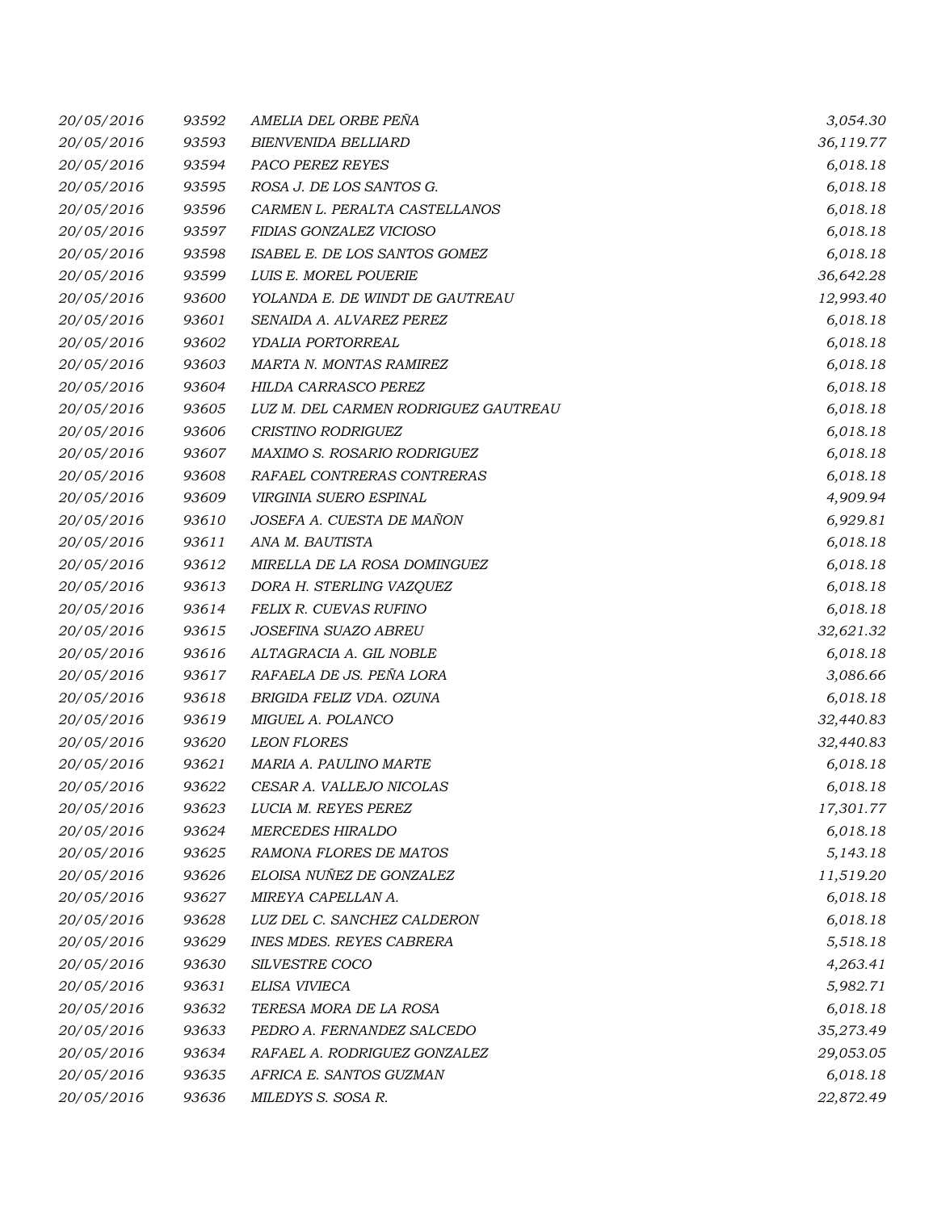| | | | |
|---|---|---|---|
| *20/05/2016* | *93592* | *AMELIA DEL ORBE PEÑA* | *3,054.30* |
| *20/05/2016* | *93593* | *BIENVENIDA BELLIARD* | *36,119.77* |
| *20/05/2016* | *93594* | *PACO PEREZ REYES* | *6,018.18* |
| *20/05/2016* | *93595* | *ROSA J. DE LOS SANTOS G.* | *6,018.18* |
| *20/05/2016* | *93596* | *CARMEN L. PERALTA CASTELLANOS* | *6,018.18* |
| *20/05/2016* | *93597* | *FIDIAS GONZALEZ VICIOSO* | *6,018.18* |
| *20/05/2016* | *93598* | *ISABEL E. DE LOS SANTOS GOMEZ* | *6,018.18* |
| *20/05/2016* | *93599* | *LUIS E. MOREL POUERIE* | *36,642.28* |
| *20/05/2016* | *93600* | *YOLANDA E. DE WINDT DE GAUTREAU* | *12,993.40* |
| *20/05/2016* | *93601* | *SENAIDA A. ALVAREZ PEREZ* | *6,018.18* |
| *20/05/2016* | *93602* | *YDALIA PORTORREAL* | *6,018.18* |
| *20/05/2016* | *93603* | *MARTA N. MONTAS RAMIREZ* | *6,018.18* |
| *20/05/2016* | *93604* | *HILDA CARRASCO PEREZ* | *6,018.18* |
| *20/05/2016* | *93605* | *LUZ M. DEL CARMEN RODRIGUEZ GAUTREAU* | *6,018.18* |
| *20/05/2016* | *93606* | *CRISTINO RODRIGUEZ* | *6,018.18* |
| *20/05/2016* | *93607* | *MAXIMO S. ROSARIO RODRIGUEZ* | *6,018.18* |
| *20/05/2016* | *93608* | *RAFAEL CONTRERAS CONTRERAS* | *6,018.18* |
| *20/05/2016* | *93609* | *VIRGINIA SUERO ESPINAL* | *4,909.94* |
| *20/05/2016* | *93610* | *JOSEFA A. CUESTA DE MAÑON* | *6,929.81* |
| *20/05/2016* | *93611* | *ANA M. BAUTISTA* | *6,018.18* |
| *20/05/2016* | *93612* | *MIRELLA DE LA ROSA DOMINGUEZ* | *6,018.18* |
| *20/05/2016* | *93613* | *DORA H. STERLING VAZQUEZ* | *6,018.18* |
| *20/05/2016* | *93614* | *FELIX R. CUEVAS RUFINO* | *6,018.18* |
| *20/05/2016* | *93615* | *JOSEFINA SUAZO ABREU* | *32,621.32* |
| *20/05/2016* | *93616* | *ALTAGRACIA A. GIL NOBLE* | *6,018.18* |
| *20/05/2016* | *93617* | *RAFAELA DE JS. PEÑA LORA* | *3,086.66* |
| *20/05/2016* | *93618* | *BRIGIDA FELIZ VDA. OZUNA* | *6,018.18* |
| *20/05/2016* | *93619* | *MIGUEL A. POLANCO* | *32,440.83* |
| *20/05/2016* | *93620* | *LEON FLORES* | *32,440.83* |
| *20/05/2016* | *93621* | *MARIA A. PAULINO MARTE* | *6,018.18* |
| *20/05/2016* | *93622* | *CESAR A. VALLEJO NICOLAS* | *6,018.18* |
| *20/05/2016* | *93623* | *LUCIA M. REYES PEREZ* | *17,301.77* |
| *20/05/2016* | *93624* | *MERCEDES HIRALDO* | *6,018.18* |
| *20/05/2016* | *93625* | *RAMONA FLORES DE MATOS* | *5,143.18* |
| *20/05/2016* | *93626* | *ELOISA NUÑEZ DE GONZALEZ* | *11,519.20* |
| *20/05/2016* | *93627* | *MIREYA CAPELLAN A.* | *6,018.18* |
| *20/05/2016* | *93628* | *LUZ DEL C. SANCHEZ CALDERON* | *6,018.18* |
| *20/05/2016* | *93629* | *INES MDES. REYES CABRERA* | *5,518.18* |
| *20/05/2016* | *93630* | *SILVESTRE COCO* | *4,263.41* |
| *20/05/2016* | *93631* | *ELISA VIVIECA* | *5,982.71* |
| *20/05/2016* | *93632* | *TERESA MORA DE LA ROSA* | *6,018.18* |
| *20/05/2016* | *93633* | *PEDRO A. FERNANDEZ SALCEDO* | *35,273.49* |
| *20/05/2016* | *93634* | *RAFAEL A. RODRIGUEZ GONZALEZ* | *29,053.05* |
| *20/05/2016* | *93635* | *AFRICA E. SANTOS GUZMAN* | *6,018.18* |
| *20/05/2016* | *93636* | *MILEDYS S. SOSA R.* | *22,872.49* |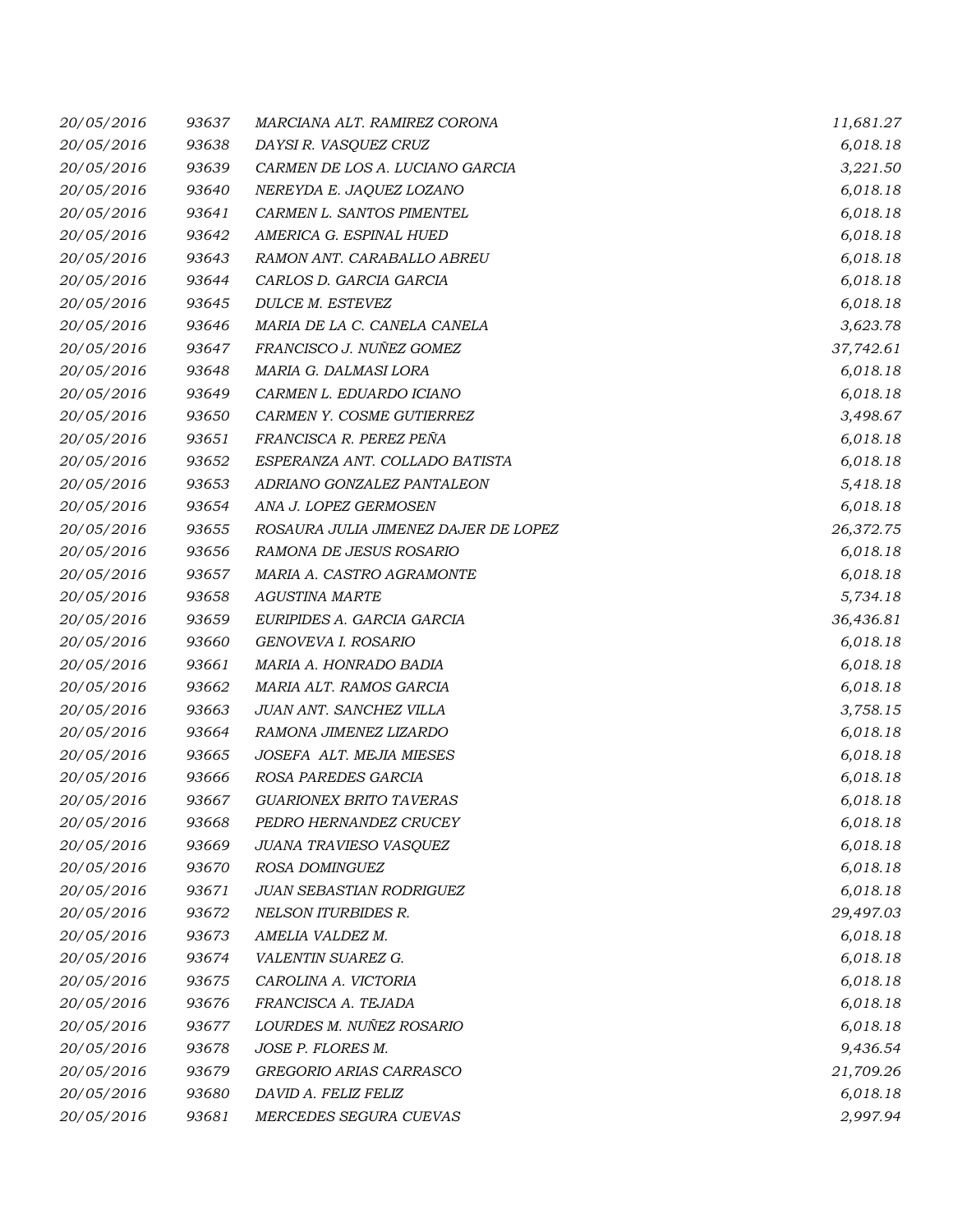| | | | |
|---|---|---|---|
| 20/05/2016 | 93637 | MARCIANA ALT. RAMIREZ CORONA | 11,681.27 |
| 20/05/2016 | 93638 | DAYSI R. VASQUEZ CRUZ | 6,018.18 |
| 20/05/2016 | 93639 | CARMEN DE LOS A. LUCIANO GARCIA | 3,221.50 |
| 20/05/2016 | 93640 | NEREYDA E. JAQUEZ LOZANO | 6,018.18 |
| 20/05/2016 | 93641 | CARMEN L. SANTOS PIMENTEL | 6,018.18 |
| 20/05/2016 | 93642 | AMERICA G. ESPINAL HUED | 6,018.18 |
| 20/05/2016 | 93643 | RAMON ANT. CARABALLO ABREU | 6,018.18 |
| 20/05/2016 | 93644 | CARLOS D. GARCIA GARCIA | 6,018.18 |
| 20/05/2016 | 93645 | DULCE M. ESTEVEZ | 6,018.18 |
| 20/05/2016 | 93646 | MARIA DE LA C. CANELA CANELA | 3,623.78 |
| 20/05/2016 | 93647 | FRANCISCO J. NUÑEZ GOMEZ | 37,742.61 |
| 20/05/2016 | 93648 | MARIA G. DALMASI LORA | 6,018.18 |
| 20/05/2016 | 93649 | CARMEN L. EDUARDO ICIANO | 6,018.18 |
| 20/05/2016 | 93650 | CARMEN Y. COSME GUTIERREZ | 3,498.67 |
| 20/05/2016 | 93651 | FRANCISCA R. PEREZ PEÑA | 6,018.18 |
| 20/05/2016 | 93652 | ESPERANZA ANT. COLLADO BATISTA | 6,018.18 |
| 20/05/2016 | 93653 | ADRIANO GONZALEZ PANTALEON | 5,418.18 |
| 20/05/2016 | 93654 | ANA J. LOPEZ GERMOSEN | 6,018.18 |
| 20/05/2016 | 93655 | ROSAURA JULIA JIMENEZ DAJER DE LOPEZ | 26,372.75 |
| 20/05/2016 | 93656 | RAMONA DE JESUS ROSARIO | 6,018.18 |
| 20/05/2016 | 93657 | MARIA A. CASTRO AGRAMONTE | 6,018.18 |
| 20/05/2016 | 93658 | AGUSTINA MARTE | 5,734.18 |
| 20/05/2016 | 93659 | EURIPIDES A. GARCIA GARCIA | 36,436.81 |
| 20/05/2016 | 93660 | GENOVEVA I. ROSARIO | 6,018.18 |
| 20/05/2016 | 93661 | MARIA A. HONRADO BADIA | 6,018.18 |
| 20/05/2016 | 93662 | MARIA ALT. RAMOS GARCIA | 6,018.18 |
| 20/05/2016 | 93663 | JUAN ANT. SANCHEZ VILLA | 3,758.15 |
| 20/05/2016 | 93664 | RAMONA JIMENEZ LIZARDO | 6,018.18 |
| 20/05/2016 | 93665 | JOSEFA ALT. MEJIA MIESES | 6,018.18 |
| 20/05/2016 | 93666 | ROSA PAREDES GARCIA | 6,018.18 |
| 20/05/2016 | 93667 | GUARIONEX BRITO TAVERAS | 6,018.18 |
| 20/05/2016 | 93668 | PEDRO HERNANDEZ CRUCEY | 6,018.18 |
| 20/05/2016 | 93669 | JUANA TRAVIESO VASQUEZ | 6,018.18 |
| 20/05/2016 | 93670 | ROSA DOMINGUEZ | 6,018.18 |
| 20/05/2016 | 93671 | JUAN SEBASTIAN RODRIGUEZ | 6,018.18 |
| 20/05/2016 | 93672 | NELSON ITURBIDES R. | 29,497.03 |
| 20/05/2016 | 93673 | AMELIA VALDEZ M. | 6,018.18 |
| 20/05/2016 | 93674 | VALENTIN SUAREZ G. | 6,018.18 |
| 20/05/2016 | 93675 | CAROLINA A. VICTORIA | 6,018.18 |
| 20/05/2016 | 93676 | FRANCISCA A. TEJADA | 6,018.18 |
| 20/05/2016 | 93677 | LOURDES M. NUÑEZ ROSARIO | 6,018.18 |
| 20/05/2016 | 93678 | JOSE P. FLORES M. | 9,436.54 |
| 20/05/2016 | 93679 | GREGORIO ARIAS CARRASCO | 21,709.26 |
| 20/05/2016 | 93680 | DAVID A. FELIZ FELIZ | 6,018.18 |
| 20/05/2016 | 93681 | MERCEDES SEGURA CUEVAS | 2,997.94 |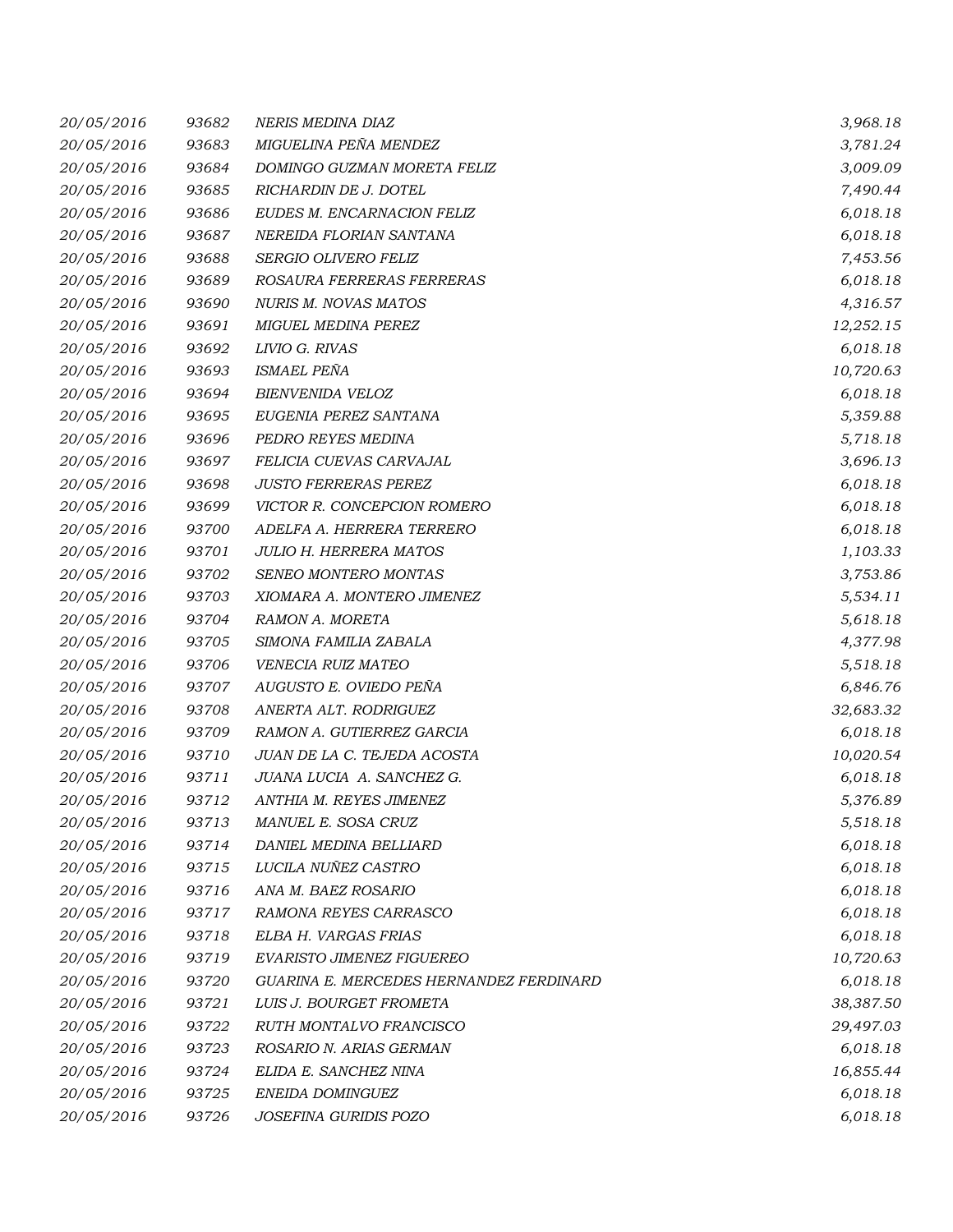| | | | |
|---|---|---|---|
| *20/05/2016* | *93682* | *NERIS MEDINA DIAZ* | *3,968.18* |
| *20/05/2016* | *93683* | *MIGUELINA PEÑA MENDEZ* | *3,781.24* |
| *20/05/2016* | *93684* | *DOMINGO GUZMAN MORETA FELIZ* | *3,009.09* |
| *20/05/2016* | *93685* | *RICHARDIN DE J. DOTEL* | *7,490.44* |
| *20/05/2016* | *93686* | *EUDES M. ENCARNACION FELIZ* | *6,018.18* |
| *20/05/2016* | *93687* | *NEREIDA FLORIAN SANTANA* | *6,018.18* |
| *20/05/2016* | *93688* | *SERGIO OLIVERO FELIZ* | *7,453.56* |
| *20/05/2016* | *93689* | *ROSAURA FERRERAS FERRERAS* | *6,018.18* |
| *20/05/2016* | *93690* | *NURIS M. NOVAS MATOS* | *4,316.57* |
| *20/05/2016* | *93691* | *MIGUEL MEDINA PEREZ* | *12,252.15* |
| *20/05/2016* | *93692* | *LIVIO G. RIVAS* | *6,018.18* |
| *20/05/2016* | *93693* | *ISMAEL PEÑA* | *10,720.63* |
| *20/05/2016* | *93694* | *BIENVENIDA VELOZ* | *6,018.18* |
| *20/05/2016* | *93695* | *EUGENIA PEREZ SANTANA* | *5,359.88* |
| *20/05/2016* | *93696* | *PEDRO REYES MEDINA* | *5,718.18* |
| *20/05/2016* | *93697* | *FELICIA CUEVAS CARVAJAL* | *3,696.13* |
| *20/05/2016* | *93698* | *JUSTO FERRERAS PEREZ* | *6,018.18* |
| *20/05/2016* | *93699* | *VICTOR R. CONCEPCION ROMERO* | *6,018.18* |
| *20/05/2016* | *93700* | *ADELFA A. HERRERA TERRERO* | *6,018.18* |
| *20/05/2016* | *93701* | *JULIO H. HERRERA MATOS* | *1,103.33* |
| *20/05/2016* | *93702* | *SENEO MONTERO MONTAS* | *3,753.86* |
| *20/05/2016* | *93703* | *XIOMARA A. MONTERO JIMENEZ* | *5,534.11* |
| *20/05/2016* | *93704* | *RAMON A. MORETA* | *5,618.18* |
| *20/05/2016* | *93705* | *SIMONA FAMILIA ZABALA* | *4,377.98* |
| *20/05/2016* | *93706* | *VENECIA RUIZ MATEO* | *5,518.18* |
| *20/05/2016* | *93707* | *AUGUSTO E. OVIEDO PEÑA* | *6,846.76* |
| *20/05/2016* | *93708* | *ANERTA ALT. RODRIGUEZ* | *32,683.32* |
| *20/05/2016* | *93709* | *RAMON A. GUTIERREZ GARCIA* | *6,018.18* |
| *20/05/2016* | *93710* | *JUAN DE LA C. TEJEDA ACOSTA* | *10,020.54* |
| *20/05/2016* | *93711* | *JUANA LUCIA A. SANCHEZ G.* | *6,018.18* |
| *20/05/2016* | *93712* | *ANTHIA M. REYES JIMENEZ* | *5,376.89* |
| *20/05/2016* | *93713* | *MANUEL E. SOSA CRUZ* | *5,518.18* |
| *20/05/2016* | *93714* | *DANIEL MEDINA BELLIARD* | *6,018.18* |
| *20/05/2016* | *93715* | *LUCILA NUÑEZ CASTRO* | *6,018.18* |
| *20/05/2016* | *93716* | *ANA M. BAEZ ROSARIO* | *6,018.18* |
| *20/05/2016* | *93717* | *RAMONA REYES CARRASCO* | *6,018.18* |
| *20/05/2016* | *93718* | *ELBA H. VARGAS FRIAS* | *6,018.18* |
| *20/05/2016* | *93719* | *EVARISTO JIMENEZ FIGUEREO* | *10,720.63* |
| *20/05/2016* | *93720* | *GUARINA E. MERCEDES HERNANDEZ FERDINARD* | *6,018.18* |
| *20/05/2016* | *93721* | *LUIS J. BOURGET FROMETA* | *38,387.50* |
| *20/05/2016* | *93722* | *RUTH MONTALVO FRANCISCO* | *29,497.03* |
| *20/05/2016* | *93723* | *ROSARIO N. ARIAS GERMAN* | *6,018.18* |
| *20/05/2016* | *93724* | *ELIDA E. SANCHEZ NINA* | *16,855.44* |
| *20/05/2016* | *93725* | *ENEIDA DOMINGUEZ* | *6,018.18* |
| *20/05/2016* | *93726* | *JOSEFINA GURIDIS POZO* | *6,018.18* |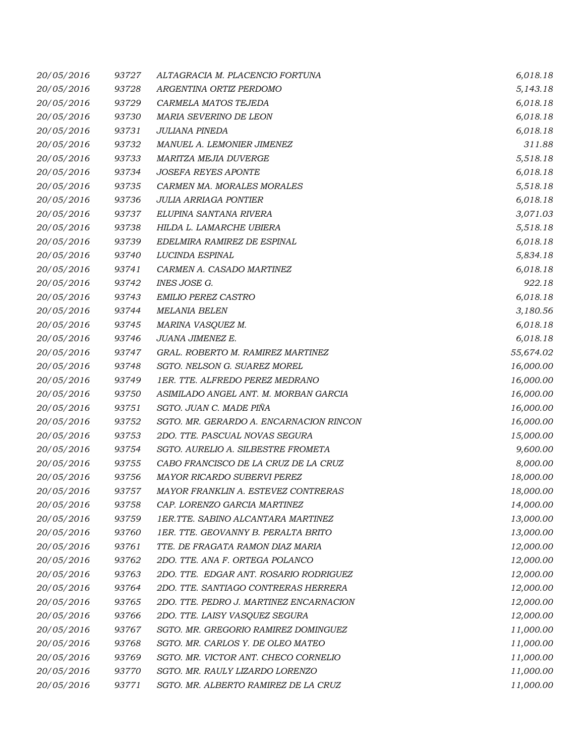| | | | |
|---|---|---|---|
| 20/05/2016 | 93727 | ALTAGRACIA M. PLACENCIO FORTUNA | 6,018.18 |
| 20/05/2016 | 93728 | ARGENTINA ORTIZ PERDOMO | 5,143.18 |
| 20/05/2016 | 93729 | CARMELA MATOS TEJEDA | 6,018.18 |
| 20/05/2016 | 93730 | MARIA SEVERINO DE LEON | 6,018.18 |
| 20/05/2016 | 93731 | JULIANA PINEDA | 6,018.18 |
| 20/05/2016 | 93732 | MANUEL A. LEMONIER JIMENEZ | 311.88 |
| 20/05/2016 | 93733 | MARITZA MEJIA DUVERGE | 5,518.18 |
| 20/05/2016 | 93734 | JOSEFA REYES APONTE | 6,018.18 |
| 20/05/2016 | 93735 | CARMEN MA. MORALES MORALES | 5,518.18 |
| 20/05/2016 | 93736 | JULIA ARRIAGA PONTIER | 6,018.18 |
| 20/05/2016 | 93737 | ELUPINA SANTANA RIVERA | 3,071.03 |
| 20/05/2016 | 93738 | HILDA L. LAMARCHE UBIERA | 5,518.18 |
| 20/05/2016 | 93739 | EDELMIRA RAMIREZ DE ESPINAL | 6,018.18 |
| 20/05/2016 | 93740 | LUCINDA ESPINAL | 5,834.18 |
| 20/05/2016 | 93741 | CARMEN A. CASADO MARTINEZ | 6,018.18 |
| 20/05/2016 | 93742 | INES JOSE G. | 922.18 |
| 20/05/2016 | 93743 | EMILIO PEREZ CASTRO | 6,018.18 |
| 20/05/2016 | 93744 | MELANIA BELEN | 3,180.56 |
| 20/05/2016 | 93745 | MARINA VASQUEZ M. | 6,018.18 |
| 20/05/2016 | 93746 | JUANA JIMENEZ E. | 6,018.18 |
| 20/05/2016 | 93747 | GRAL. ROBERTO M. RAMIREZ MARTINEZ | 55,674.02 |
| 20/05/2016 | 93748 | SGTO. NELSON G. SUAREZ MOREL | 16,000.00 |
| 20/05/2016 | 93749 | 1ER. TTE. ALFREDO PEREZ MEDRANO | 16,000.00 |
| 20/05/2016 | 93750 | ASIMILADO ANGEL ANT. M. MORBAN GARCIA | 16,000.00 |
| 20/05/2016 | 93751 | SGTO. JUAN C. MADE PIÑA | 16,000.00 |
| 20/05/2016 | 93752 | SGTO. MR. GERARDO A. ENCARNACION RINCON | 16,000.00 |
| 20/05/2016 | 93753 | 2DO. TTE. PASCUAL NOVAS SEGURA | 15,000.00 |
| 20/05/2016 | 93754 | SGTO. AURELIO A. SILBESTRE FROMETA | 9,600.00 |
| 20/05/2016 | 93755 | CABO FRANCISCO DE LA CRUZ DE LA CRUZ | 8,000.00 |
| 20/05/2016 | 93756 | MAYOR RICARDO SUBERVI PEREZ | 18,000.00 |
| 20/05/2016 | 93757 | MAYOR FRANKLIN A. ESTEVEZ CONTRERAS | 18,000.00 |
| 20/05/2016 | 93758 | CAP. LORENZO GARCIA MARTINEZ | 14,000.00 |
| 20/05/2016 | 93759 | 1ER.TTE. SABINO ALCANTARA MARTINEZ | 13,000.00 |
| 20/05/2016 | 93760 | 1ER. TTE. GEOVANNY B. PERALTA BRITO | 13,000.00 |
| 20/05/2016 | 93761 | TTE. DE FRAGATA RAMON DIAZ MARIA | 12,000.00 |
| 20/05/2016 | 93762 | 2DO. TTE. ANA F. ORTEGA POLANCO | 12,000.00 |
| 20/05/2016 | 93763 | 2DO. TTE. EDGAR ANT. ROSARIO RODRIGUEZ | 12,000.00 |
| 20/05/2016 | 93764 | 2DO. TTE. SANTIAGO CONTRERAS HERRERA | 12,000.00 |
| 20/05/2016 | 93765 | 2DO. TTE. PEDRO J. MARTINEZ ENCARNACION | 12,000.00 |
| 20/05/2016 | 93766 | 2DO. TTE. LAISY VASQUEZ SEGURA | 12,000.00 |
| 20/05/2016 | 93767 | SGTO. MR. GREGORIO RAMIREZ DOMINGUEZ | 11,000.00 |
| 20/05/2016 | 93768 | SGTO. MR. CARLOS Y. DE OLEO MATEO | 11,000.00 |
| 20/05/2016 | 93769 | SGTO. MR. VICTOR ANT. CHECO CORNELIO | 11,000.00 |
| 20/05/2016 | 93770 | SGTO. MR. RAULY LIZARDO LORENZO | 11,000.00 |
| 20/05/2016 | 93771 | SGTO. MR. ALBERTO RAMIREZ DE LA CRUZ | 11,000.00 |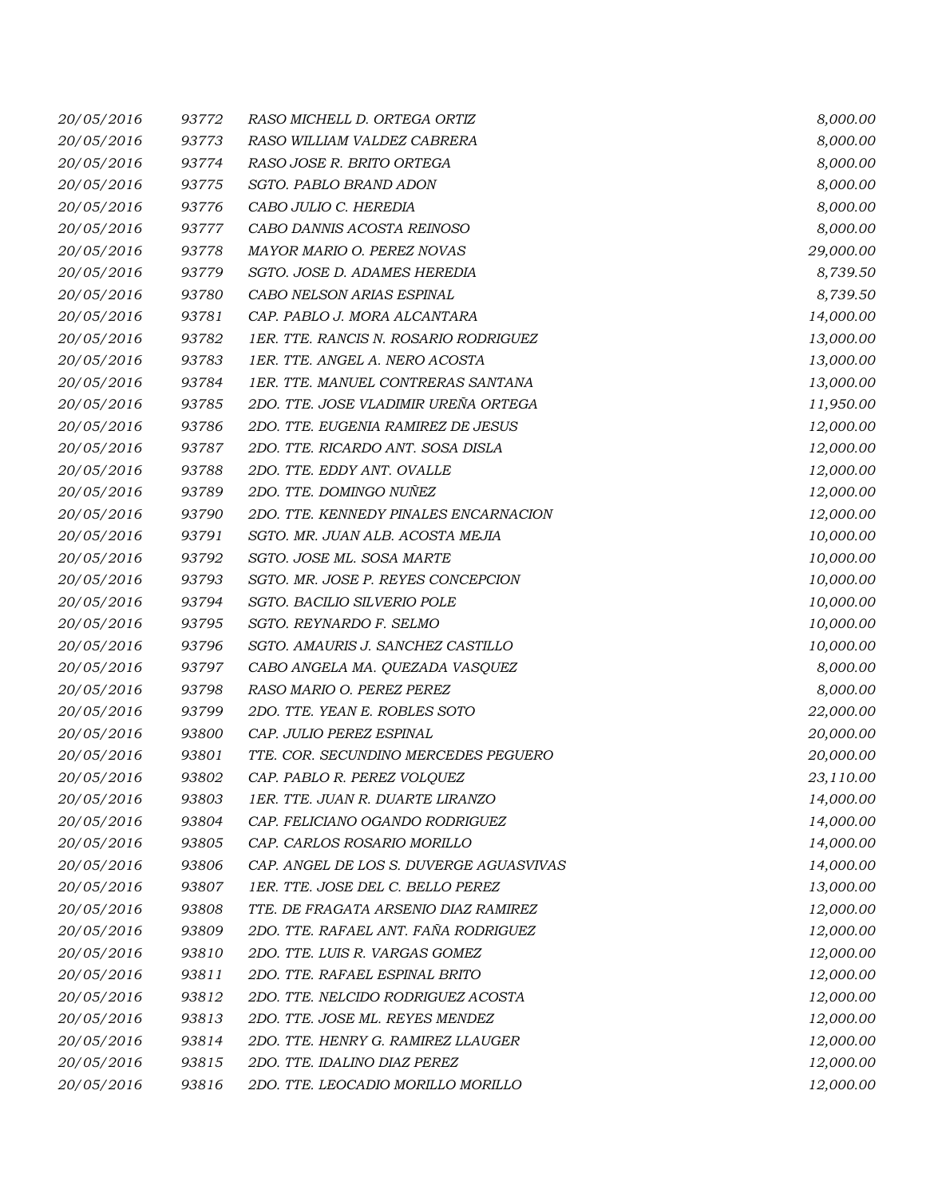| | | | |
|---|---|---|---|
| 20/05/2016 | 93772 | RASO MICHELL D. ORTEGA ORTIZ | 8,000.00 |
| 20/05/2016 | 93773 | RASO WILLIAM VALDEZ CABRERA | 8,000.00 |
| 20/05/2016 | 93774 | RASO JOSE R. BRITO ORTEGA | 8,000.00 |
| 20/05/2016 | 93775 | SGTO. PABLO BRAND ADON | 8,000.00 |
| 20/05/2016 | 93776 | CABO JULIO C. HEREDIA | 8,000.00 |
| 20/05/2016 | 93777 | CABO DANNIS ACOSTA REINOSO | 8,000.00 |
| 20/05/2016 | 93778 | MAYOR MARIO O. PEREZ NOVAS | 29,000.00 |
| 20/05/2016 | 93779 | SGTO. JOSE D. ADAMES HEREDIA | 8,739.50 |
| 20/05/2016 | 93780 | CABO NELSON ARIAS ESPINAL | 8,739.50 |
| 20/05/2016 | 93781 | CAP. PABLO J. MORA ALCANTARA | 14,000.00 |
| 20/05/2016 | 93782 | 1ER. TTE. RANCIS N. ROSARIO RODRIGUEZ | 13,000.00 |
| 20/05/2016 | 93783 | 1ER. TTE. ANGEL A. NERO ACOSTA | 13,000.00 |
| 20/05/2016 | 93784 | 1ER. TTE. MANUEL CONTRERAS SANTANA | 13,000.00 |
| 20/05/2016 | 93785 | 2DO. TTE. JOSE VLADIMIR UREÑA ORTEGA | 11,950.00 |
| 20/05/2016 | 93786 | 2DO. TTE. EUGENIA RAMIREZ DE JESUS | 12,000.00 |
| 20/05/2016 | 93787 | 2DO. TTE. RICARDO ANT. SOSA DISLA | 12,000.00 |
| 20/05/2016 | 93788 | 2DO. TTE. EDDY ANT. OVALLE | 12,000.00 |
| 20/05/2016 | 93789 | 2DO. TTE. DOMINGO NUÑEZ | 12,000.00 |
| 20/05/2016 | 93790 | 2DO. TTE. KENNEDY PINALES ENCARNACION | 12,000.00 |
| 20/05/2016 | 93791 | SGTO. MR. JUAN ALB. ACOSTA MEJIA | 10,000.00 |
| 20/05/2016 | 93792 | SGTO. JOSE ML. SOSA MARTE | 10,000.00 |
| 20/05/2016 | 93793 | SGTO. MR. JOSE P. REYES CONCEPCION | 10,000.00 |
| 20/05/2016 | 93794 | SGTO. BACILIO SILVERIO POLE | 10,000.00 |
| 20/05/2016 | 93795 | SGTO. REYNARDO F. SELMO | 10,000.00 |
| 20/05/2016 | 93796 | SGTO. AMAURIS J. SANCHEZ CASTILLO | 10,000.00 |
| 20/05/2016 | 93797 | CABO ANGELA MA. QUEZADA VASQUEZ | 8,000.00 |
| 20/05/2016 | 93798 | RASO MARIO O. PEREZ PEREZ | 8,000.00 |
| 20/05/2016 | 93799 | 2DO. TTE. YEAN E. ROBLES SOTO | 22,000.00 |
| 20/05/2016 | 93800 | CAP. JULIO PEREZ ESPINAL | 20,000.00 |
| 20/05/2016 | 93801 | TTE. COR. SECUNDINO MERCEDES PEGUERO | 20,000.00 |
| 20/05/2016 | 93802 | CAP. PABLO R. PEREZ VOLQUEZ | 23,110.00 |
| 20/05/2016 | 93803 | 1ER. TTE. JUAN R. DUARTE LIRANZO | 14,000.00 |
| 20/05/2016 | 93804 | CAP. FELICIANO OGANDO RODRIGUEZ | 14,000.00 |
| 20/05/2016 | 93805 | CAP. CARLOS ROSARIO MORILLO | 14,000.00 |
| 20/05/2016 | 93806 | CAP. ANGEL DE LOS S. DUVERGE AGUASVIVAS | 14,000.00 |
| 20/05/2016 | 93807 | 1ER. TTE. JOSE DEL C. BELLO PEREZ | 13,000.00 |
| 20/05/2016 | 93808 | TTE. DE FRAGATA ARSENIO DIAZ RAMIREZ | 12,000.00 |
| 20/05/2016 | 93809 | 2DO. TTE. RAFAEL ANT. FAÑA RODRIGUEZ | 12,000.00 |
| 20/05/2016 | 93810 | 2DO. TTE. LUIS R. VARGAS GOMEZ | 12,000.00 |
| 20/05/2016 | 93811 | 2DO. TTE. RAFAEL ESPINAL BRITO | 12,000.00 |
| 20/05/2016 | 93812 | 2DO. TTE. NELCIDO RODRIGUEZ ACOSTA | 12,000.00 |
| 20/05/2016 | 93813 | 2DO. TTE. JOSE ML. REYES MENDEZ | 12,000.00 |
| 20/05/2016 | 93814 | 2DO. TTE. HENRY G. RAMIREZ LLAUGER | 12,000.00 |
| 20/05/2016 | 93815 | 2DO. TTE. IDALINO DIAZ PEREZ | 12,000.00 |
| 20/05/2016 | 93816 | 2DO. TTE. LEOCADIO MORILLO MORILLO | 12,000.00 |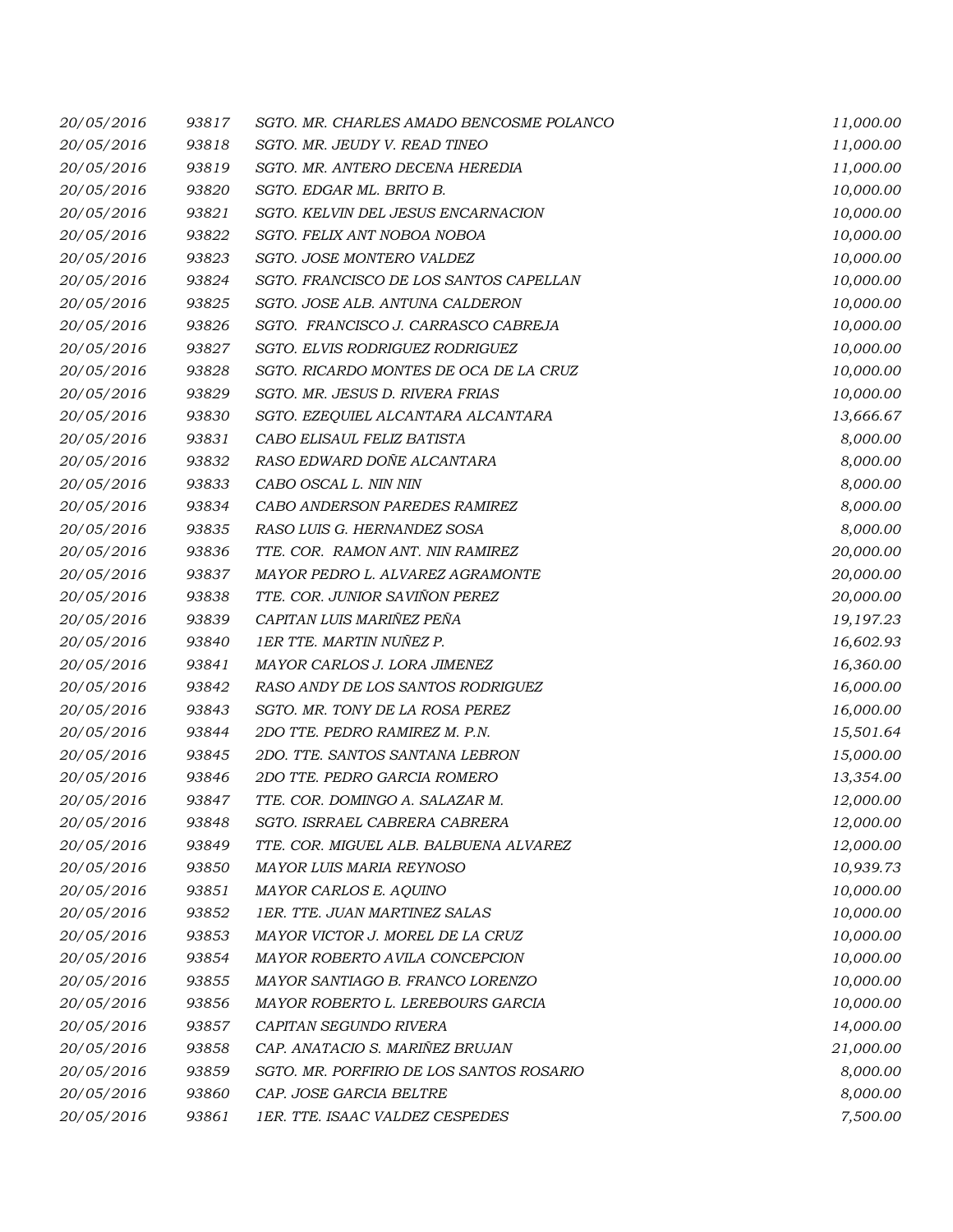| | | | |
|---|---|---|---|
| 20/05/2016 | 93817 | SGTO. MR. CHARLES AMADO BENCOSME POLANCO | 11,000.00 |
| 20/05/2016 | 93818 | SGTO. MR. JEUDY V. READ TINEO | 11,000.00 |
| 20/05/2016 | 93819 | SGTO. MR. ANTERO DECENA HEREDIA | 11,000.00 |
| 20/05/2016 | 93820 | SGTO. EDGAR ML. BRITO B. | 10,000.00 |
| 20/05/2016 | 93821 | SGTO. KELVIN DEL JESUS ENCARNACION | 10,000.00 |
| 20/05/2016 | 93822 | SGTO. FELIX ANT NOBOA NOBOA | 10,000.00 |
| 20/05/2016 | 93823 | SGTO. JOSE MONTERO VALDEZ | 10,000.00 |
| 20/05/2016 | 93824 | SGTO. FRANCISCO DE LOS SANTOS CAPELLAN | 10,000.00 |
| 20/05/2016 | 93825 | SGTO. JOSE ALB. ANTUNA CALDERON | 10,000.00 |
| 20/05/2016 | 93826 | SGTO. FRANCISCO J. CARRASCO CABREJA | 10,000.00 |
| 20/05/2016 | 93827 | SGTO. ELVIS RODRIGUEZ RODRIGUEZ | 10,000.00 |
| 20/05/2016 | 93828 | SGTO. RICARDO MONTES DE OCA DE LA CRUZ | 10,000.00 |
| 20/05/2016 | 93829 | SGTO. MR. JESUS D. RIVERA FRIAS | 10,000.00 |
| 20/05/2016 | 93830 | SGTO. EZEQUIEL ALCANTARA ALCANTARA | 13,666.67 |
| 20/05/2016 | 93831 | CABO ELISAUL FELIZ BATISTA | 8,000.00 |
| 20/05/2016 | 93832 | RASO EDWARD DOÑE ALCANTARA | 8,000.00 |
| 20/05/2016 | 93833 | CABO OSCAL L. NIN NIN | 8,000.00 |
| 20/05/2016 | 93834 | CABO ANDERSON PAREDES RAMIREZ | 8,000.00 |
| 20/05/2016 | 93835 | RASO LUIS G. HERNANDEZ SOSA | 8,000.00 |
| 20/05/2016 | 93836 | TTE. COR. RAMON ANT. NIN RAMIREZ | 20,000.00 |
| 20/05/2016 | 93837 | MAYOR PEDRO L. ALVAREZ AGRAMONTE | 20,000.00 |
| 20/05/2016 | 93838 | TTE. COR. JUNIOR SAVIÑON PEREZ | 20,000.00 |
| 20/05/2016 | 93839 | CAPITAN LUIS MARIÑEZ PEÑA | 19,197.23 |
| 20/05/2016 | 93840 | 1ER TTE. MARTIN NUÑEZ P. | 16,602.93 |
| 20/05/2016 | 93841 | MAYOR CARLOS J. LORA JIMENEZ | 16,360.00 |
| 20/05/2016 | 93842 | RASO ANDY DE LOS SANTOS RODRIGUEZ | 16,000.00 |
| 20/05/2016 | 93843 | SGTO. MR. TONY DE LA ROSA PEREZ | 16,000.00 |
| 20/05/2016 | 93844 | 2DO TTE. PEDRO RAMIREZ M. P.N. | 15,501.64 |
| 20/05/2016 | 93845 | 2DO. TTE. SANTOS SANTANA LEBRON | 15,000.00 |
| 20/05/2016 | 93846 | 2DO TTE. PEDRO GARCIA ROMERO | 13,354.00 |
| 20/05/2016 | 93847 | TTE. COR. DOMINGO A. SALAZAR M. | 12,000.00 |
| 20/05/2016 | 93848 | SGTO. ISRRAEL CABRERA CABRERA | 12,000.00 |
| 20/05/2016 | 93849 | TTE. COR. MIGUEL ALB. BALBUENA ALVAREZ | 12,000.00 |
| 20/05/2016 | 93850 | MAYOR LUIS MARIA REYNOSO | 10,939.73 |
| 20/05/2016 | 93851 | MAYOR CARLOS E. AQUINO | 10,000.00 |
| 20/05/2016 | 93852 | 1ER. TTE. JUAN MARTINEZ SALAS | 10,000.00 |
| 20/05/2016 | 93853 | MAYOR VICTOR J. MOREL DE LA CRUZ | 10,000.00 |
| 20/05/2016 | 93854 | MAYOR ROBERTO AVILA CONCEPCION | 10,000.00 |
| 20/05/2016 | 93855 | MAYOR SANTIAGO B. FRANCO LORENZO | 10,000.00 |
| 20/05/2016 | 93856 | MAYOR ROBERTO L. LEREBOURS GARCIA | 10,000.00 |
| 20/05/2016 | 93857 | CAPITAN SEGUNDO RIVERA | 14,000.00 |
| 20/05/2016 | 93858 | CAP. ANATACIO S. MARIÑEZ BRUJAN | 21,000.00 |
| 20/05/2016 | 93859 | SGTO. MR. PORFIRIO DE LOS SANTOS ROSARIO | 8,000.00 |
| 20/05/2016 | 93860 | CAP. JOSE GARCIA BELTRE | 8,000.00 |
| 20/05/2016 | 93861 | 1ER. TTE. ISAAC VALDEZ CESPEDES | 7,500.00 |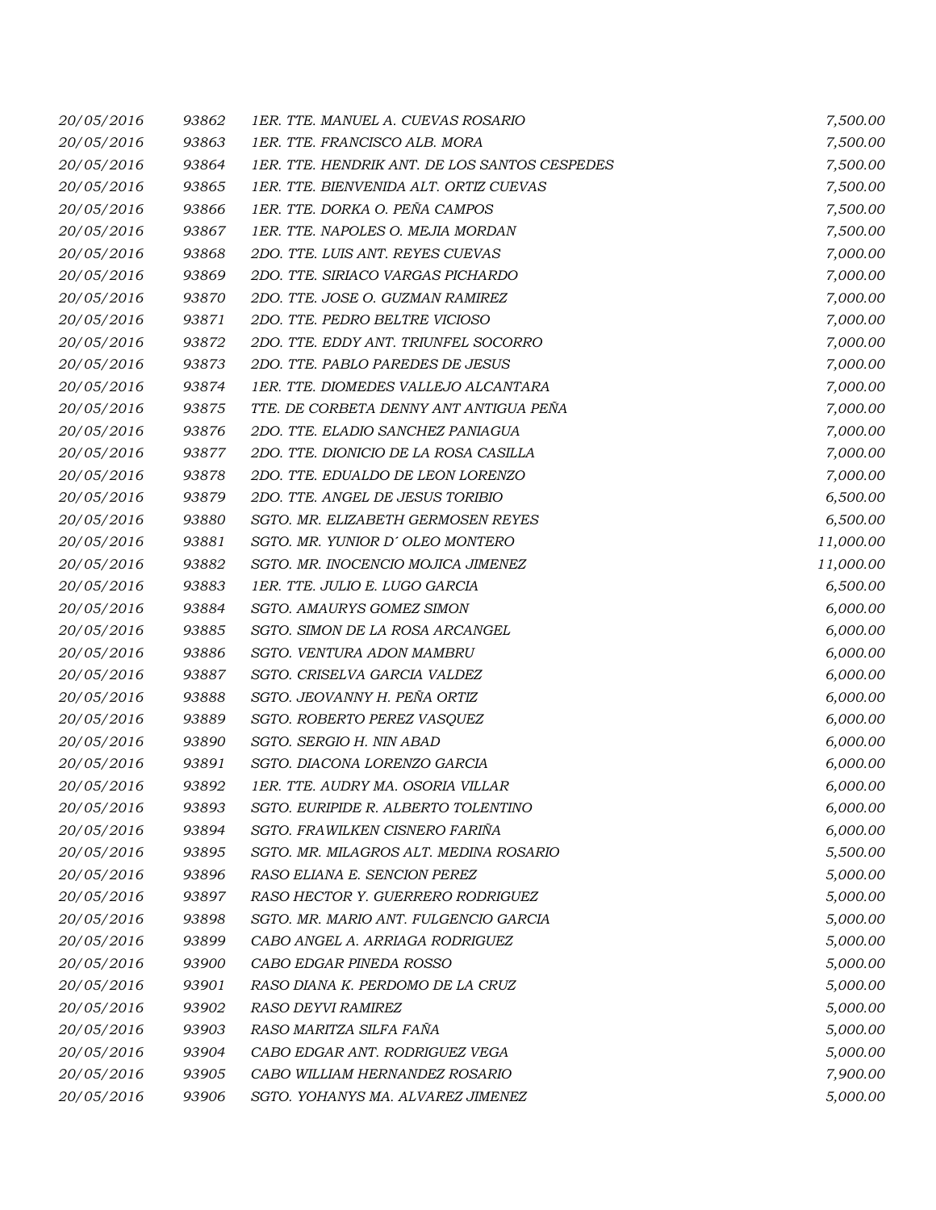| | | | |
|---|---|---|---|
| 20/05/2016 | 93862 | 1ER. TTE. MANUEL A. CUEVAS ROSARIO | 7,500.00 |
| 20/05/2016 | 93863 | 1ER. TTE. FRANCISCO ALB. MORA | 7,500.00 |
| 20/05/2016 | 93864 | 1ER. TTE. HENDRIK ANT. DE LOS SANTOS CESPEDES | 7,500.00 |
| 20/05/2016 | 93865 | 1ER. TTE. BIENVENIDA ALT. ORTIZ CUEVAS | 7,500.00 |
| 20/05/2016 | 93866 | 1ER. TTE. DORKA O. PEÑA CAMPOS | 7,500.00 |
| 20/05/2016 | 93867 | 1ER. TTE. NAPOLES O. MEJIA MORDAN | 7,500.00 |
| 20/05/2016 | 93868 | 2DO. TTE. LUIS ANT. REYES CUEVAS | 7,000.00 |
| 20/05/2016 | 93869 | 2DO. TTE. SIRIACO VARGAS PICHARDO | 7,000.00 |
| 20/05/2016 | 93870 | 2DO. TTE. JOSE O. GUZMAN RAMIREZ | 7,000.00 |
| 20/05/2016 | 93871 | 2DO. TTE. PEDRO BELTRE VICIOSO | 7,000.00 |
| 20/05/2016 | 93872 | 2DO. TTE. EDDY ANT. TRIUNFEL SOCORRO | 7,000.00 |
| 20/05/2016 | 93873 | 2DO. TTE. PABLO PAREDES DE JESUS | 7,000.00 |
| 20/05/2016 | 93874 | 1ER. TTE. DIOMEDES VALLEJO ALCANTARA | 7,000.00 |
| 20/05/2016 | 93875 | TTE. DE CORBETA DENNY ANT ANTIGUA PEÑA | 7,000.00 |
| 20/05/2016 | 93876 | 2DO. TTE. ELADIO SANCHEZ PANIAGUA | 7,000.00 |
| 20/05/2016 | 93877 | 2DO. TTE. DIONICIO DE LA ROSA CASILLA | 7,000.00 |
| 20/05/2016 | 93878 | 2DO. TTE. EDUALDO DE LEON LORENZO | 7,000.00 |
| 20/05/2016 | 93879 | 2DO. TTE. ANGEL DE JESUS TORIBIO | 6,500.00 |
| 20/05/2016 | 93880 | SGTO. MR. ELIZABETH GERMOSEN REYES | 6,500.00 |
| 20/05/2016 | 93881 | SGTO. MR. YUNIOR D´ OLEO MONTERO | 11,000.00 |
| 20/05/2016 | 93882 | SGTO. MR. INOCENCIO MOJICA JIMENEZ | 11,000.00 |
| 20/05/2016 | 93883 | 1ER. TTE. JULIO E. LUGO GARCIA | 6,500.00 |
| 20/05/2016 | 93884 | SGTO. AMAURYS GOMEZ SIMON | 6,000.00 |
| 20/05/2016 | 93885 | SGTO. SIMON DE LA ROSA ARCANGEL | 6,000.00 |
| 20/05/2016 | 93886 | SGTO. VENTURA ADON MAMBRU | 6,000.00 |
| 20/05/2016 | 93887 | SGTO. CRISELVA GARCIA VALDEZ | 6,000.00 |
| 20/05/2016 | 93888 | SGTO. JEOVANNY H. PEÑA ORTIZ | 6,000.00 |
| 20/05/2016 | 93889 | SGTO. ROBERTO PEREZ VASQUEZ | 6,000.00 |
| 20/05/2016 | 93890 | SGTO. SERGIO H. NIN ABAD | 6,000.00 |
| 20/05/2016 | 93891 | SGTO. DIACONA LORENZO GARCIA | 6,000.00 |
| 20/05/2016 | 93892 | 1ER. TTE. AUDRY MA. OSORIA VILLAR | 6,000.00 |
| 20/05/2016 | 93893 | SGTO. EURIPIDE R. ALBERTO TOLENTINO | 6,000.00 |
| 20/05/2016 | 93894 | SGTO. FRAWILKEN CISNERO FARIÑA | 6,000.00 |
| 20/05/2016 | 93895 | SGTO. MR. MILAGROS ALT. MEDINA ROSARIO | 5,500.00 |
| 20/05/2016 | 93896 | RASO ELIANA E. SENCION PEREZ | 5,000.00 |
| 20/05/2016 | 93897 | RASO HECTOR Y. GUERRERO RODRIGUEZ | 5,000.00 |
| 20/05/2016 | 93898 | SGTO. MR. MARIO ANT. FULGENCIO GARCIA | 5,000.00 |
| 20/05/2016 | 93899 | CABO ANGEL A. ARRIAGA RODRIGUEZ | 5,000.00 |
| 20/05/2016 | 93900 | CABO EDGAR PINEDA ROSSO | 5,000.00 |
| 20/05/2016 | 93901 | RASO DIANA K. PERDOMO DE LA CRUZ | 5,000.00 |
| 20/05/2016 | 93902 | RASO DEYVI RAMIREZ | 5,000.00 |
| 20/05/2016 | 93903 | RASO MARITZA SILFA FAÑA | 5,000.00 |
| 20/05/2016 | 93904 | CABO EDGAR ANT. RODRIGUEZ VEGA | 5,000.00 |
| 20/05/2016 | 93905 | CABO WILLIAM HERNANDEZ ROSARIO | 7,900.00 |
| 20/05/2016 | 93906 | SGTO. YOHANYS MA. ALVAREZ JIMENEZ | 5,000.00 |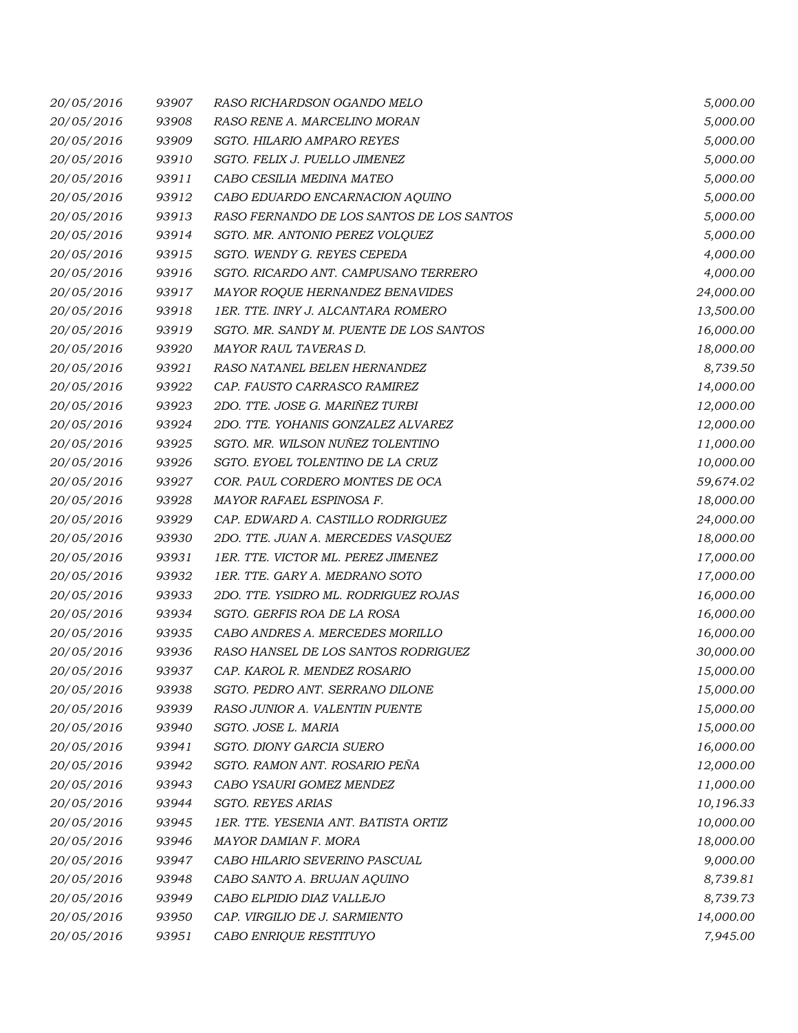| | | | |
|---|---|---|---|
| 20/05/2016 | 93907 | RASO RICHARDSON OGANDO MELO | 5,000.00 |
| 20/05/2016 | 93908 | RASO RENE A. MARCELINO MORAN | 5,000.00 |
| 20/05/2016 | 93909 | SGTO. HILARIO AMPARO REYES | 5,000.00 |
| 20/05/2016 | 93910 | SGTO. FELIX J. PUELLO JIMENEZ | 5,000.00 |
| 20/05/2016 | 93911 | CABO CESILIA MEDINA MATEO | 5,000.00 |
| 20/05/2016 | 93912 | CABO EDUARDO ENCARNACION AQUINO | 5,000.00 |
| 20/05/2016 | 93913 | RASO FERNANDO DE LOS SANTOS DE LOS SANTOS | 5,000.00 |
| 20/05/2016 | 93914 | SGTO. MR. ANTONIO PEREZ VOLQUEZ | 5,000.00 |
| 20/05/2016 | 93915 | SGTO. WENDY G. REYES CEPEDA | 4,000.00 |
| 20/05/2016 | 93916 | SGTO. RICARDO ANT. CAMPUSANO TERRERO | 4,000.00 |
| 20/05/2016 | 93917 | MAYOR ROQUE HERNANDEZ BENAVIDES | 24,000.00 |
| 20/05/2016 | 93918 | 1ER. TTE. INRY J. ALCANTARA ROMERO | 13,500.00 |
| 20/05/2016 | 93919 | SGTO. MR. SANDY M. PUENTE DE LOS SANTOS | 16,000.00 |
| 20/05/2016 | 93920 | MAYOR RAUL TAVERAS D. | 18,000.00 |
| 20/05/2016 | 93921 | RASO NATANEL BELEN HERNANDEZ | 8,739.50 |
| 20/05/2016 | 93922 | CAP. FAUSTO CARRASCO RAMIREZ | 14,000.00 |
| 20/05/2016 | 93923 | 2DO. TTE. JOSE G. MARIÑEZ TURBI | 12,000.00 |
| 20/05/2016 | 93924 | 2DO. TTE. YOHANIS GONZALEZ ALVAREZ | 12,000.00 |
| 20/05/2016 | 93925 | SGTO. MR. WILSON NUÑEZ TOLENTINO | 11,000.00 |
| 20/05/2016 | 93926 | SGTO. EYOEL TOLENTINO DE LA CRUZ | 10,000.00 |
| 20/05/2016 | 93927 | COR. PAUL CORDERO MONTES DE OCA | 59,674.02 |
| 20/05/2016 | 93928 | MAYOR RAFAEL ESPINOSA F. | 18,000.00 |
| 20/05/2016 | 93929 | CAP. EDWARD A. CASTILLO RODRIGUEZ | 24,000.00 |
| 20/05/2016 | 93930 | 2DO. TTE. JUAN A. MERCEDES VASQUEZ | 18,000.00 |
| 20/05/2016 | 93931 | 1ER. TTE. VICTOR ML. PEREZ JIMENEZ | 17,000.00 |
| 20/05/2016 | 93932 | 1ER. TTE. GARY A. MEDRANO SOTO | 17,000.00 |
| 20/05/2016 | 93933 | 2DO. TTE. YSIDRO ML. RODRIGUEZ ROJAS | 16,000.00 |
| 20/05/2016 | 93934 | SGTO. GERFIS ROA DE LA ROSA | 16,000.00 |
| 20/05/2016 | 93935 | CABO ANDRES A. MERCEDES MORILLO | 16,000.00 |
| 20/05/2016 | 93936 | RASO HANSEL DE LOS SANTOS RODRIGUEZ | 30,000.00 |
| 20/05/2016 | 93937 | CAP. KAROL R. MENDEZ ROSARIO | 15,000.00 |
| 20/05/2016 | 93938 | SGTO. PEDRO ANT. SERRANO DILONE | 15,000.00 |
| 20/05/2016 | 93939 | RASO JUNIOR A. VALENTIN PUENTE | 15,000.00 |
| 20/05/2016 | 93940 | SGTO. JOSE L. MARIA | 15,000.00 |
| 20/05/2016 | 93941 | SGTO. DIONY GARCIA SUERO | 16,000.00 |
| 20/05/2016 | 93942 | SGTO. RAMON ANT. ROSARIO PEÑA | 12,000.00 |
| 20/05/2016 | 93943 | CABO YSAURI GOMEZ MENDEZ | 11,000.00 |
| 20/05/2016 | 93944 | SGTO. REYES ARIAS | 10,196.33 |
| 20/05/2016 | 93945 | 1ER. TTE. YESENIA ANT. BATISTA ORTIZ | 10,000.00 |
| 20/05/2016 | 93946 | MAYOR DAMIAN F. MORA | 18,000.00 |
| 20/05/2016 | 93947 | CABO HILARIO SEVERINO PASCUAL | 9,000.00 |
| 20/05/2016 | 93948 | CABO SANTO A. BRUJAN AQUINO | 8,739.81 |
| 20/05/2016 | 93949 | CABO ELPIDIO DIAZ VALLEJO | 8,739.73 |
| 20/05/2016 | 93950 | CAP. VIRGILIO DE J. SARMIENTO | 14,000.00 |
| 20/05/2016 | 93951 | CABO ENRIQUE RESTITUYO | 7,945.00 |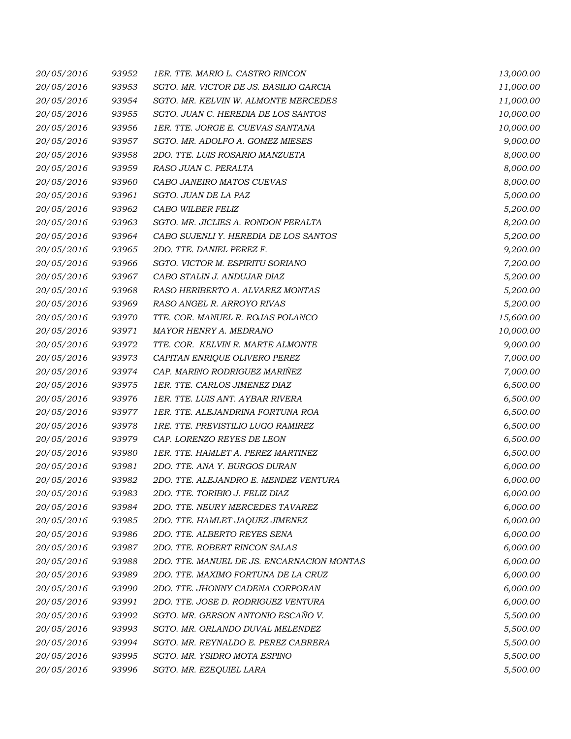| | | | |
|---|---|---|---|
| 20/05/2016 | 93952 | 1ER. TTE. MARIO L. CASTRO RINCON | 13,000.00 |
| 20/05/2016 | 93953 | SGTO. MR. VICTOR DE JS. BASILIO GARCIA | 11,000.00 |
| 20/05/2016 | 93954 | SGTO. MR. KELVIN W. ALMONTE MERCEDES | 11,000.00 |
| 20/05/2016 | 93955 | SGTO. JUAN C. HEREDIA DE LOS SANTOS | 10,000.00 |
| 20/05/2016 | 93956 | 1ER. TTE. JORGE E. CUEVAS SANTANA | 10,000.00 |
| 20/05/2016 | 93957 | SGTO. MR. ADOLFO A. GOMEZ MIESES | 9,000.00 |
| 20/05/2016 | 93958 | 2DO. TTE. LUIS ROSARIO MANZUETA | 8,000.00 |
| 20/05/2016 | 93959 | RASO JUAN C. PERALTA | 8,000.00 |
| 20/05/2016 | 93960 | CABO JANEIRO MATOS CUEVAS | 8,000.00 |
| 20/05/2016 | 93961 | SGTO. JUAN DE LA PAZ | 5,000.00 |
| 20/05/2016 | 93962 | CABO WILBER FELIZ | 5,200.00 |
| 20/05/2016 | 93963 | SGTO. MR. JICLIES A. RONDON PERALTA | 8,200.00 |
| 20/05/2016 | 93964 | CABO SUJENLI Y. HEREDIA DE LOS SANTOS | 5,200.00 |
| 20/05/2016 | 93965 | 2DO. TTE. DANIEL PEREZ F. | 9,200.00 |
| 20/05/2016 | 93966 | SGTO. VICTOR M. ESPIRITU SORIANO | 7,200.00 |
| 20/05/2016 | 93967 | CABO STALIN J. ANDUJAR DIAZ | 5,200.00 |
| 20/05/2016 | 93968 | RASO HERIBERTO A. ALVAREZ MONTAS | 5,200.00 |
| 20/05/2016 | 93969 | RASO ANGEL R. ARROYO RIVAS | 5,200.00 |
| 20/05/2016 | 93970 | TTE. COR. MANUEL R. ROJAS POLANCO | 15,600.00 |
| 20/05/2016 | 93971 | MAYOR HENRY A. MEDRANO | 10,000.00 |
| 20/05/2016 | 93972 | TTE. COR. KELVIN R. MARTE ALMONTE | 9,000.00 |
| 20/05/2016 | 93973 | CAPITAN ENRIQUE OLIVERO PEREZ | 7,000.00 |
| 20/05/2016 | 93974 | CAP. MARINO RODRIGUEZ MARIÑEZ | 7,000.00 |
| 20/05/2016 | 93975 | 1ER. TTE. CARLOS JIMENEZ DIAZ | 6,500.00 |
| 20/05/2016 | 93976 | 1ER. TTE. LUIS ANT. AYBAR RIVERA | 6,500.00 |
| 20/05/2016 | 93977 | 1ER. TTE. ALEJANDRINA FORTUNA ROA | 6,500.00 |
| 20/05/2016 | 93978 | 1RE. TTE. PREVISTILIO LUGO RAMIREZ | 6,500.00 |
| 20/05/2016 | 93979 | CAP. LORENZO REYES DE LEON | 6,500.00 |
| 20/05/2016 | 93980 | 1ER. TTE. HAMLET A. PEREZ MARTINEZ | 6,500.00 |
| 20/05/2016 | 93981 | 2DO. TTE. ANA Y. BURGOS DURAN | 6,000.00 |
| 20/05/2016 | 93982 | 2DO. TTE. ALEJANDRO E. MENDEZ VENTURA | 6,000.00 |
| 20/05/2016 | 93983 | 2DO. TTE. TORIBIO J. FELIZ DIAZ | 6,000.00 |
| 20/05/2016 | 93984 | 2DO. TTE. NEURY MERCEDES TAVAREZ | 6,000.00 |
| 20/05/2016 | 93985 | 2DO. TTE. HAMLET JAQUEZ JIMENEZ | 6,000.00 |
| 20/05/2016 | 93986 | 2DO. TTE. ALBERTO REYES SENA | 6,000.00 |
| 20/05/2016 | 93987 | 2DO. TTE. ROBERT RINCON SALAS | 6,000.00 |
| 20/05/2016 | 93988 | 2DO. TTE. MANUEL DE JS. ENCARNACION MONTAS | 6,000.00 |
| 20/05/2016 | 93989 | 2DO. TTE. MAXIMO FORTUNA DE LA CRUZ | 6,000.00 |
| 20/05/2016 | 93990 | 2DO. TTE. JHONNY CADENA CORPORAN | 6,000.00 |
| 20/05/2016 | 93991 | 2DO. TTE. JOSE D. RODRIGUEZ VENTURA | 6,000.00 |
| 20/05/2016 | 93992 | SGTO. MR. GERSON ANTONIO ESCAÑO V. | 5,500.00 |
| 20/05/2016 | 93993 | SGTO. MR. ORLANDO DUVAL MELENDEZ | 5,500.00 |
| 20/05/2016 | 93994 | SGTO. MR. REYNALDO E. PEREZ CABRERA | 5,500.00 |
| 20/05/2016 | 93995 | SGTO. MR. YSIDRO MOTA ESPINO | 5,500.00 |
| 20/05/2016 | 93996 | SGTO. MR. EZEQUIEL LARA | 5,500.00 |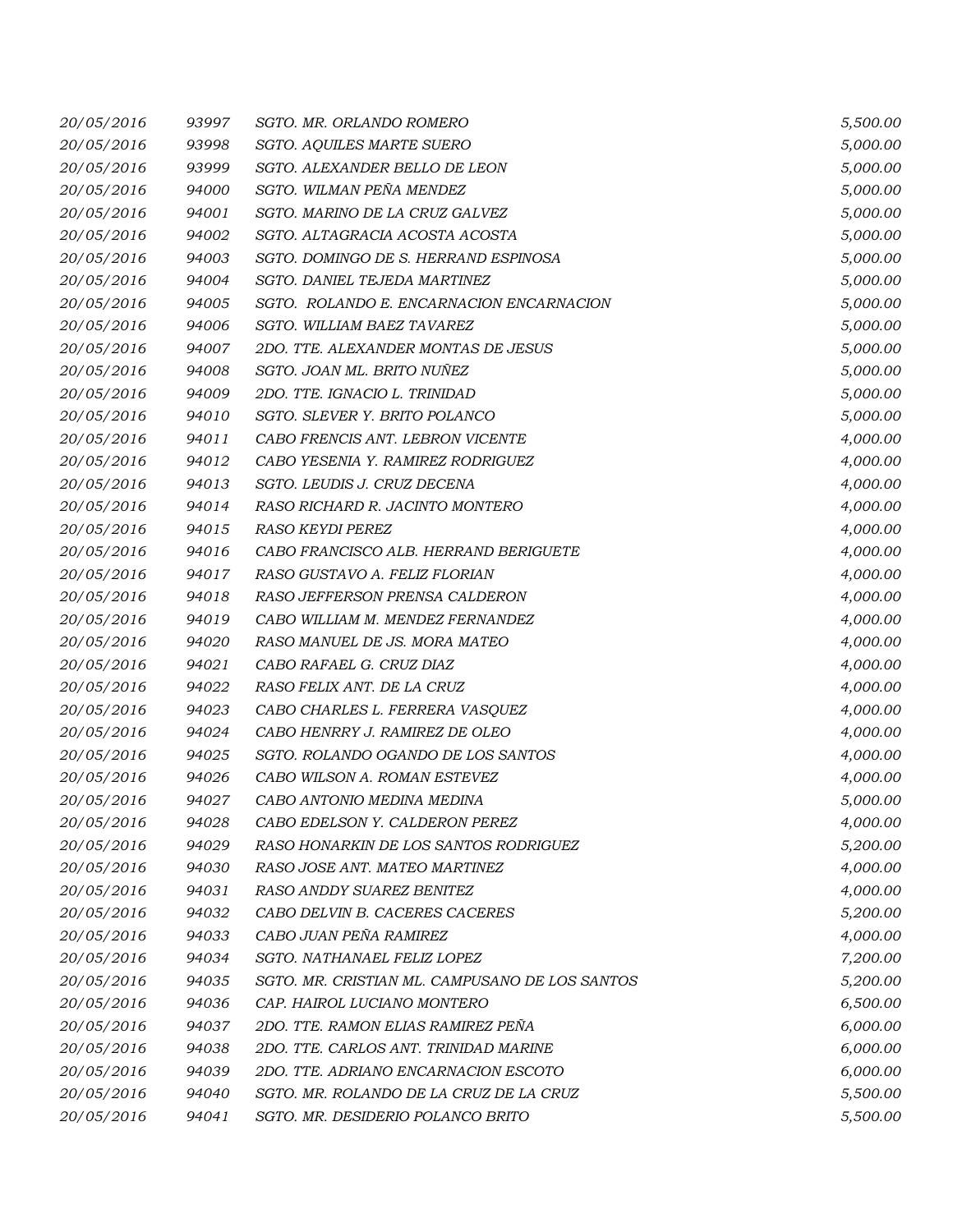| | | | |
|---|---|---|---|
| 20/05/2016 | 93997 | SGTO. MR. ORLANDO ROMERO | 5,500.00 |
| 20/05/2016 | 93998 | SGTO. AQUILES MARTE SUERO | 5,000.00 |
| 20/05/2016 | 93999 | SGTO. ALEXANDER BELLO DE LEON | 5,000.00 |
| 20/05/2016 | 94000 | SGTO. WILMAN PEÑA MENDEZ | 5,000.00 |
| 20/05/2016 | 94001 | SGTO. MARINO DE LA CRUZ GALVEZ | 5,000.00 |
| 20/05/2016 | 94002 | SGTO. ALTAGRACIA ACOSTA ACOSTA | 5,000.00 |
| 20/05/2016 | 94003 | SGTO. DOMINGO DE S. HERRAND ESPINOSA | 5,000.00 |
| 20/05/2016 | 94004 | SGTO. DANIEL TEJEDA MARTINEZ | 5,000.00 |
| 20/05/2016 | 94005 | SGTO. ROLANDO E. ENCARNACION ENCARNACION | 5,000.00 |
| 20/05/2016 | 94006 | SGTO. WILLIAM BAEZ TAVAREZ | 5,000.00 |
| 20/05/2016 | 94007 | 2DO. TTE. ALEXANDER MONTAS DE JESUS | 5,000.00 |
| 20/05/2016 | 94008 | SGTO. JOAN ML. BRITO NUÑEZ | 5,000.00 |
| 20/05/2016 | 94009 | 2DO. TTE. IGNACIO L. TRINIDAD | 5,000.00 |
| 20/05/2016 | 94010 | SGTO. SLEVER Y. BRITO POLANCO | 5,000.00 |
| 20/05/2016 | 94011 | CABO FRENCIS ANT. LEBRON VICENTE | 4,000.00 |
| 20/05/2016 | 94012 | CABO YESENIA Y. RAMIREZ RODRIGUEZ | 4,000.00 |
| 20/05/2016 | 94013 | SGTO. LEUDIS J. CRUZ DECENA | 4,000.00 |
| 20/05/2016 | 94014 | RASO RICHARD R. JACINTO MONTERO | 4,000.00 |
| 20/05/2016 | 94015 | RASO KEYDI PEREZ | 4,000.00 |
| 20/05/2016 | 94016 | CABO FRANCISCO ALB. HERRAND BERIGUETE | 4,000.00 |
| 20/05/2016 | 94017 | RASO GUSTAVO A. FELIZ FLORIAN | 4,000.00 |
| 20/05/2016 | 94018 | RASO JEFFERSON PRENSA CALDERON | 4,000.00 |
| 20/05/2016 | 94019 | CABO WILLIAM M. MENDEZ FERNANDEZ | 4,000.00 |
| 20/05/2016 | 94020 | RASO MANUEL DE JS. MORA MATEO | 4,000.00 |
| 20/05/2016 | 94021 | CABO RAFAEL G. CRUZ DIAZ | 4,000.00 |
| 20/05/2016 | 94022 | RASO FELIX ANT. DE LA CRUZ | 4,000.00 |
| 20/05/2016 | 94023 | CABO CHARLES L. FERRERA VASQUEZ | 4,000.00 |
| 20/05/2016 | 94024 | CABO HENRRY J. RAMIREZ DE OLEO | 4,000.00 |
| 20/05/2016 | 94025 | SGTO. ROLANDO OGANDO DE LOS SANTOS | 4,000.00 |
| 20/05/2016 | 94026 | CABO WILSON A. ROMAN ESTEVEZ | 4,000.00 |
| 20/05/2016 | 94027 | CABO ANTONIO MEDINA MEDINA | 5,000.00 |
| 20/05/2016 | 94028 | CABO EDELSON Y. CALDERON PEREZ | 4,000.00 |
| 20/05/2016 | 94029 | RASO HONARKIN DE LOS SANTOS RODRIGUEZ | 5,200.00 |
| 20/05/2016 | 94030 | RASO JOSE ANT. MATEO MARTINEZ | 4,000.00 |
| 20/05/2016 | 94031 | RASO ANDDY SUAREZ BENITEZ | 4,000.00 |
| 20/05/2016 | 94032 | CABO DELVIN B. CACERES CACERES | 5,200.00 |
| 20/05/2016 | 94033 | CABO JUAN PEÑA RAMIREZ | 4,000.00 |
| 20/05/2016 | 94034 | SGTO. NATHANAEL FELIZ LOPEZ | 7,200.00 |
| 20/05/2016 | 94035 | SGTO. MR. CRISTIAN ML. CAMPUSANO DE LOS SANTOS | 5,200.00 |
| 20/05/2016 | 94036 | CAP. HAIROL LUCIANO MONTERO | 6,500.00 |
| 20/05/2016 | 94037 | 2DO. TTE. RAMON ELIAS RAMIREZ PEÑA | 6,000.00 |
| 20/05/2016 | 94038 | 2DO. TTE. CARLOS ANT. TRINIDAD MARINE | 6,000.00 |
| 20/05/2016 | 94039 | 2DO. TTE. ADRIANO ENCARNACION ESCOTO | 6,000.00 |
| 20/05/2016 | 94040 | SGTO. MR. ROLANDO DE LA CRUZ DE LA CRUZ | 5,500.00 |
| 20/05/2016 | 94041 | SGTO. MR. DESIDERIO POLANCO BRITO | 5,500.00 |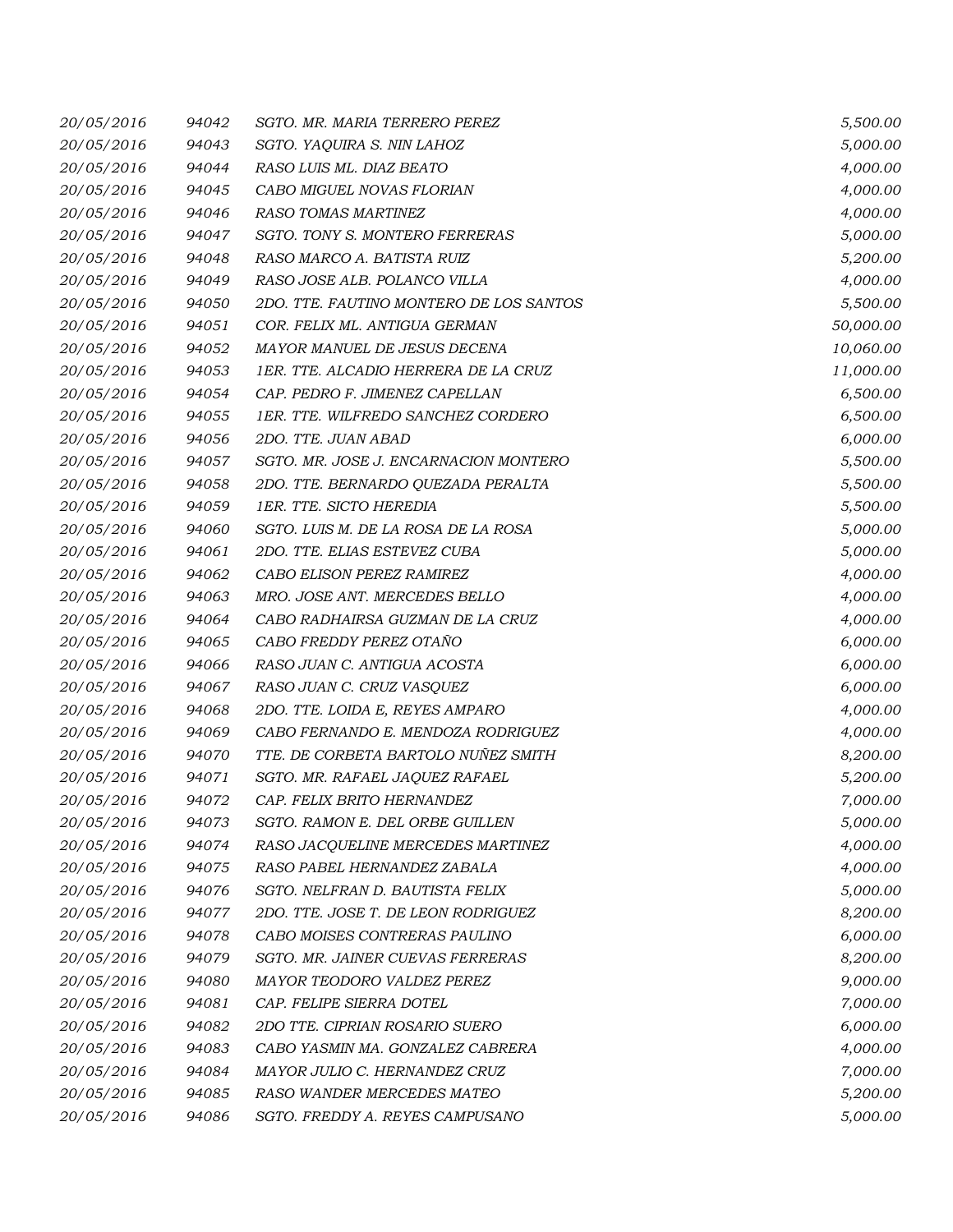| | | | |
|---|---|---|---|
| 20/05/2016 | 94042 | SGTO. MR. MARIA TERRERO PEREZ | 5,500.00 |
| 20/05/2016 | 94043 | SGTO. YAQUIRA S. NIN LAHOZ | 5,000.00 |
| 20/05/2016 | 94044 | RASO LUIS ML. DIAZ BEATO | 4,000.00 |
| 20/05/2016 | 94045 | CABO MIGUEL NOVAS FLORIAN | 4,000.00 |
| 20/05/2016 | 94046 | RASO TOMAS MARTINEZ | 4,000.00 |
| 20/05/2016 | 94047 | SGTO. TONY S. MONTERO FERRERAS | 5,000.00 |
| 20/05/2016 | 94048 | RASO MARCO A. BATISTA RUIZ | 5,200.00 |
| 20/05/2016 | 94049 | RASO JOSE ALB. POLANCO VILLA | 4,000.00 |
| 20/05/2016 | 94050 | 2DO. TTE. FAUTINO MONTERO DE LOS SANTOS | 5,500.00 |
| 20/05/2016 | 94051 | COR. FELIX ML. ANTIGUA GERMAN | 50,000.00 |
| 20/05/2016 | 94052 | MAYOR MANUEL DE JESUS DECENA | 10,060.00 |
| 20/05/2016 | 94053 | 1ER. TTE. ALCADIO HERRERA DE LA CRUZ | 11,000.00 |
| 20/05/2016 | 94054 | CAP. PEDRO F. JIMENEZ CAPELLAN | 6,500.00 |
| 20/05/2016 | 94055 | 1ER. TTE. WILFREDO SANCHEZ CORDERO | 6,500.00 |
| 20/05/2016 | 94056 | 2DO. TTE. JUAN ABAD | 6,000.00 |
| 20/05/2016 | 94057 | SGTO. MR. JOSE J. ENCARNACION MONTERO | 5,500.00 |
| 20/05/2016 | 94058 | 2DO. TTE. BERNARDO QUEZADA PERALTA | 5,500.00 |
| 20/05/2016 | 94059 | 1ER. TTE. SICTO HEREDIA | 5,500.00 |
| 20/05/2016 | 94060 | SGTO. LUIS M. DE LA ROSA DE LA ROSA | 5,000.00 |
| 20/05/2016 | 94061 | 2DO. TTE. ELIAS ESTEVEZ CUBA | 5,000.00 |
| 20/05/2016 | 94062 | CABO ELISON PEREZ RAMIREZ | 4,000.00 |
| 20/05/2016 | 94063 | MRO. JOSE ANT. MERCEDES BELLO | 4,000.00 |
| 20/05/2016 | 94064 | CABO RADHAIRSA GUZMAN DE LA CRUZ | 4,000.00 |
| 20/05/2016 | 94065 | CABO FREDDY PEREZ OTAÑO | 6,000.00 |
| 20/05/2016 | 94066 | RASO JUAN C. ANTIGUA ACOSTA | 6,000.00 |
| 20/05/2016 | 94067 | RASO JUAN C. CRUZ VASQUEZ | 6,000.00 |
| 20/05/2016 | 94068 | 2DO. TTE. LOIDA E, REYES AMPARO | 4,000.00 |
| 20/05/2016 | 94069 | CABO FERNANDO E. MENDOZA RODRIGUEZ | 4,000.00 |
| 20/05/2016 | 94070 | TTE. DE CORBETA BARTOLO NUÑEZ SMITH | 8,200.00 |
| 20/05/2016 | 94071 | SGTO. MR. RAFAEL JAQUEZ RAFAEL | 5,200.00 |
| 20/05/2016 | 94072 | CAP. FELIX BRITO HERNANDEZ | 7,000.00 |
| 20/05/2016 | 94073 | SGTO. RAMON E. DEL ORBE GUILLEN | 5,000.00 |
| 20/05/2016 | 94074 | RASO JACQUELINE MERCEDES MARTINEZ | 4,000.00 |
| 20/05/2016 | 94075 | RASO PABEL HERNANDEZ ZABALA | 4,000.00 |
| 20/05/2016 | 94076 | SGTO. NELFRAN D. BAUTISTA FELIX | 5,000.00 |
| 20/05/2016 | 94077 | 2DO. TTE. JOSE T. DE LEON RODRIGUEZ | 8,200.00 |
| 20/05/2016 | 94078 | CABO MOISES CONTRERAS PAULINO | 6,000.00 |
| 20/05/2016 | 94079 | SGTO. MR. JAINER CUEVAS FERRERAS | 8,200.00 |
| 20/05/2016 | 94080 | MAYOR TEODORO VALDEZ PEREZ | 9,000.00 |
| 20/05/2016 | 94081 | CAP. FELIPE SIERRA DOTEL | 7,000.00 |
| 20/05/2016 | 94082 | 2DO TTE. CIPRIAN ROSARIO SUERO | 6,000.00 |
| 20/05/2016 | 94083 | CABO YASMIN MA. GONZALEZ CABRERA | 4,000.00 |
| 20/05/2016 | 94084 | MAYOR JULIO C. HERNANDEZ CRUZ | 7,000.00 |
| 20/05/2016 | 94085 | RASO WANDER MERCEDES MATEO | 5,200.00 |
| 20/05/2016 | 94086 | SGTO. FREDDY A. REYES CAMPUSANO | 5,000.00 |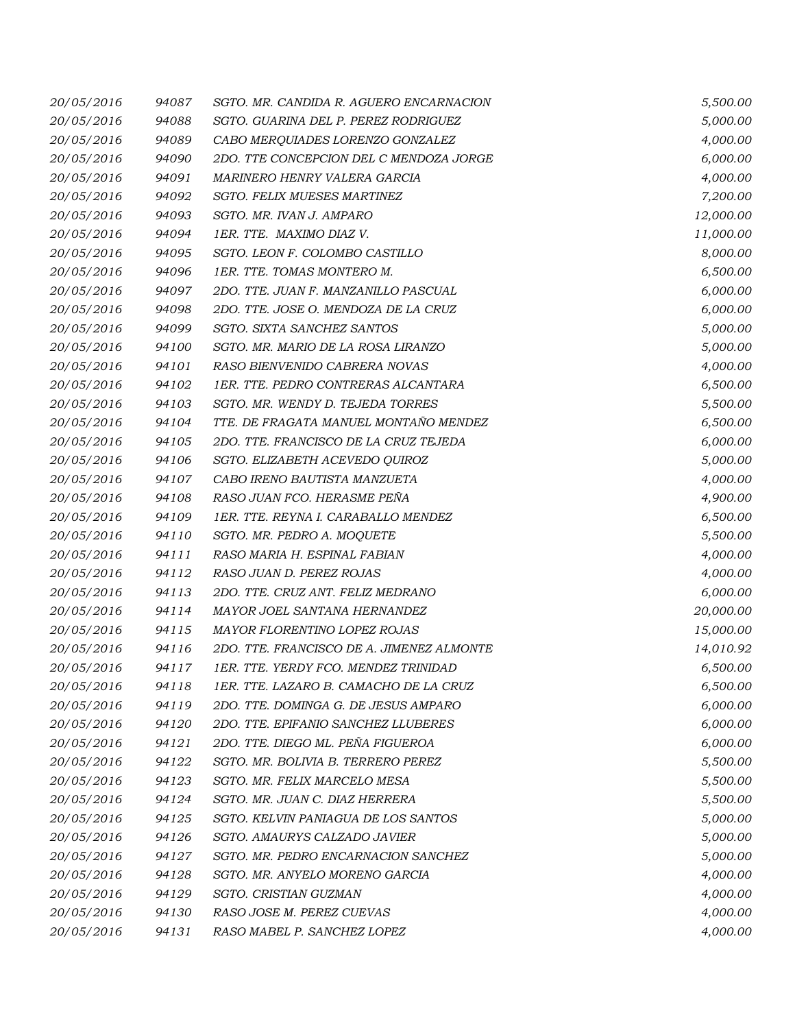| | | | |
|---|---|---|---|
| *20/05/2016* | *94087* | *SGTO. MR. CANDIDA R. AGUERO ENCARNACION* | *5,500.00* |
| *20/05/2016* | *94088* | *SGTO. GUARINA DEL P. PEREZ RODRIGUEZ* | *5,000.00* |
| *20/05/2016* | *94089* | *CABO MERQUIADES LORENZO GONZALEZ* | *4,000.00* |
| *20/05/2016* | *94090* | *2DO. TTE CONCEPCION DEL C MENDOZA JORGE* | *6,000.00* |
| *20/05/2016* | *94091* | *MARINERO HENRY VALERA GARCIA* | *4,000.00* |
| *20/05/2016* | *94092* | *SGTO. FELIX MUESES MARTINEZ* | *7,200.00* |
| *20/05/2016* | *94093* | *SGTO. MR. IVAN J. AMPARO* | *12,000.00* |
| *20/05/2016* | *94094* | *1ER. TTE. MAXIMO DIAZ V.* | *11,000.00* |
| *20/05/2016* | *94095* | *SGTO. LEON F. COLOMBO CASTILLO* | *8,000.00* |
| *20/05/2016* | *94096* | *1ER. TTE. TOMAS MONTERO M.* | *6,500.00* |
| *20/05/2016* | *94097* | *2DO. TTE. JUAN F. MANZANILLO PASCUAL* | *6,000.00* |
| *20/05/2016* | *94098* | *2DO. TTE. JOSE O. MENDOZA DE LA CRUZ* | *6,000.00* |
| *20/05/2016* | *94099* | *SGTO. SIXTA SANCHEZ SANTOS* | *5,000.00* |
| *20/05/2016* | *94100* | *SGTO. MR. MARIO DE LA ROSA LIRANZO* | *5,000.00* |
| *20/05/2016* | *94101* | *RASO BIENVENIDO CABRERA NOVAS* | *4,000.00* |
| *20/05/2016* | *94102* | *1ER. TTE. PEDRO CONTRERAS ALCANTARA* | *6,500.00* |
| *20/05/2016* | *94103* | *SGTO. MR. WENDY D. TEJEDA TORRES* | *5,500.00* |
| *20/05/2016* | *94104* | *TTE. DE FRAGATA MANUEL MONTAÑO MENDEZ* | *6,500.00* |
| *20/05/2016* | *94105* | *2DO. TTE. FRANCISCO DE LA CRUZ TEJEDA* | *6,000.00* |
| *20/05/2016* | *94106* | *SGTO. ELIZABETH ACEVEDO QUIROZ* | *5,000.00* |
| *20/05/2016* | *94107* | *CABO IRENO BAUTISTA MANZUETA* | *4,000.00* |
| *20/05/2016* | *94108* | *RASO JUAN FCO. HERASME PEÑA* | *4,900.00* |
| *20/05/2016* | *94109* | *1ER. TTE. REYNA I. CARABALLO MENDEZ* | *6,500.00* |
| *20/05/2016* | *94110* | *SGTO. MR. PEDRO A. MOQUETE* | *5,500.00* |
| *20/05/2016* | *94111* | *RASO MARIA H. ESPINAL FABIAN* | *4,000.00* |
| *20/05/2016* | *94112* | *RASO JUAN D. PEREZ ROJAS* | *4,000.00* |
| *20/05/2016* | *94113* | *2DO. TTE. CRUZ ANT. FELIZ MEDRANO* | *6,000.00* |
| *20/05/2016* | *94114* | *MAYOR JOEL SANTANA HERNANDEZ* | *20,000.00* |
| *20/05/2016* | *94115* | *MAYOR FLORENTINO LOPEZ ROJAS* | *15,000.00* |
| *20/05/2016* | *94116* | *2DO. TTE. FRANCISCO DE A. JIMENEZ ALMONTE* | *14,010.92* |
| *20/05/2016* | *94117* | *1ER. TTE. YERDY FCO. MENDEZ TRINIDAD* | *6,500.00* |
| *20/05/2016* | *94118* | *1ER. TTE. LAZARO B. CAMACHO DE LA CRUZ* | *6,500.00* |
| *20/05/2016* | *94119* | *2DO. TTE. DOMINGA G. DE JESUS AMPARO* | *6,000.00* |
| *20/05/2016* | *94120* | *2DO. TTE. EPIFANIO SANCHEZ LLUBERES* | *6,000.00* |
| *20/05/2016* | *94121* | *2DO. TTE. DIEGO ML. PEÑA FIGUEROA* | *6,000.00* |
| *20/05/2016* | *94122* | *SGTO. MR. BOLIVIA B. TERRERO PEREZ* | *5,500.00* |
| *20/05/2016* | *94123* | *SGTO. MR. FELIX MARCELO MESA* | *5,500.00* |
| *20/05/2016* | *94124* | *SGTO. MR. JUAN C. DIAZ HERRERA* | *5,500.00* |
| *20/05/2016* | *94125* | *SGTO. KELVIN PANIAGUA DE LOS SANTOS* | *5,000.00* |
| *20/05/2016* | *94126* | *SGTO. AMAURYS CALZADO JAVIER* | *5,000.00* |
| *20/05/2016* | *94127* | *SGTO. MR. PEDRO ENCARNACION SANCHEZ* | *5,000.00* |
| *20/05/2016* | *94128* | *SGTO. MR. ANYELO MORENO GARCIA* | *4,000.00* |
| *20/05/2016* | *94129* | *SGTO. CRISTIAN GUZMAN* | *4,000.00* |
| *20/05/2016* | *94130* | *RASO JOSE M. PEREZ CUEVAS* | *4,000.00* |
| *20/05/2016* | *94131* | *RASO MABEL P. SANCHEZ LOPEZ* | *4,000.00* |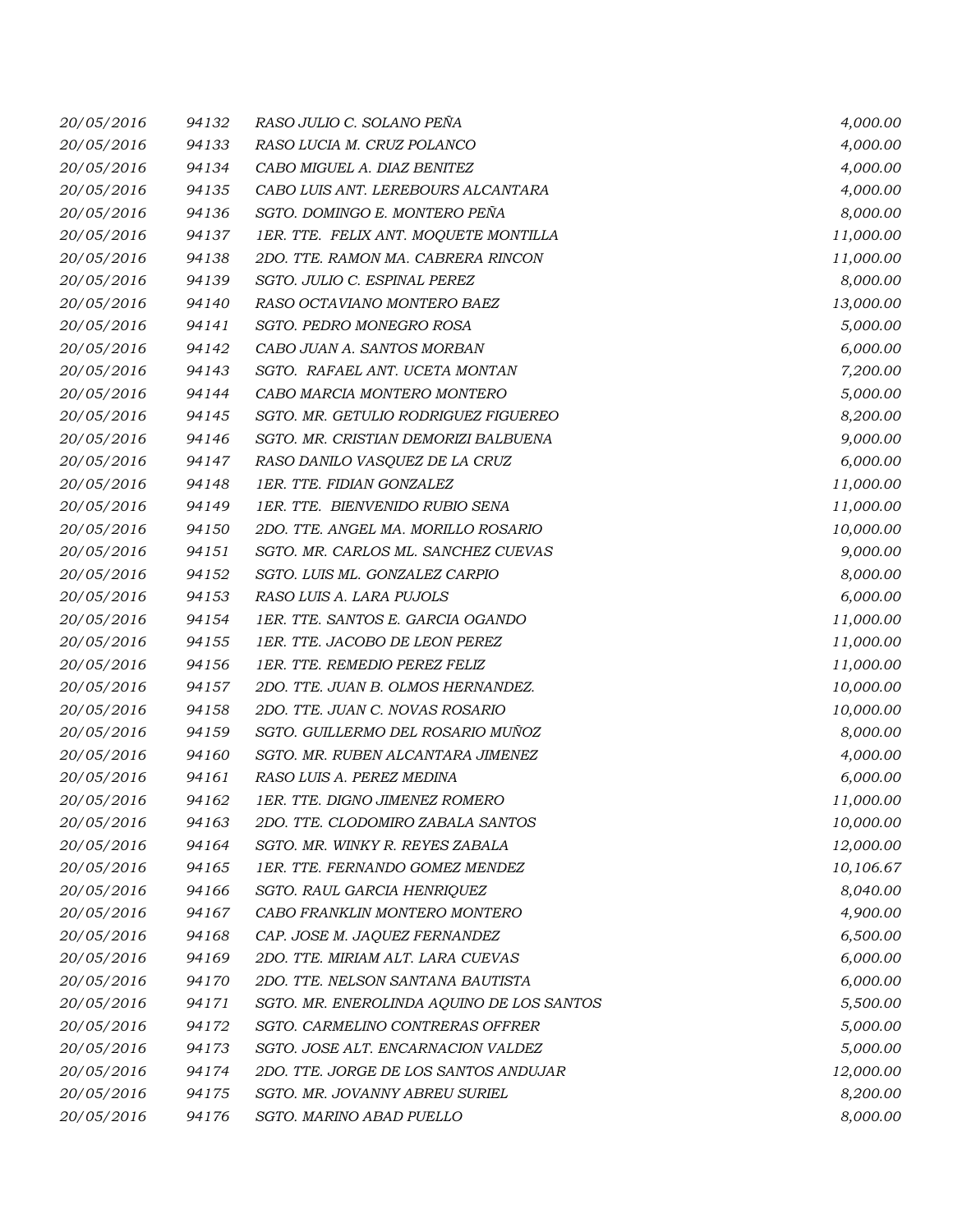| | | | |
|---|---|---|---|
| 20/05/2016 | 94132 | RASO JULIO C. SOLANO PEÑA | 4,000.00 |
| 20/05/2016 | 94133 | RASO LUCIA M. CRUZ POLANCO | 4,000.00 |
| 20/05/2016 | 94134 | CABO MIGUEL A. DIAZ BENITEZ | 4,000.00 |
| 20/05/2016 | 94135 | CABO LUIS ANT. LEREBOURS ALCANTARA | 4,000.00 |
| 20/05/2016 | 94136 | SGTO. DOMINGO E. MONTERO PEÑA | 8,000.00 |
| 20/05/2016 | 94137 | 1ER. TTE. FELIX ANT. MOQUETE MONTILLA | 11,000.00 |
| 20/05/2016 | 94138 | 2DO. TTE. RAMON MA. CABRERA RINCON | 11,000.00 |
| 20/05/2016 | 94139 | SGTO. JULIO C. ESPINAL PEREZ | 8,000.00 |
| 20/05/2016 | 94140 | RASO OCTAVIANO MONTERO BAEZ | 13,000.00 |
| 20/05/2016 | 94141 | SGTO. PEDRO MONEGRO ROSA | 5,000.00 |
| 20/05/2016 | 94142 | CABO JUAN A. SANTOS MORBAN | 6,000.00 |
| 20/05/2016 | 94143 | SGTO. RAFAEL ANT. UCETA MONTAN | 7,200.00 |
| 20/05/2016 | 94144 | CABO MARCIA MONTERO MONTERO | 5,000.00 |
| 20/05/2016 | 94145 | SGTO. MR. GETULIO RODRIGUEZ FIGUEREO | 8,200.00 |
| 20/05/2016 | 94146 | SGTO. MR. CRISTIAN DEMORIZI BALBUENA | 9,000.00 |
| 20/05/2016 | 94147 | RASO DANILO VASQUEZ DE LA CRUZ | 6,000.00 |
| 20/05/2016 | 94148 | 1ER. TTE. FIDIAN GONZALEZ | 11,000.00 |
| 20/05/2016 | 94149 | 1ER. TTE. BIENVENIDO RUBIO SENA | 11,000.00 |
| 20/05/2016 | 94150 | 2DO. TTE. ANGEL MA. MORILLO ROSARIO | 10,000.00 |
| 20/05/2016 | 94151 | SGTO. MR. CARLOS ML. SANCHEZ CUEVAS | 9,000.00 |
| 20/05/2016 | 94152 | SGTO. LUIS ML. GONZALEZ CARPIO | 8,000.00 |
| 20/05/2016 | 94153 | RASO LUIS A. LARA PUJOLS | 6,000.00 |
| 20/05/2016 | 94154 | 1ER. TTE. SANTOS E. GARCIA OGANDO | 11,000.00 |
| 20/05/2016 | 94155 | 1ER. TTE. JACOBO DE LEON PEREZ | 11,000.00 |
| 20/05/2016 | 94156 | 1ER. TTE. REMEDIO PEREZ FELIZ | 11,000.00 |
| 20/05/2016 | 94157 | 2DO. TTE. JUAN B. OLMOS HERNANDEZ. | 10,000.00 |
| 20/05/2016 | 94158 | 2DO. TTE. JUAN C. NOVAS ROSARIO | 10,000.00 |
| 20/05/2016 | 94159 | SGTO. GUILLERMO DEL ROSARIO MUÑOZ | 8,000.00 |
| 20/05/2016 | 94160 | SGTO. MR. RUBEN ALCANTARA JIMENEZ | 4,000.00 |
| 20/05/2016 | 94161 | RASO LUIS A. PEREZ MEDINA | 6,000.00 |
| 20/05/2016 | 94162 | 1ER. TTE. DIGNO JIMENEZ ROMERO | 11,000.00 |
| 20/05/2016 | 94163 | 2DO. TTE. CLODOMIRO ZABALA SANTOS | 10,000.00 |
| 20/05/2016 | 94164 | SGTO. MR. WINKY R. REYES ZABALA | 12,000.00 |
| 20/05/2016 | 94165 | 1ER. TTE. FERNANDO GOMEZ MENDEZ | 10,106.67 |
| 20/05/2016 | 94166 | SGTO. RAUL GARCIA HENRIQUEZ | 8,040.00 |
| 20/05/2016 | 94167 | CABO FRANKLIN MONTERO MONTERO | 4,900.00 |
| 20/05/2016 | 94168 | CAP. JOSE M. JAQUEZ FERNANDEZ | 6,500.00 |
| 20/05/2016 | 94169 | 2DO. TTE. MIRIAM ALT. LARA CUEVAS | 6,000.00 |
| 20/05/2016 | 94170 | 2DO. TTE. NELSON SANTANA BAUTISTA | 6,000.00 |
| 20/05/2016 | 94171 | SGTO. MR. ENEROLINDA AQUINO DE LOS SANTOS | 5,500.00 |
| 20/05/2016 | 94172 | SGTO. CARMELINO CONTRERAS OFFRER | 5,000.00 |
| 20/05/2016 | 94173 | SGTO. JOSE ALT. ENCARNACION VALDEZ | 5,000.00 |
| 20/05/2016 | 94174 | 2DO. TTE. JORGE DE LOS SANTOS ANDUJAR | 12,000.00 |
| 20/05/2016 | 94175 | SGTO. MR. JOVANNY ABREU SURIEL | 8,200.00 |
| 20/05/2016 | 94176 | SGTO. MARINO ABAD PUELLO | 8,000.00 |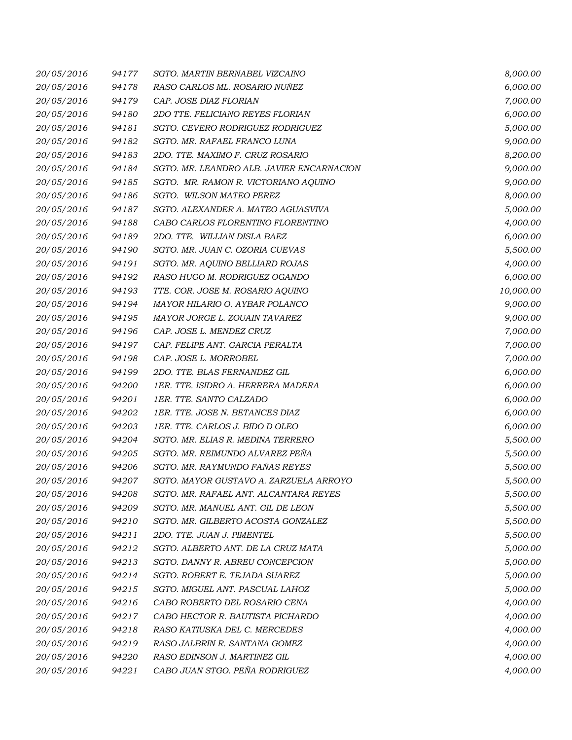| | | | |
|---|---|---|---|
| 20/05/2016 | 94177 | SGTO. MARTIN BERNABEL VIZCAINO | 8,000.00 |
| 20/05/2016 | 94178 | RASO CARLOS ML. ROSARIO NUÑEZ | 6,000.00 |
| 20/05/2016 | 94179 | CAP. JOSE DIAZ FLORIAN | 7,000.00 |
| 20/05/2016 | 94180 | 2DO TTE. FELICIANO REYES FLORIAN | 6,000.00 |
| 20/05/2016 | 94181 | SGTO. CEVERO RODRIGUEZ RODRIGUEZ | 5,000.00 |
| 20/05/2016 | 94182 | SGTO. MR. RAFAEL FRANCO LUNA | 9,000.00 |
| 20/05/2016 | 94183 | 2DO. TTE. MAXIMO F. CRUZ ROSARIO | 8,200.00 |
| 20/05/2016 | 94184 | SGTO. MR. LEANDRO ALB. JAVIER ENCARNACION | 9,000.00 |
| 20/05/2016 | 94185 | SGTO. MR. RAMON R. VICTORIANO AQUINO | 9,000.00 |
| 20/05/2016 | 94186 | SGTO. WILSON MATEO PEREZ | 8,000.00 |
| 20/05/2016 | 94187 | SGTO. ALEXANDER A. MATEO AGUASVIVA | 5,000.00 |
| 20/05/2016 | 94188 | CABO CARLOS FLORENTINO FLORENTINO | 4,000.00 |
| 20/05/2016 | 94189 | 2DO. TTE. WILLIAN DISLA BAEZ | 6,000.00 |
| 20/05/2016 | 94190 | SGTO. MR. JUAN C. OZORIA CUEVAS | 5,500.00 |
| 20/05/2016 | 94191 | SGTO. MR. AQUINO BELLIARD ROJAS | 4,000.00 |
| 20/05/2016 | 94192 | RASO HUGO M. RODRIGUEZ OGANDO | 6,000.00 |
| 20/05/2016 | 94193 | TTE. COR. JOSE M. ROSARIO AQUINO | 10,000.00 |
| 20/05/2016 | 94194 | MAYOR HILARIO O. AYBAR POLANCO | 9,000.00 |
| 20/05/2016 | 94195 | MAYOR JORGE L. ZOUAIN TAVAREZ | 9,000.00 |
| 20/05/2016 | 94196 | CAP. JOSE L. MENDEZ CRUZ | 7,000.00 |
| 20/05/2016 | 94197 | CAP. FELIPE ANT. GARCIA PERALTA | 7,000.00 |
| 20/05/2016 | 94198 | CAP. JOSE L. MORROBEL | 7,000.00 |
| 20/05/2016 | 94199 | 2DO. TTE. BLAS FERNANDEZ GIL | 6,000.00 |
| 20/05/2016 | 94200 | 1ER. TTE. ISIDRO A. HERRERA MADERA | 6,000.00 |
| 20/05/2016 | 94201 | 1ER. TTE. SANTO CALZADO | 6,000.00 |
| 20/05/2016 | 94202 | 1ER. TTE. JOSE N. BETANCES DIAZ | 6,000.00 |
| 20/05/2016 | 94203 | 1ER. TTE. CARLOS J. BIDO D OLEO | 6,000.00 |
| 20/05/2016 | 94204 | SGTO. MR. ELIAS R. MEDINA TERRERO | 5,500.00 |
| 20/05/2016 | 94205 | SGTO. MR. REIMUNDO ALVAREZ PEÑA | 5,500.00 |
| 20/05/2016 | 94206 | SGTO. MR. RAYMUNDO FAÑAS REYES | 5,500.00 |
| 20/05/2016 | 94207 | SGTO. MAYOR GUSTAVO A. ZARZUELA ARROYO | 5,500.00 |
| 20/05/2016 | 94208 | SGTO. MR. RAFAEL ANT. ALCANTARA REYES | 5,500.00 |
| 20/05/2016 | 94209 | SGTO. MR. MANUEL ANT. GIL DE LEON | 5,500.00 |
| 20/05/2016 | 94210 | SGTO. MR. GILBERTO ACOSTA GONZALEZ | 5,500.00 |
| 20/05/2016 | 94211 | 2DO. TTE. JUAN J. PIMENTEL | 5,500.00 |
| 20/05/2016 | 94212 | SGTO. ALBERTO ANT. DE LA CRUZ MATA | 5,000.00 |
| 20/05/2016 | 94213 | SGTO. DANNY R. ABREU CONCEPCION | 5,000.00 |
| 20/05/2016 | 94214 | SGTO. ROBERT E. TEJADA SUAREZ | 5,000.00 |
| 20/05/2016 | 94215 | SGTO. MIGUEL ANT. PASCUAL LAHOZ | 5,000.00 |
| 20/05/2016 | 94216 | CABO ROBERTO DEL ROSARIO CENA | 4,000.00 |
| 20/05/2016 | 94217 | CABO HECTOR R. BAUTISTA PICHARDO | 4,000.00 |
| 20/05/2016 | 94218 | RASO KATIUSKA DEL C. MERCEDES | 4,000.00 |
| 20/05/2016 | 94219 | RASO JALBRIN R. SANTANA GOMEZ | 4,000.00 |
| 20/05/2016 | 94220 | RASO EDINSON J. MARTINEZ GIL | 4,000.00 |
| 20/05/2016 | 94221 | CABO JUAN STGO. PEÑA RODRIGUEZ | 4,000.00 |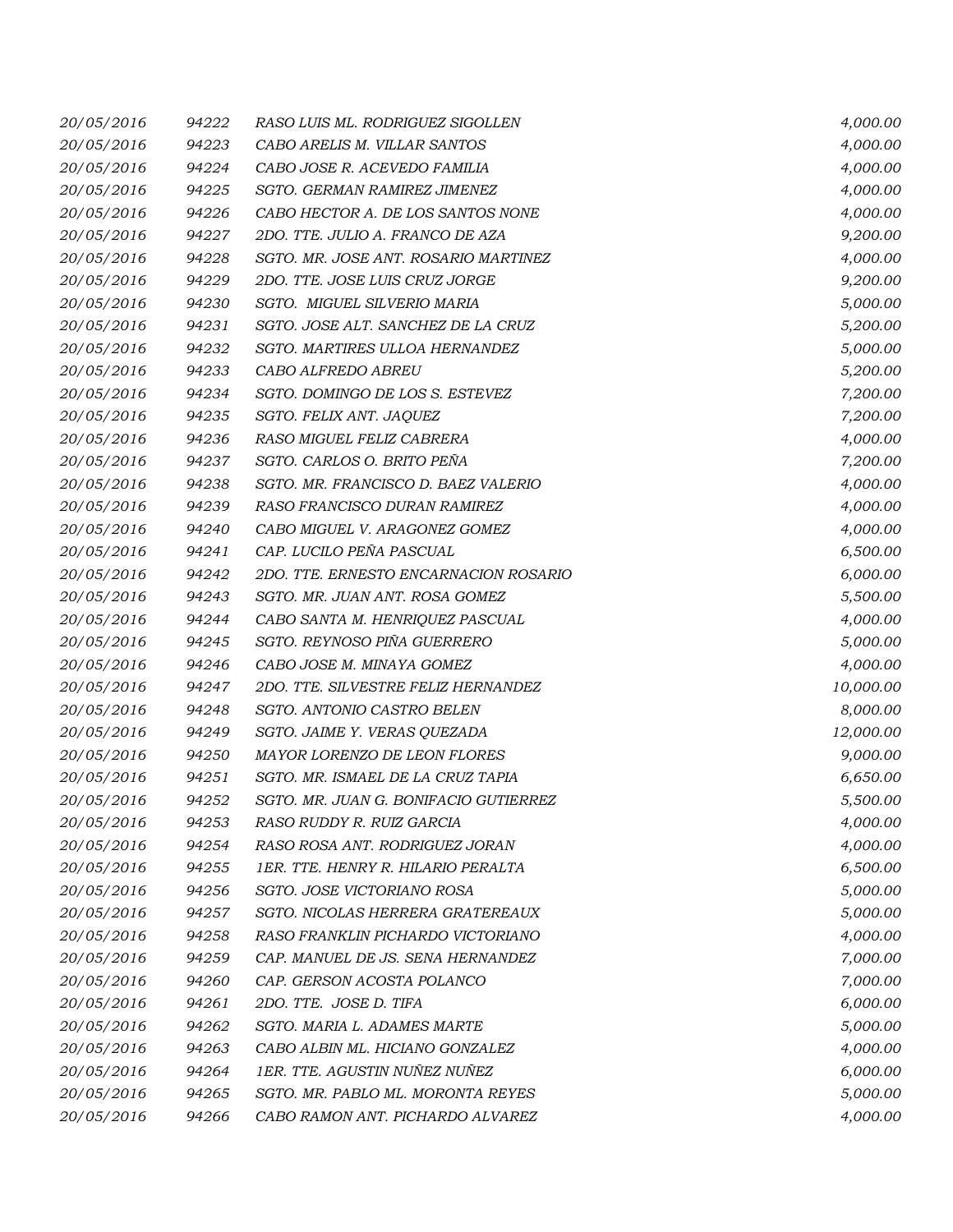| | | | |
|---|---|---|---|
| 20/05/2016 | 94222 | RASO LUIS ML. RODRIGUEZ SIGOLLEN | 4,000.00 |
| 20/05/2016 | 94223 | CABO ARELIS M. VILLAR SANTOS | 4,000.00 |
| 20/05/2016 | 94224 | CABO JOSE R. ACEVEDO FAMILIA | 4,000.00 |
| 20/05/2016 | 94225 | SGTO. GERMAN RAMIREZ JIMENEZ | 4,000.00 |
| 20/05/2016 | 94226 | CABO HECTOR A. DE LOS SANTOS NONE | 4,000.00 |
| 20/05/2016 | 94227 | 2DO. TTE. JULIO A. FRANCO DE AZA | 9,200.00 |
| 20/05/2016 | 94228 | SGTO. MR. JOSE ANT. ROSARIO MARTINEZ | 4,000.00 |
| 20/05/2016 | 94229 | 2DO. TTE. JOSE LUIS CRUZ JORGE | 9,200.00 |
| 20/05/2016 | 94230 | SGTO. MIGUEL SILVERIO MARIA | 5,000.00 |
| 20/05/2016 | 94231 | SGTO. JOSE ALT. SANCHEZ DE LA CRUZ | 5,200.00 |
| 20/05/2016 | 94232 | SGTO. MARTIRES ULLOA HERNANDEZ | 5,000.00 |
| 20/05/2016 | 94233 | CABO ALFREDO ABREU | 5,200.00 |
| 20/05/2016 | 94234 | SGTO. DOMINGO DE LOS S. ESTEVEZ | 7,200.00 |
| 20/05/2016 | 94235 | SGTO. FELIX ANT. JAQUEZ | 7,200.00 |
| 20/05/2016 | 94236 | RASO MIGUEL FELIZ CABRERA | 4,000.00 |
| 20/05/2016 | 94237 | SGTO. CARLOS O. BRITO PEÑA | 7,200.00 |
| 20/05/2016 | 94238 | SGTO. MR. FRANCISCO D. BAEZ VALERIO | 4,000.00 |
| 20/05/2016 | 94239 | RASO FRANCISCO DURAN RAMIREZ | 4,000.00 |
| 20/05/2016 | 94240 | CABO MIGUEL V. ARAGONEZ GOMEZ | 4,000.00 |
| 20/05/2016 | 94241 | CAP. LUCILO PEÑA PASCUAL | 6,500.00 |
| 20/05/2016 | 94242 | 2DO. TTE. ERNESTO ENCARNACION ROSARIO | 6,000.00 |
| 20/05/2016 | 94243 | SGTO. MR. JUAN ANT. ROSA GOMEZ | 5,500.00 |
| 20/05/2016 | 94244 | CABO SANTA M. HENRIQUEZ PASCUAL | 4,000.00 |
| 20/05/2016 | 94245 | SGTO. REYNOSO PIÑA GUERRERO | 5,000.00 |
| 20/05/2016 | 94246 | CABO JOSE M. MINAYA GOMEZ | 4,000.00 |
| 20/05/2016 | 94247 | 2DO. TTE. SILVESTRE FELIZ HERNANDEZ | 10,000.00 |
| 20/05/2016 | 94248 | SGTO. ANTONIO CASTRO BELEN | 8,000.00 |
| 20/05/2016 | 94249 | SGTO. JAIME Y. VERAS QUEZADA | 12,000.00 |
| 20/05/2016 | 94250 | MAYOR LORENZO DE LEON FLORES | 9,000.00 |
| 20/05/2016 | 94251 | SGTO. MR. ISMAEL DE LA CRUZ TAPIA | 6,650.00 |
| 20/05/2016 | 94252 | SGTO. MR. JUAN G. BONIFACIO GUTIERREZ | 5,500.00 |
| 20/05/2016 | 94253 | RASO RUDDY R. RUIZ GARCIA | 4,000.00 |
| 20/05/2016 | 94254 | RASO ROSA ANT. RODRIGUEZ JORAN | 4,000.00 |
| 20/05/2016 | 94255 | 1ER. TTE. HENRY R. HILARIO PERALTA | 6,500.00 |
| 20/05/2016 | 94256 | SGTO. JOSE VICTORIANO ROSA | 5,000.00 |
| 20/05/2016 | 94257 | SGTO. NICOLAS HERRERA GRATEREAUX | 5,000.00 |
| 20/05/2016 | 94258 | RASO FRANKLIN PICHARDO VICTORIANO | 4,000.00 |
| 20/05/2016 | 94259 | CAP. MANUEL DE JS. SENA HERNANDEZ | 7,000.00 |
| 20/05/2016 | 94260 | CAP. GERSON ACOSTA POLANCO | 7,000.00 |
| 20/05/2016 | 94261 | 2DO. TTE. JOSE D. TIFA | 6,000.00 |
| 20/05/2016 | 94262 | SGTO. MARIA L. ADAMES MARTE | 5,000.00 |
| 20/05/2016 | 94263 | CABO ALBIN ML. HICIANO GONZALEZ | 4,000.00 |
| 20/05/2016 | 94264 | 1ER. TTE. AGUSTIN NUÑEZ NUÑEZ | 6,000.00 |
| 20/05/2016 | 94265 | SGTO. MR. PABLO ML. MORONTA REYES | 5,000.00 |
| 20/05/2016 | 94266 | CABO RAMON ANT. PICHARDO ALVAREZ | 4,000.00 |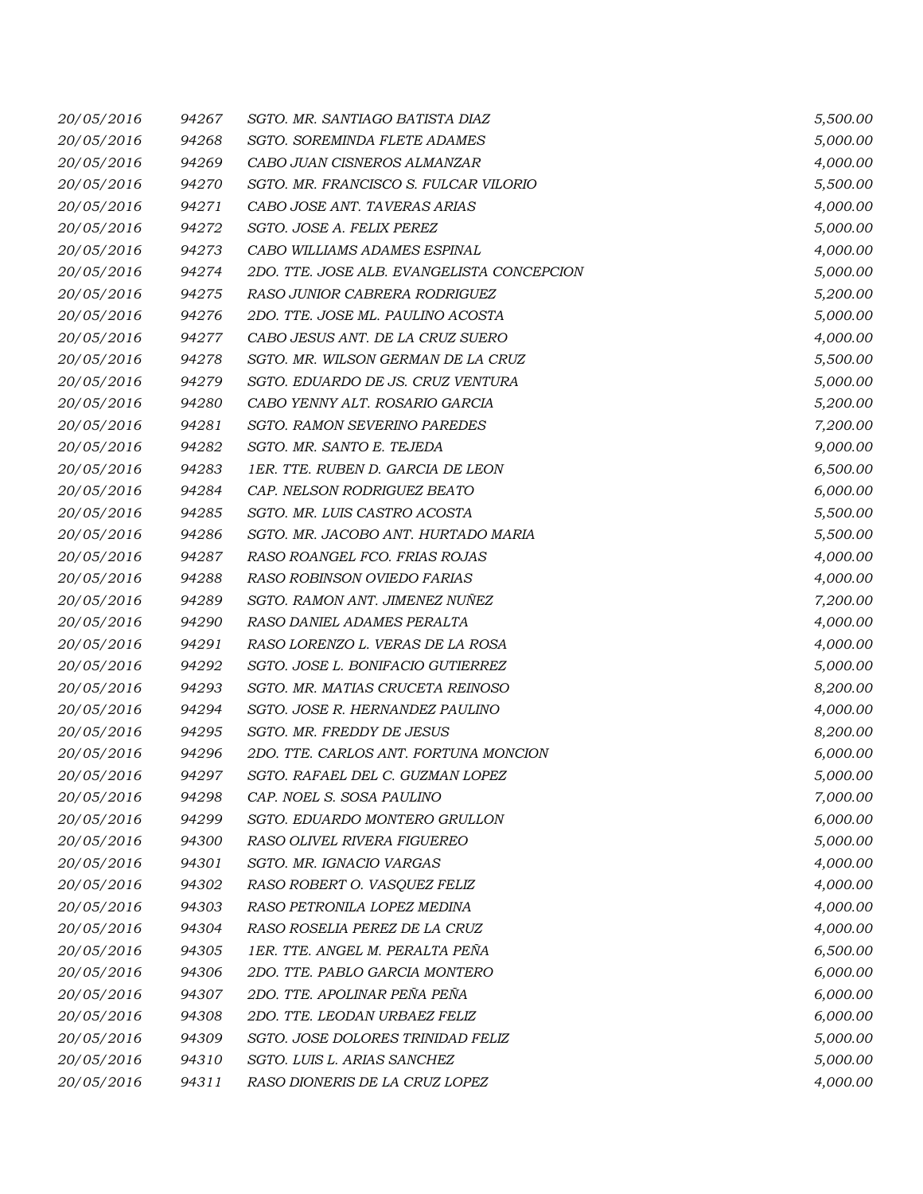| | | | |
|---|---|---|---|
| 20/05/2016 | 94267 | SGTO. MR. SANTIAGO BATISTA DIAZ | 5,500.00 |
| 20/05/2016 | 94268 | SGTO. SOREMINDA FLETE ADAMES | 5,000.00 |
| 20/05/2016 | 94269 | CABO JUAN CISNEROS ALMANZAR | 4,000.00 |
| 20/05/2016 | 94270 | SGTO. MR. FRANCISCO S. FULCAR VILORIO | 5,500.00 |
| 20/05/2016 | 94271 | CABO JOSE ANT. TAVERAS ARIAS | 4,000.00 |
| 20/05/2016 | 94272 | SGTO. JOSE A. FELIX PEREZ | 5,000.00 |
| 20/05/2016 | 94273 | CABO WILLIAMS ADAMES ESPINAL | 4,000.00 |
| 20/05/2016 | 94274 | 2DO. TTE. JOSE ALB. EVANGELISTA CONCEPCION | 5,000.00 |
| 20/05/2016 | 94275 | RASO JUNIOR CABRERA RODRIGUEZ | 5,200.00 |
| 20/05/2016 | 94276 | 2DO. TTE. JOSE ML. PAULINO ACOSTA | 5,000.00 |
| 20/05/2016 | 94277 | CABO JESUS ANT. DE LA CRUZ SUERO | 4,000.00 |
| 20/05/2016 | 94278 | SGTO. MR. WILSON GERMAN DE LA CRUZ | 5,500.00 |
| 20/05/2016 | 94279 | SGTO. EDUARDO DE JS. CRUZ VENTURA | 5,000.00 |
| 20/05/2016 | 94280 | CABO YENNY ALT. ROSARIO GARCIA | 5,200.00 |
| 20/05/2016 | 94281 | SGTO. RAMON SEVERINO PAREDES | 7,200.00 |
| 20/05/2016 | 94282 | SGTO. MR. SANTO E. TEJEDA | 9,000.00 |
| 20/05/2016 | 94283 | 1ER. TTE. RUBEN D. GARCIA DE LEON | 6,500.00 |
| 20/05/2016 | 94284 | CAP. NELSON RODRIGUEZ BEATO | 6,000.00 |
| 20/05/2016 | 94285 | SGTO. MR. LUIS CASTRO ACOSTA | 5,500.00 |
| 20/05/2016 | 94286 | SGTO. MR. JACOBO ANT. HURTADO MARIA | 5,500.00 |
| 20/05/2016 | 94287 | RASO ROANGEL FCO. FRIAS ROJAS | 4,000.00 |
| 20/05/2016 | 94288 | RASO ROBINSON OVIEDO FARIAS | 4,000.00 |
| 20/05/2016 | 94289 | SGTO. RAMON ANT. JIMENEZ NUÑEZ | 7,200.00 |
| 20/05/2016 | 94290 | RASO DANIEL ADAMES PERALTA | 4,000.00 |
| 20/05/2016 | 94291 | RASO LORENZO L. VERAS DE LA ROSA | 4,000.00 |
| 20/05/2016 | 94292 | SGTO. JOSE L. BONIFACIO GUTIERREZ | 5,000.00 |
| 20/05/2016 | 94293 | SGTO. MR. MATIAS CRUCETA REINOSO | 8,200.00 |
| 20/05/2016 | 94294 | SGTO. JOSE R. HERNANDEZ PAULINO | 4,000.00 |
| 20/05/2016 | 94295 | SGTO. MR. FREDDY DE JESUS | 8,200.00 |
| 20/05/2016 | 94296 | 2DO. TTE. CARLOS ANT. FORTUNA MONCION | 6,000.00 |
| 20/05/2016 | 94297 | SGTO. RAFAEL DEL C. GUZMAN LOPEZ | 5,000.00 |
| 20/05/2016 | 94298 | CAP. NOEL S. SOSA PAULINO | 7,000.00 |
| 20/05/2016 | 94299 | SGTO. EDUARDO MONTERO GRULLON | 6,000.00 |
| 20/05/2016 | 94300 | RASO OLIVEL RIVERA FIGUEREO | 5,000.00 |
| 20/05/2016 | 94301 | SGTO. MR. IGNACIO VARGAS | 4,000.00 |
| 20/05/2016 | 94302 | RASO ROBERT O. VASQUEZ FELIZ | 4,000.00 |
| 20/05/2016 | 94303 | RASO PETRONILA LOPEZ MEDINA | 4,000.00 |
| 20/05/2016 | 94304 | RASO ROSELIA PEREZ DE LA CRUZ | 4,000.00 |
| 20/05/2016 | 94305 | 1ER. TTE. ANGEL M. PERALTA PEÑA | 6,500.00 |
| 20/05/2016 | 94306 | 2DO. TTE. PABLO GARCIA MONTERO | 6,000.00 |
| 20/05/2016 | 94307 | 2DO. TTE. APOLINAR PEÑA PEÑA | 6,000.00 |
| 20/05/2016 | 94308 | 2DO. TTE. LEODAN URBAEZ FELIZ | 6,000.00 |
| 20/05/2016 | 94309 | SGTO. JOSE DOLORES TRINIDAD FELIZ | 5,000.00 |
| 20/05/2016 | 94310 | SGTO. LUIS L. ARIAS SANCHEZ | 5,000.00 |
| 20/05/2016 | 94311 | RASO DIONERIS DE LA CRUZ LOPEZ | 4,000.00 |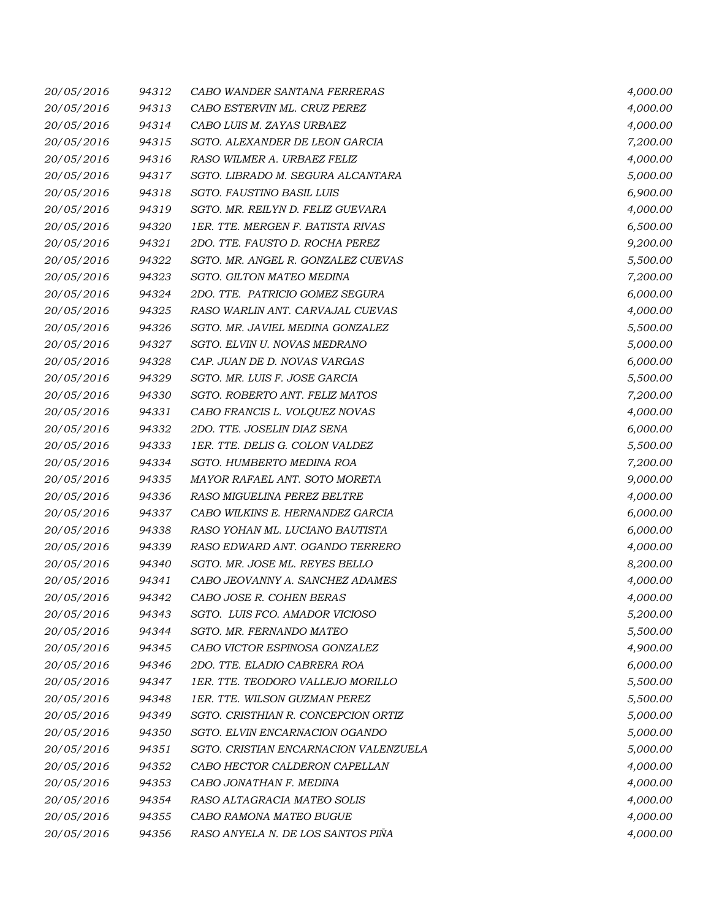| | | | |
|---|---|---|---|
| 20/05/2016 | 94312 | CABO WANDER SANTANA FERRERAS | 4,000.00 |
| 20/05/2016 | 94313 | CABO ESTERVIN ML. CRUZ PEREZ | 4,000.00 |
| 20/05/2016 | 94314 | CABO LUIS M. ZAYAS URBAEZ | 4,000.00 |
| 20/05/2016 | 94315 | SGTO. ALEXANDER DE LEON GARCIA | 7,200.00 |
| 20/05/2016 | 94316 | RASO WILMER A. URBAEZ FELIZ | 4,000.00 |
| 20/05/2016 | 94317 | SGTO. LIBRADO M. SEGURA ALCANTARA | 5,000.00 |
| 20/05/2016 | 94318 | SGTO. FAUSTINO BASIL LUIS | 6,900.00 |
| 20/05/2016 | 94319 | SGTO. MR. REILYN D. FELIZ GUEVARA | 4,000.00 |
| 20/05/2016 | 94320 | 1ER. TTE. MERGEN F. BATISTA RIVAS | 6,500.00 |
| 20/05/2016 | 94321 | 2DO. TTE. FAUSTO D. ROCHA PEREZ | 9,200.00 |
| 20/05/2016 | 94322 | SGTO. MR. ANGEL R. GONZALEZ CUEVAS | 5,500.00 |
| 20/05/2016 | 94323 | SGTO. GILTON MATEO MEDINA | 7,200.00 |
| 20/05/2016 | 94324 | 2DO. TTE. PATRICIO GOMEZ SEGURA | 6,000.00 |
| 20/05/2016 | 94325 | RASO WARLIN ANT. CARVAJAL CUEVAS | 4,000.00 |
| 20/05/2016 | 94326 | SGTO. MR. JAVIEL MEDINA GONZALEZ | 5,500.00 |
| 20/05/2016 | 94327 | SGTO. ELVIN U. NOVAS MEDRANO | 5,000.00 |
| 20/05/2016 | 94328 | CAP. JUAN DE D. NOVAS VARGAS | 6,000.00 |
| 20/05/2016 | 94329 | SGTO. MR. LUIS F. JOSE GARCIA | 5,500.00 |
| 20/05/2016 | 94330 | SGTO. ROBERTO ANT. FELIZ MATOS | 7,200.00 |
| 20/05/2016 | 94331 | CABO FRANCIS L. VOLQUEZ NOVAS | 4,000.00 |
| 20/05/2016 | 94332 | 2DO. TTE. JOSELIN DIAZ SENA | 6,000.00 |
| 20/05/2016 | 94333 | 1ER. TTE. DELIS G. COLON VALDEZ | 5,500.00 |
| 20/05/2016 | 94334 | SGTO. HUMBERTO MEDINA ROA | 7,200.00 |
| 20/05/2016 | 94335 | MAYOR RAFAEL ANT. SOTO MORETA | 9,000.00 |
| 20/05/2016 | 94336 | RASO MIGUELINA PEREZ BELTRE | 4,000.00 |
| 20/05/2016 | 94337 | CABO WILKINS E. HERNANDEZ GARCIA | 6,000.00 |
| 20/05/2016 | 94338 | RASO YOHAN ML. LUCIANO BAUTISTA | 6,000.00 |
| 20/05/2016 | 94339 | RASO EDWARD ANT. OGANDO TERRERO | 4,000.00 |
| 20/05/2016 | 94340 | SGTO. MR. JOSE ML. REYES BELLO | 8,200.00 |
| 20/05/2016 | 94341 | CABO JEOVANNY A. SANCHEZ ADAMES | 4,000.00 |
| 20/05/2016 | 94342 | CABO JOSE R. COHEN BERAS | 4,000.00 |
| 20/05/2016 | 94343 | SGTO. LUIS FCO. AMADOR VICIOSO | 5,200.00 |
| 20/05/2016 | 94344 | SGTO. MR. FERNANDO MATEO | 5,500.00 |
| 20/05/2016 | 94345 | CABO VICTOR ESPINOSA GONZALEZ | 4,900.00 |
| 20/05/2016 | 94346 | 2DO. TTE. ELADIO CABRERA ROA | 6,000.00 |
| 20/05/2016 | 94347 | 1ER. TTE. TEODORO VALLEJO MORILLO | 5,500.00 |
| 20/05/2016 | 94348 | 1ER. TTE. WILSON GUZMAN PEREZ | 5,500.00 |
| 20/05/2016 | 94349 | SGTO. CRISTHIAN R. CONCEPCION ORTIZ | 5,000.00 |
| 20/05/2016 | 94350 | SGTO. ELVIN ENCARNACION OGANDO | 5,000.00 |
| 20/05/2016 | 94351 | SGTO. CRISTIAN ENCARNACION VALENZUELA | 5,000.00 |
| 20/05/2016 | 94352 | CABO HECTOR CALDERON CAPELLAN | 4,000.00 |
| 20/05/2016 | 94353 | CABO JONATHAN F. MEDINA | 4,000.00 |
| 20/05/2016 | 94354 | RASO ALTAGRACIA MATEO SOLIS | 4,000.00 |
| 20/05/2016 | 94355 | CABO RAMONA MATEO BUGUE | 4,000.00 |
| 20/05/2016 | 94356 | RASO ANYELA N. DE LOS SANTOS PIÑA | 4,000.00 |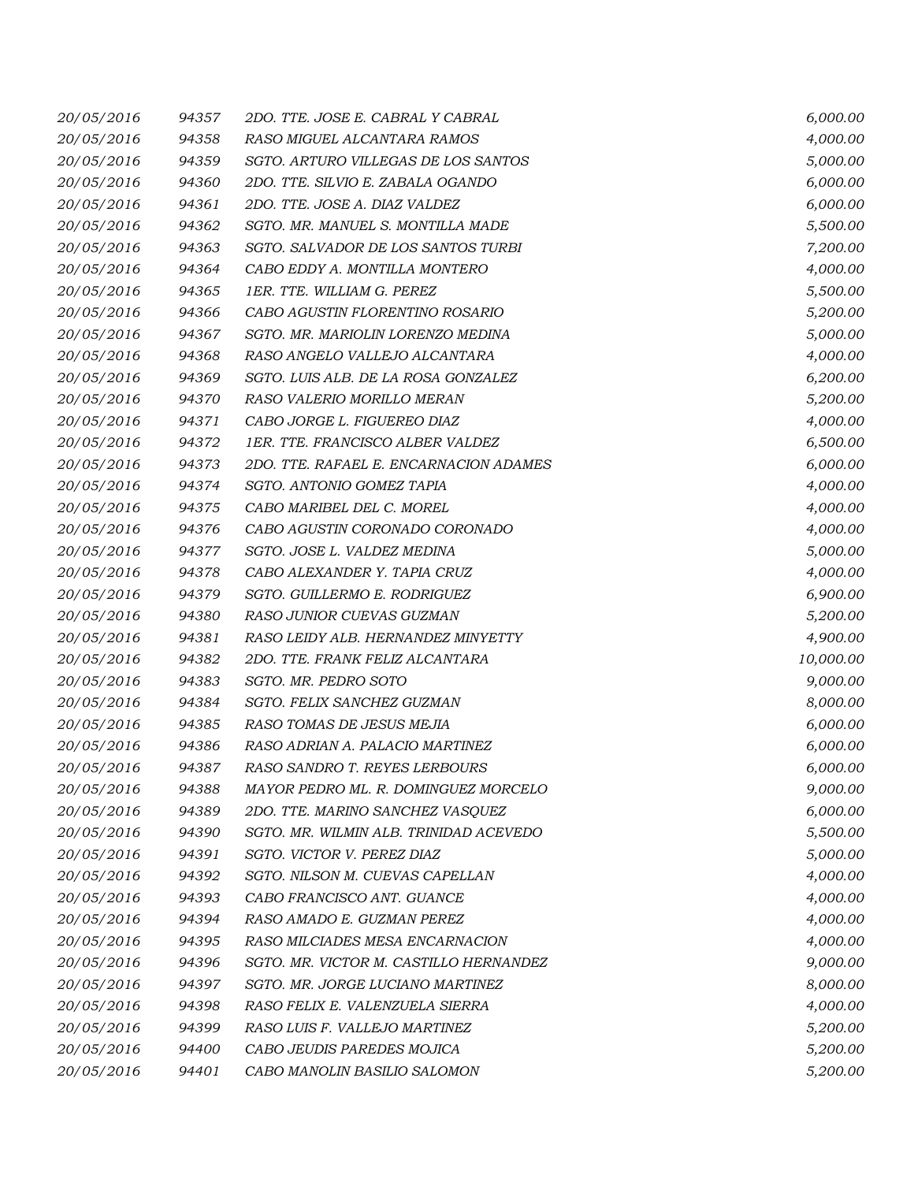| | | | |
|---|---|---|---|
| 20/05/2016 | 94357 | 2DO. TTE. JOSE E. CABRAL Y CABRAL | 6,000.00 |
| 20/05/2016 | 94358 | RASO MIGUEL ALCANTARA RAMOS | 4,000.00 |
| 20/05/2016 | 94359 | SGTO. ARTURO VILLEGAS DE LOS SANTOS | 5,000.00 |
| 20/05/2016 | 94360 | 2DO. TTE. SILVIO E. ZABALA OGANDO | 6,000.00 |
| 20/05/2016 | 94361 | 2DO. TTE. JOSE A. DIAZ VALDEZ | 6,000.00 |
| 20/05/2016 | 94362 | SGTO. MR. MANUEL S. MONTILLA MADE | 5,500.00 |
| 20/05/2016 | 94363 | SGTO. SALVADOR DE LOS SANTOS TURBI | 7,200.00 |
| 20/05/2016 | 94364 | CABO EDDY A. MONTILLA MONTERO | 4,000.00 |
| 20/05/2016 | 94365 | 1ER. TTE. WILLIAM G. PEREZ | 5,500.00 |
| 20/05/2016 | 94366 | CABO AGUSTIN FLORENTINO ROSARIO | 5,200.00 |
| 20/05/2016 | 94367 | SGTO. MR. MARIOLIN LORENZO MEDINA | 5,000.00 |
| 20/05/2016 | 94368 | RASO ANGELO VALLEJO ALCANTARA | 4,000.00 |
| 20/05/2016 | 94369 | SGTO. LUIS ALB. DE LA ROSA GONZALEZ | 6,200.00 |
| 20/05/2016 | 94370 | RASO VALERIO MORILLO MERAN | 5,200.00 |
| 20/05/2016 | 94371 | CABO JORGE L. FIGUEREO DIAZ | 4,000.00 |
| 20/05/2016 | 94372 | 1ER. TTE. FRANCISCO ALBER VALDEZ | 6,500.00 |
| 20/05/2016 | 94373 | 2DO. TTE. RAFAEL E. ENCARNACION ADAMES | 6,000.00 |
| 20/05/2016 | 94374 | SGTO. ANTONIO GOMEZ TAPIA | 4,000.00 |
| 20/05/2016 | 94375 | CABO MARIBEL DEL C. MOREL | 4,000.00 |
| 20/05/2016 | 94376 | CABO AGUSTIN CORONADO CORONADO | 4,000.00 |
| 20/05/2016 | 94377 | SGTO. JOSE L. VALDEZ MEDINA | 5,000.00 |
| 20/05/2016 | 94378 | CABO ALEXANDER Y. TAPIA CRUZ | 4,000.00 |
| 20/05/2016 | 94379 | SGTO. GUILLERMO E. RODRIGUEZ | 6,900.00 |
| 20/05/2016 | 94380 | RASO JUNIOR CUEVAS GUZMAN | 5,200.00 |
| 20/05/2016 | 94381 | RASO LEIDY ALB. HERNANDEZ MINYETTY | 4,900.00 |
| 20/05/2016 | 94382 | 2DO. TTE. FRANK FELIZ ALCANTARA | 10,000.00 |
| 20/05/2016 | 94383 | SGTO. MR. PEDRO SOTO | 9,000.00 |
| 20/05/2016 | 94384 | SGTO. FELIX SANCHEZ GUZMAN | 8,000.00 |
| 20/05/2016 | 94385 | RASO TOMAS DE JESUS MEJIA | 6,000.00 |
| 20/05/2016 | 94386 | RASO ADRIAN A. PALACIO MARTINEZ | 6,000.00 |
| 20/05/2016 | 94387 | RASO SANDRO T. REYES LERBOURS | 6,000.00 |
| 20/05/2016 | 94388 | MAYOR PEDRO ML. R. DOMINGUEZ MORCELO | 9,000.00 |
| 20/05/2016 | 94389 | 2DO. TTE. MARINO SANCHEZ VASQUEZ | 6,000.00 |
| 20/05/2016 | 94390 | SGTO. MR. WILMIN ALB. TRINIDAD ACEVEDO | 5,500.00 |
| 20/05/2016 | 94391 | SGTO. VICTOR V. PEREZ DIAZ | 5,000.00 |
| 20/05/2016 | 94392 | SGTO. NILSON M. CUEVAS CAPELLAN | 4,000.00 |
| 20/05/2016 | 94393 | CABO FRANCISCO ANT. GUANCE | 4,000.00 |
| 20/05/2016 | 94394 | RASO AMADO E. GUZMAN PEREZ | 4,000.00 |
| 20/05/2016 | 94395 | RASO MILCIADES MESA ENCARNACION | 4,000.00 |
| 20/05/2016 | 94396 | SGTO. MR. VICTOR M. CASTILLO HERNANDEZ | 9,000.00 |
| 20/05/2016 | 94397 | SGTO. MR. JORGE LUCIANO MARTINEZ | 8,000.00 |
| 20/05/2016 | 94398 | RASO FELIX E. VALENZUELA SIERRA | 4,000.00 |
| 20/05/2016 | 94399 | RASO LUIS F. VALLEJO MARTINEZ | 5,200.00 |
| 20/05/2016 | 94400 | CABO JEUDIS PAREDES MOJICA | 5,200.00 |
| 20/05/2016 | 94401 | CABO MANOLIN BASILIO SALOMON | 5,200.00 |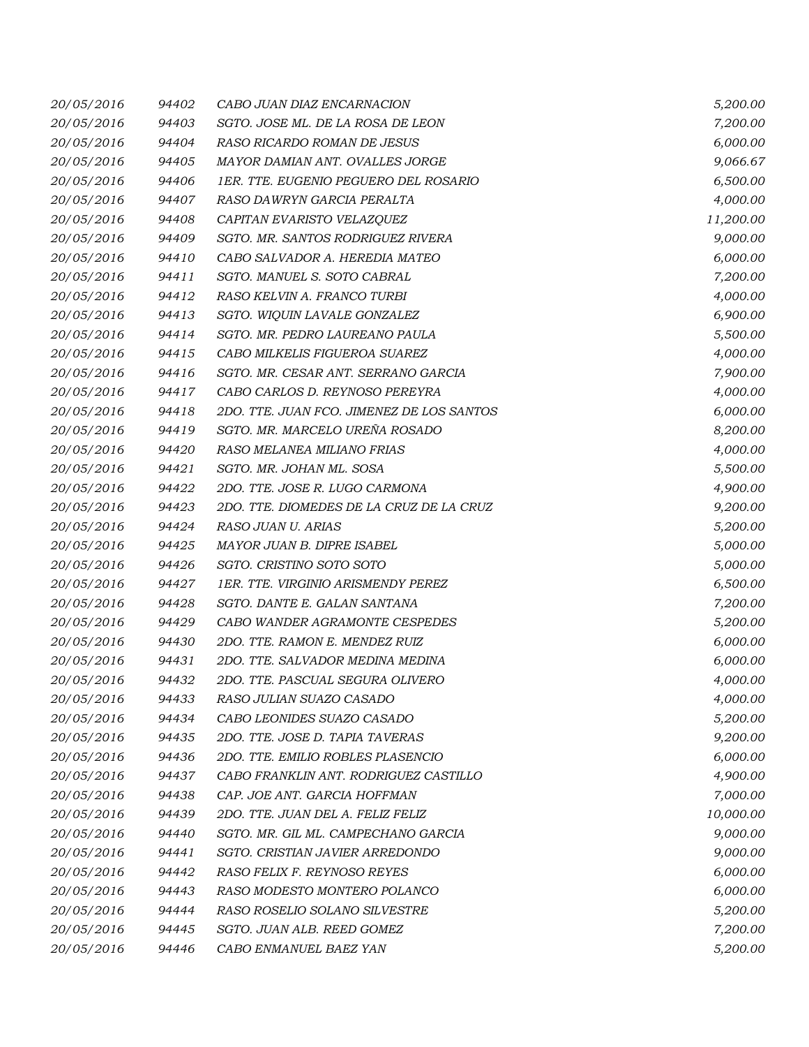| | | | |
|---|---|---|---|
| *20/05/2016* | *94402* | *CABO JUAN DIAZ ENCARNACION* | *5,200.00* |
| *20/05/2016* | *94403* | *SGTO. JOSE ML. DE LA ROSA DE LEON* | *7,200.00* |
| *20/05/2016* | *94404* | *RASO RICARDO ROMAN DE JESUS* | *6,000.00* |
| *20/05/2016* | *94405* | *MAYOR DAMIAN ANT. OVALLES JORGE* | *9,066.67* |
| *20/05/2016* | *94406* | *1ER. TTE. EUGENIO PEGUERO DEL ROSARIO* | *6,500.00* |
| *20/05/2016* | *94407* | *RASO DAWRYN GARCIA PERALTA* | *4,000.00* |
| *20/05/2016* | *94408* | *CAPITAN EVARISTO VELAZQUEZ* | *11,200.00* |
| *20/05/2016* | *94409* | *SGTO. MR. SANTOS RODRIGUEZ RIVERA* | *9,000.00* |
| *20/05/2016* | *94410* | *CABO SALVADOR A. HEREDIA MATEO* | *6,000.00* |
| *20/05/2016* | *94411* | *SGTO. MANUEL S. SOTO CABRAL* | *7,200.00* |
| *20/05/2016* | *94412* | *RASO KELVIN A. FRANCO TURBI* | *4,000.00* |
| *20/05/2016* | *94413* | *SGTO. WIQUIN LAVALE GONZALEZ* | *6,900.00* |
| *20/05/2016* | *94414* | *SGTO. MR. PEDRO LAUREANO PAULA* | *5,500.00* |
| *20/05/2016* | *94415* | *CABO MILKELIS FIGUEROA SUAREZ* | *4,000.00* |
| *20/05/2016* | *94416* | *SGTO. MR. CESAR ANT. SERRANO GARCIA* | *7,900.00* |
| *20/05/2016* | *94417* | *CABO CARLOS D. REYNOSO PEREYRA* | *4,000.00* |
| *20/05/2016* | *94418* | *2DO. TTE. JUAN FCO. JIMENEZ DE LOS SANTOS* | *6,000.00* |
| *20/05/2016* | *94419* | *SGTO. MR. MARCELO UREÑA ROSADO* | *8,200.00* |
| *20/05/2016* | *94420* | *RASO MELANEA MILIANO FRIAS* | *4,000.00* |
| *20/05/2016* | *94421* | *SGTO. MR. JOHAN ML. SOSA* | *5,500.00* |
| *20/05/2016* | *94422* | *2DO. TTE. JOSE R. LUGO CARMONA* | *4,900.00* |
| *20/05/2016* | *94423* | *2DO. TTE. DIOMEDES DE LA CRUZ DE LA CRUZ* | *9,200.00* |
| *20/05/2016* | *94424* | *RASO JUAN U. ARIAS* | *5,200.00* |
| *20/05/2016* | *94425* | *MAYOR JUAN B. DIPRE ISABEL* | *5,000.00* |
| *20/05/2016* | *94426* | *SGTO. CRISTINO SOTO SOTO* | *5,000.00* |
| *20/05/2016* | *94427* | *1ER. TTE. VIRGINIO ARISMENDY PEREZ* | *6,500.00* |
| *20/05/2016* | *94428* | *SGTO. DANTE E. GALAN SANTANA* | *7,200.00* |
| *20/05/2016* | *94429* | *CABO WANDER AGRAMONTE CESPEDES* | *5,200.00* |
| *20/05/2016* | *94430* | *2DO. TTE. RAMON E. MENDEZ RUIZ* | *6,000.00* |
| *20/05/2016* | *94431* | *2DO. TTE. SALVADOR MEDINA MEDINA* | *6,000.00* |
| *20/05/2016* | *94432* | *2DO. TTE. PASCUAL SEGURA OLIVERO* | *4,000.00* |
| *20/05/2016* | *94433* | *RASO JULIAN SUAZO CASADO* | *4,000.00* |
| *20/05/2016* | *94434* | *CABO LEONIDES SUAZO CASADO* | *5,200.00* |
| *20/05/2016* | *94435* | *2DO. TTE. JOSE D. TAPIA TAVERAS* | *9,200.00* |
| *20/05/2016* | *94436* | *2DO. TTE. EMILIO ROBLES PLASENCIO* | *6,000.00* |
| *20/05/2016* | *94437* | *CABO FRANKLIN ANT. RODRIGUEZ CASTILLO* | *4,900.00* |
| *20/05/2016* | *94438* | *CAP. JOE ANT. GARCIA HOFFMAN* | *7,000.00* |
| *20/05/2016* | *94439* | *2DO. TTE. JUAN DEL A. FELIZ FELIZ* | *10,000.00* |
| *20/05/2016* | *94440* | *SGTO. MR. GIL ML. CAMPECHANO GARCIA* | *9,000.00* |
| *20/05/2016* | *94441* | *SGTO. CRISTIAN JAVIER ARREDONDO* | *9,000.00* |
| *20/05/2016* | *94442* | *RASO FELIX F. REYNOSO REYES* | *6,000.00* |
| *20/05/2016* | *94443* | *RASO MODESTO MONTERO POLANCO* | *6,000.00* |
| *20/05/2016* | *94444* | *RASO ROSELIO SOLANO SILVESTRE* | *5,200.00* |
| *20/05/2016* | *94445* | *SGTO. JUAN ALB. REED GOMEZ* | *7,200.00* |
| *20/05/2016* | *94446* | *CABO ENMANUEL BAEZ YAN* | *5,200.00* |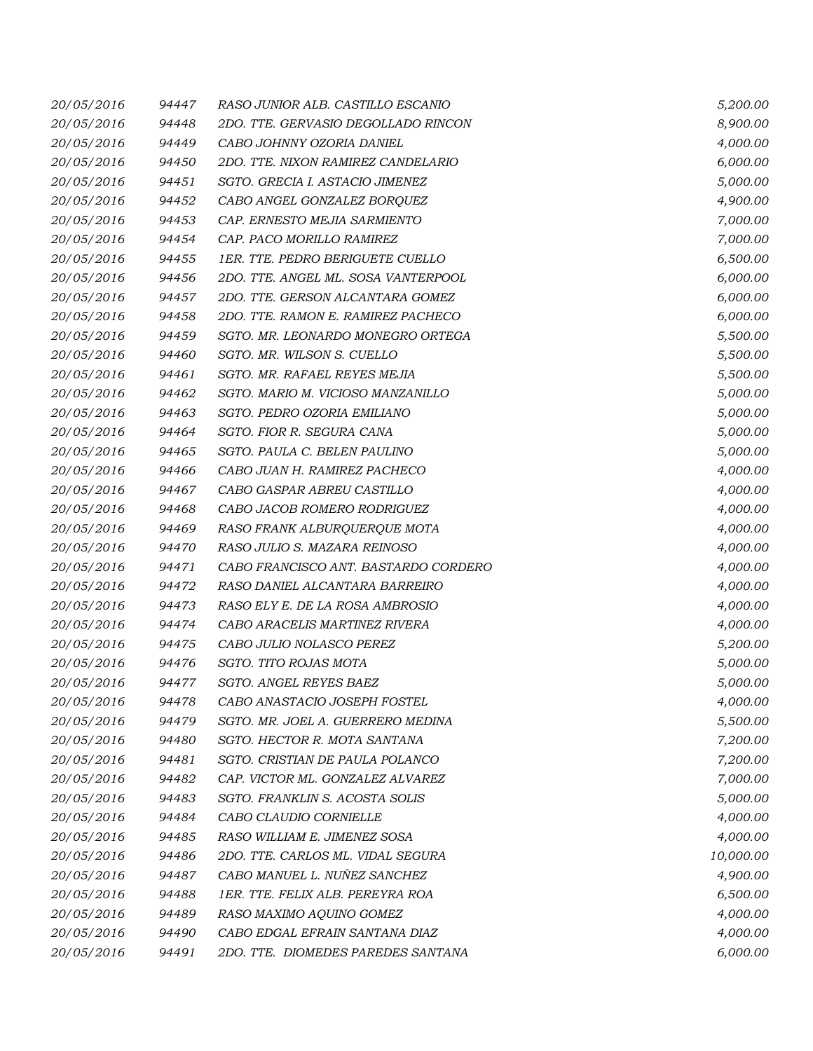| | | | |
|---|---|---|---|
| 20/05/2016 | 94447 | RASO JUNIOR ALB. CASTILLO ESCANIO | 5,200.00 |
| 20/05/2016 | 94448 | 2DO. TTE. GERVASIO DEGOLLADO RINCON | 8,900.00 |
| 20/05/2016 | 94449 | CABO JOHNNY OZORIA DANIEL | 4,000.00 |
| 20/05/2016 | 94450 | 2DO. TTE. NIXON RAMIREZ CANDELARIO | 6,000.00 |
| 20/05/2016 | 94451 | SGTO. GRECIA I. ASTACIO JIMENEZ | 5,000.00 |
| 20/05/2016 | 94452 | CABO ANGEL GONZALEZ BORQUEZ | 4,900.00 |
| 20/05/2016 | 94453 | CAP. ERNESTO MEJIA SARMIENTO | 7,000.00 |
| 20/05/2016 | 94454 | CAP. PACO MORILLO RAMIREZ | 7,000.00 |
| 20/05/2016 | 94455 | 1ER. TTE. PEDRO BERIGUETE CUELLO | 6,500.00 |
| 20/05/2016 | 94456 | 2DO. TTE. ANGEL ML. SOSA VANTERPOOL | 6,000.00 |
| 20/05/2016 | 94457 | 2DO. TTE. GERSON ALCANTARA GOMEZ | 6,000.00 |
| 20/05/2016 | 94458 | 2DO. TTE. RAMON E. RAMIREZ PACHECO | 6,000.00 |
| 20/05/2016 | 94459 | SGTO. MR. LEONARDO MONEGRO ORTEGA | 5,500.00 |
| 20/05/2016 | 94460 | SGTO. MR. WILSON S. CUELLO | 5,500.00 |
| 20/05/2016 | 94461 | SGTO. MR. RAFAEL REYES MEJIA | 5,500.00 |
| 20/05/2016 | 94462 | SGTO. MARIO M. VICIOSO MANZANILLO | 5,000.00 |
| 20/05/2016 | 94463 | SGTO. PEDRO OZORIA EMILIANO | 5,000.00 |
| 20/05/2016 | 94464 | SGTO. FIOR R. SEGURA CANA | 5,000.00 |
| 20/05/2016 | 94465 | SGTO. PAULA C. BELEN PAULINO | 5,000.00 |
| 20/05/2016 | 94466 | CABO JUAN H. RAMIREZ PACHECO | 4,000.00 |
| 20/05/2016 | 94467 | CABO GASPAR ABREU CASTILLO | 4,000.00 |
| 20/05/2016 | 94468 | CABO JACOB ROMERO RODRIGUEZ | 4,000.00 |
| 20/05/2016 | 94469 | RASO FRANK ALBURQUERQUE MOTA | 4,000.00 |
| 20/05/2016 | 94470 | RASO JULIO S. MAZARA REINOSO | 4,000.00 |
| 20/05/2016 | 94471 | CABO FRANCISCO ANT. BASTARDO CORDERO | 4,000.00 |
| 20/05/2016 | 94472 | RASO DANIEL ALCANTARA BARREIRO | 4,000.00 |
| 20/05/2016 | 94473 | RASO ELY E. DE LA ROSA AMBROSIO | 4,000.00 |
| 20/05/2016 | 94474 | CABO ARACELIS MARTINEZ RIVERA | 4,000.00 |
| 20/05/2016 | 94475 | CABO JULIO NOLASCO PEREZ | 5,200.00 |
| 20/05/2016 | 94476 | SGTO. TITO ROJAS MOTA | 5,000.00 |
| 20/05/2016 | 94477 | SGTO. ANGEL REYES BAEZ | 5,000.00 |
| 20/05/2016 | 94478 | CABO ANASTACIO JOSEPH FOSTEL | 4,000.00 |
| 20/05/2016 | 94479 | SGTO. MR. JOEL A. GUERRERO MEDINA | 5,500.00 |
| 20/05/2016 | 94480 | SGTO. HECTOR R. MOTA SANTANA | 7,200.00 |
| 20/05/2016 | 94481 | SGTO. CRISTIAN DE PAULA POLANCO | 7,200.00 |
| 20/05/2016 | 94482 | CAP. VICTOR ML. GONZALEZ ALVAREZ | 7,000.00 |
| 20/05/2016 | 94483 | SGTO. FRANKLIN S. ACOSTA SOLIS | 5,000.00 |
| 20/05/2016 | 94484 | CABO CLAUDIO CORNIELLE | 4,000.00 |
| 20/05/2016 | 94485 | RASO WILLIAM E. JIMENEZ SOSA | 4,000.00 |
| 20/05/2016 | 94486 | 2DO. TTE. CARLOS ML. VIDAL SEGURA | 10,000.00 |
| 20/05/2016 | 94487 | CABO MANUEL L. NUÑEZ SANCHEZ | 4,900.00 |
| 20/05/2016 | 94488 | 1ER. TTE. FELIX ALB. PEREYRA ROA | 6,500.00 |
| 20/05/2016 | 94489 | RASO MAXIMO AQUINO GOMEZ | 4,000.00 |
| 20/05/2016 | 94490 | CABO EDGAL EFRAIN SANTANA DIAZ | 4,000.00 |
| 20/05/2016 | 94491 | 2DO. TTE. DIOMEDES PAREDES SANTANA | 6,000.00 |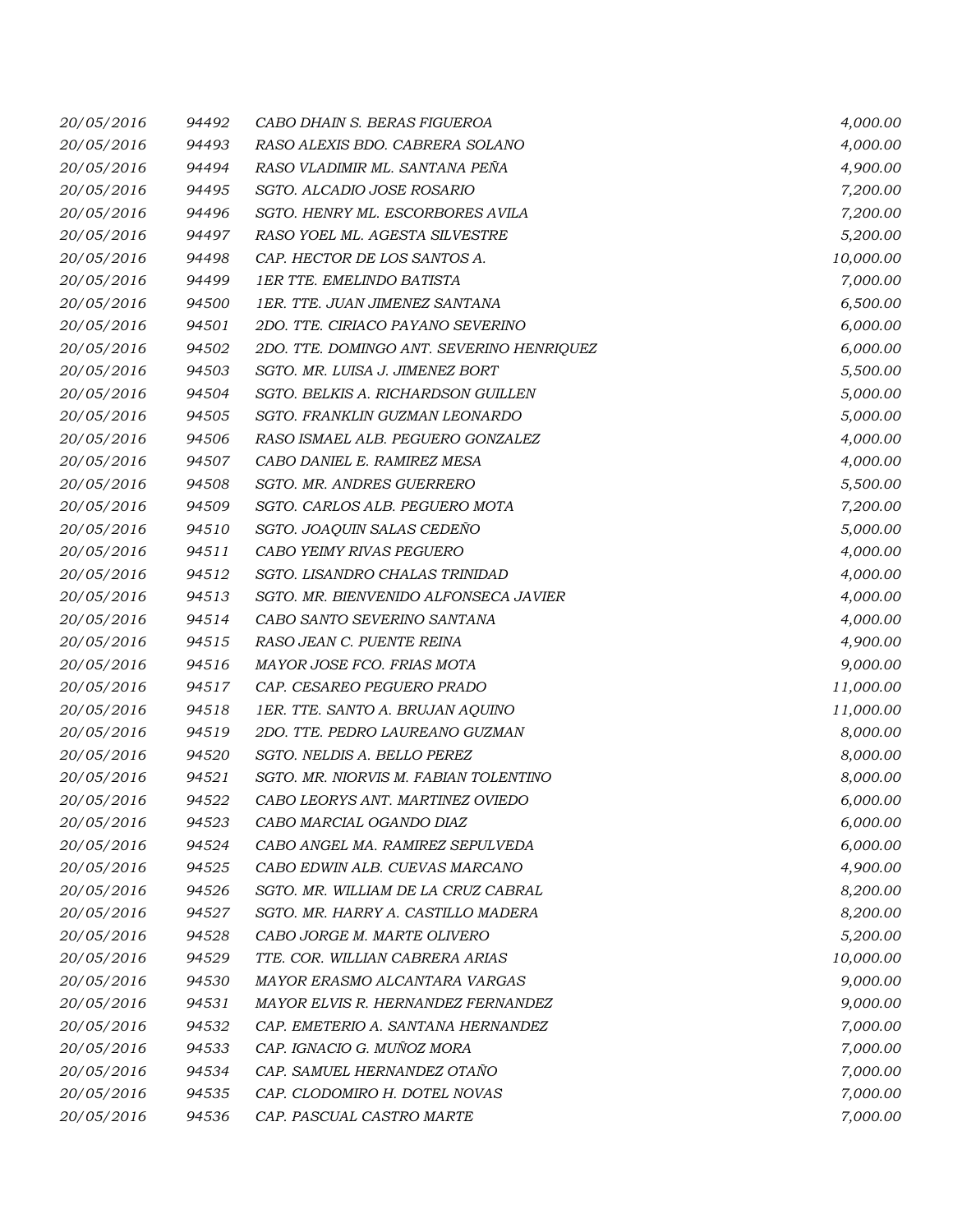| | | | |
|---|---|---|---|
| 20/05/2016 | 94492 | CABO DHAIN S. BERAS FIGUEROA | 4,000.00 |
| 20/05/2016 | 94493 | RASO ALEXIS BDO. CABRERA SOLANO | 4,000.00 |
| 20/05/2016 | 94494 | RASO VLADIMIR ML. SANTANA PEÑA | 4,900.00 |
| 20/05/2016 | 94495 | SGTO. ALCADIO JOSE ROSARIO | 7,200.00 |
| 20/05/2016 | 94496 | SGTO. HENRY ML. ESCORBORES AVILA | 7,200.00 |
| 20/05/2016 | 94497 | RASO YOEL ML. AGESTA SILVESTRE | 5,200.00 |
| 20/05/2016 | 94498 | CAP. HECTOR DE LOS SANTOS A. | 10,000.00 |
| 20/05/2016 | 94499 | 1ER TTE. EMELINDO BATISTA | 7,000.00 |
| 20/05/2016 | 94500 | 1ER. TTE. JUAN JIMENEZ SANTANA | 6,500.00 |
| 20/05/2016 | 94501 | 2DO. TTE. CIRIACO PAYANO SEVERINO | 6,000.00 |
| 20/05/2016 | 94502 | 2DO. TTE. DOMINGO ANT. SEVERINO HENRIQUEZ | 6,000.00 |
| 20/05/2016 | 94503 | SGTO. MR. LUISA J. JIMENEZ BORT | 5,500.00 |
| 20/05/2016 | 94504 | SGTO. BELKIS A. RICHARDSON GUILLEN | 5,000.00 |
| 20/05/2016 | 94505 | SGTO. FRANKLIN GUZMAN LEONARDO | 5,000.00 |
| 20/05/2016 | 94506 | RASO ISMAEL ALB. PEGUERO GONZALEZ | 4,000.00 |
| 20/05/2016 | 94507 | CABO DANIEL E. RAMIREZ MESA | 4,000.00 |
| 20/05/2016 | 94508 | SGTO. MR. ANDRES GUERRERO | 5,500.00 |
| 20/05/2016 | 94509 | SGTO. CARLOS ALB. PEGUERO MOTA | 7,200.00 |
| 20/05/2016 | 94510 | SGTO. JOAQUIN SALAS CEDEÑO | 5,000.00 |
| 20/05/2016 | 94511 | CABO YEIMY RIVAS PEGUERO | 4,000.00 |
| 20/05/2016 | 94512 | SGTO. LISANDRO CHALAS TRINIDAD | 4,000.00 |
| 20/05/2016 | 94513 | SGTO. MR. BIENVENIDO ALFONSECA JAVIER | 4,000.00 |
| 20/05/2016 | 94514 | CABO SANTO SEVERINO SANTANA | 4,000.00 |
| 20/05/2016 | 94515 | RASO JEAN C. PUENTE REINA | 4,900.00 |
| 20/05/2016 | 94516 | MAYOR JOSE FCO. FRIAS MOTA | 9,000.00 |
| 20/05/2016 | 94517 | CAP. CESAREO PEGUERO PRADO | 11,000.00 |
| 20/05/2016 | 94518 | 1ER. TTE. SANTO A. BRUJAN AQUINO | 11,000.00 |
| 20/05/2016 | 94519 | 2DO. TTE. PEDRO LAUREANO GUZMAN | 8,000.00 |
| 20/05/2016 | 94520 | SGTO. NELDIS A. BELLO PEREZ | 8,000.00 |
| 20/05/2016 | 94521 | SGTO. MR. NIORVIS M. FABIAN TOLENTINO | 8,000.00 |
| 20/05/2016 | 94522 | CABO LEORYS ANT. MARTINEZ OVIEDO | 6,000.00 |
| 20/05/2016 | 94523 | CABO MARCIAL OGANDO DIAZ | 6,000.00 |
| 20/05/2016 | 94524 | CABO ANGEL MA. RAMIREZ SEPULVEDA | 6,000.00 |
| 20/05/2016 | 94525 | CABO EDWIN ALB. CUEVAS MARCANO | 4,900.00 |
| 20/05/2016 | 94526 | SGTO. MR. WILLIAM DE LA CRUZ CABRAL | 8,200.00 |
| 20/05/2016 | 94527 | SGTO. MR. HARRY A. CASTILLO MADERA | 8,200.00 |
| 20/05/2016 | 94528 | CABO JORGE M. MARTE OLIVERO | 5,200.00 |
| 20/05/2016 | 94529 | TTE. COR. WILLIAN CABRERA ARIAS | 10,000.00 |
| 20/05/2016 | 94530 | MAYOR ERASMO ALCANTARA VARGAS | 9,000.00 |
| 20/05/2016 | 94531 | MAYOR ELVIS R. HERNANDEZ FERNANDEZ | 9,000.00 |
| 20/05/2016 | 94532 | CAP. EMETERIO A. SANTANA HERNANDEZ | 7,000.00 |
| 20/05/2016 | 94533 | CAP. IGNACIO G. MUÑOZ MORA | 7,000.00 |
| 20/05/2016 | 94534 | CAP. SAMUEL HERNANDEZ OTAÑO | 7,000.00 |
| 20/05/2016 | 94535 | CAP. CLODOMIRO H. DOTEL NOVAS | 7,000.00 |
| 20/05/2016 | 94536 | CAP. PASCUAL CASTRO MARTE | 7,000.00 |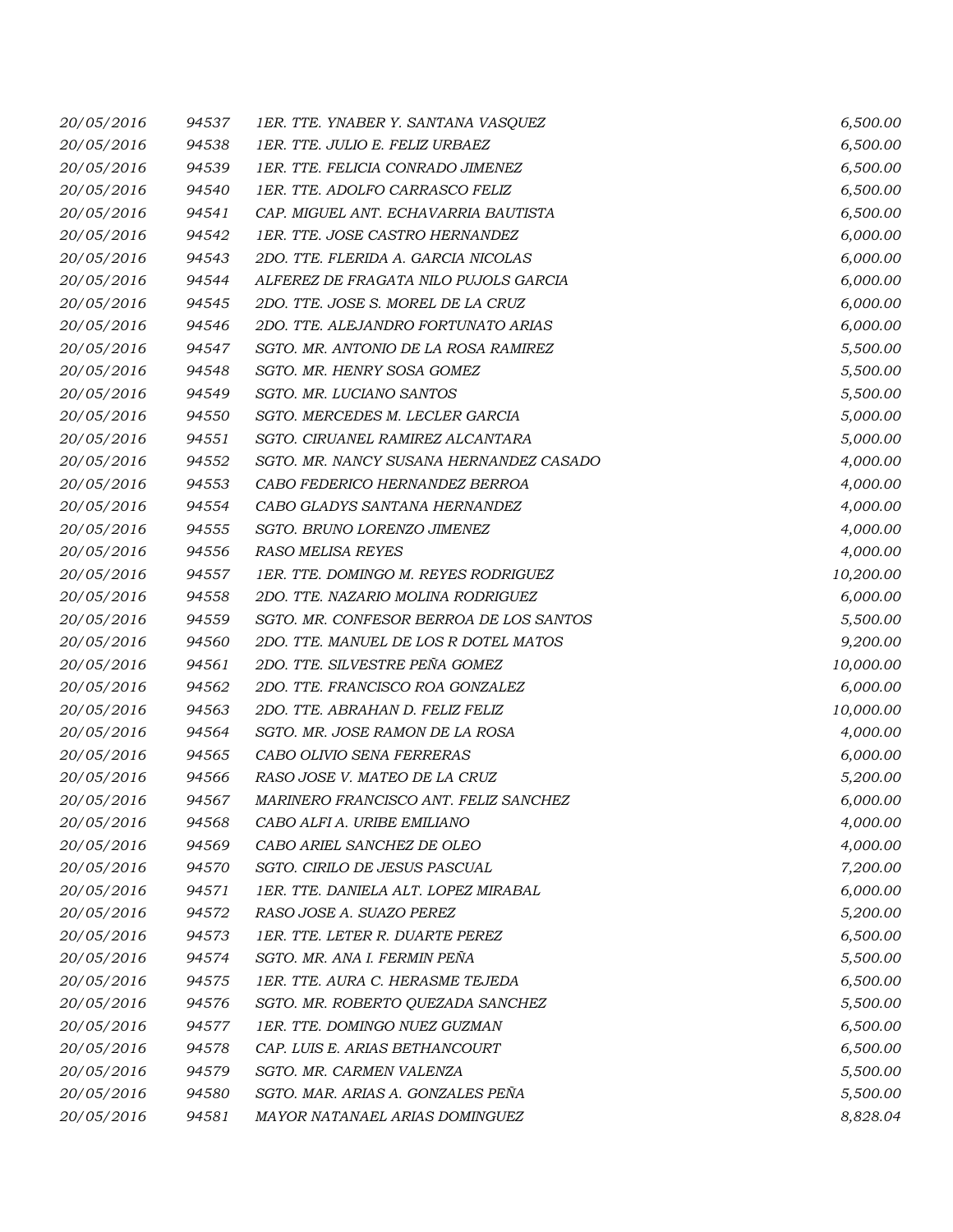| | | | |
|---|---|---|---|
| 20/05/2016 | 94537 | 1ER. TTE. YNABER Y. SANTANA VASQUEZ | 6,500.00 |
| 20/05/2016 | 94538 | 1ER. TTE. JULIO E. FELIZ URBAEZ | 6,500.00 |
| 20/05/2016 | 94539 | 1ER. TTE. FELICIA CONRADO JIMENEZ | 6,500.00 |
| 20/05/2016 | 94540 | 1ER. TTE. ADOLFO CARRASCO FELIZ | 6,500.00 |
| 20/05/2016 | 94541 | CAP. MIGUEL ANT. ECHAVARRIA BAUTISTA | 6,500.00 |
| 20/05/2016 | 94542 | 1ER. TTE. JOSE CASTRO HERNANDEZ | 6,000.00 |
| 20/05/2016 | 94543 | 2DO. TTE. FLERIDA A. GARCIA NICOLAS | 6,000.00 |
| 20/05/2016 | 94544 | ALFEREZ DE FRAGATA NILO PUJOLS GARCIA | 6,000.00 |
| 20/05/2016 | 94545 | 2DO. TTE. JOSE S. MOREL DE LA CRUZ | 6,000.00 |
| 20/05/2016 | 94546 | 2DO. TTE. ALEJANDRO FORTUNATO ARIAS | 6,000.00 |
| 20/05/2016 | 94547 | SGTO. MR. ANTONIO DE LA ROSA RAMIREZ | 5,500.00 |
| 20/05/2016 | 94548 | SGTO. MR. HENRY SOSA GOMEZ | 5,500.00 |
| 20/05/2016 | 94549 | SGTO. MR. LUCIANO SANTOS | 5,500.00 |
| 20/05/2016 | 94550 | SGTO. MERCEDES M. LECLER GARCIA | 5,000.00 |
| 20/05/2016 | 94551 | SGTO. CIRUANEL RAMIREZ ALCANTARA | 5,000.00 |
| 20/05/2016 | 94552 | SGTO. MR. NANCY SUSANA HERNANDEZ CASADO | 4,000.00 |
| 20/05/2016 | 94553 | CABO FEDERICO HERNANDEZ BERROA | 4,000.00 |
| 20/05/2016 | 94554 | CABO GLADYS SANTANA HERNANDEZ | 4,000.00 |
| 20/05/2016 | 94555 | SGTO. BRUNO LORENZO JIMENEZ | 4,000.00 |
| 20/05/2016 | 94556 | RASO MELISA REYES | 4,000.00 |
| 20/05/2016 | 94557 | 1ER. TTE. DOMINGO M. REYES RODRIGUEZ | 10,200.00 |
| 20/05/2016 | 94558 | 2DO. TTE. NAZARIO MOLINA RODRIGUEZ | 6,000.00 |
| 20/05/2016 | 94559 | SGTO. MR. CONFESOR BERROA DE LOS SANTOS | 5,500.00 |
| 20/05/2016 | 94560 | 2DO. TTE. MANUEL DE LOS R DOTEL MATOS | 9,200.00 |
| 20/05/2016 | 94561 | 2DO. TTE. SILVESTRE PEÑA GOMEZ | 10,000.00 |
| 20/05/2016 | 94562 | 2DO. TTE. FRANCISCO ROA GONZALEZ | 6,000.00 |
| 20/05/2016 | 94563 | 2DO. TTE. ABRAHAN D. FELIZ FELIZ | 10,000.00 |
| 20/05/2016 | 94564 | SGTO. MR. JOSE RAMON DE LA ROSA | 4,000.00 |
| 20/05/2016 | 94565 | CABO OLIVIO SENA FERRERAS | 6,000.00 |
| 20/05/2016 | 94566 | RASO JOSE V. MATEO DE LA CRUZ | 5,200.00 |
| 20/05/2016 | 94567 | MARINERO FRANCISCO ANT. FELIZ SANCHEZ | 6,000.00 |
| 20/05/2016 | 94568 | CABO ALFI A. URIBE EMILIANO | 4,000.00 |
| 20/05/2016 | 94569 | CABO ARIEL SANCHEZ DE OLEO | 4,000.00 |
| 20/05/2016 | 94570 | SGTO. CIRILO DE JESUS PASCUAL | 7,200.00 |
| 20/05/2016 | 94571 | 1ER. TTE. DANIELA ALT. LOPEZ MIRABAL | 6,000.00 |
| 20/05/2016 | 94572 | RASO JOSE A. SUAZO PEREZ | 5,200.00 |
| 20/05/2016 | 94573 | 1ER. TTE. LETER R. DUARTE PEREZ | 6,500.00 |
| 20/05/2016 | 94574 | SGTO. MR. ANA I. FERMIN PEÑA | 5,500.00 |
| 20/05/2016 | 94575 | 1ER. TTE. AURA C. HERASME TEJEDA | 6,500.00 |
| 20/05/2016 | 94576 | SGTO. MR. ROBERTO QUEZADA SANCHEZ | 5,500.00 |
| 20/05/2016 | 94577 | 1ER. TTE. DOMINGO NUEZ GUZMAN | 6,500.00 |
| 20/05/2016 | 94578 | CAP. LUIS E. ARIAS BETHANCOURT | 6,500.00 |
| 20/05/2016 | 94579 | SGTO. MR. CARMEN VALENZA | 5,500.00 |
| 20/05/2016 | 94580 | SGTO. MAR. ARIAS A. GONZALES PEÑA | 5,500.00 |
| 20/05/2016 | 94581 | MAYOR NATANAEL ARIAS DOMINGUEZ | 8,828.04 |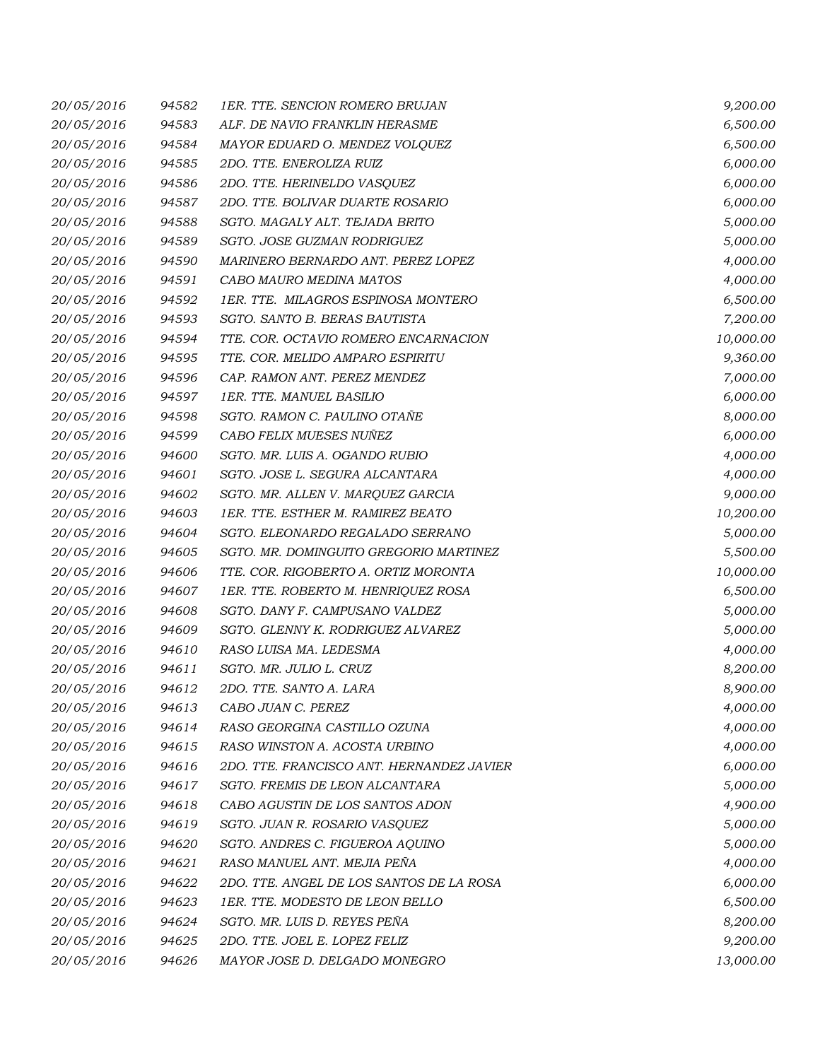| | | | |
|---|---|---|---|
| 20/05/2016 | 94582 | 1ER. TTE. SENCION ROMERO BRUJAN | 9,200.00 |
| 20/05/2016 | 94583 | ALF. DE NAVIO FRANKLIN HERASME | 6,500.00 |
| 20/05/2016 | 94584 | MAYOR EDUARD O. MENDEZ VOLQUEZ | 6,500.00 |
| 20/05/2016 | 94585 | 2DO. TTE. ENEROLIZA RUIZ | 6,000.00 |
| 20/05/2016 | 94586 | 2DO. TTE. HERINELDO VASQUEZ | 6,000.00 |
| 20/05/2016 | 94587 | 2DO. TTE. BOLIVAR DUARTE ROSARIO | 6,000.00 |
| 20/05/2016 | 94588 | SGTO. MAGALY ALT. TEJADA BRITO | 5,000.00 |
| 20/05/2016 | 94589 | SGTO. JOSE GUZMAN RODRIGUEZ | 5,000.00 |
| 20/05/2016 | 94590 | MARINERO BERNARDO ANT. PEREZ LOPEZ | 4,000.00 |
| 20/05/2016 | 94591 | CABO MAURO MEDINA MATOS | 4,000.00 |
| 20/05/2016 | 94592 | 1ER. TTE. MILAGROS ESPINOSA MONTERO | 6,500.00 |
| 20/05/2016 | 94593 | SGTO. SANTO B. BERAS BAUTISTA | 7,200.00 |
| 20/05/2016 | 94594 | TTE. COR. OCTAVIO ROMERO ENCARNACION | 10,000.00 |
| 20/05/2016 | 94595 | TTE. COR. MELIDO AMPARO ESPIRITU | 9,360.00 |
| 20/05/2016 | 94596 | CAP. RAMON ANT. PEREZ MENDEZ | 7,000.00 |
| 20/05/2016 | 94597 | 1ER. TTE. MANUEL BASILIO | 6,000.00 |
| 20/05/2016 | 94598 | SGTO. RAMON C. PAULINO OTAÑE | 8,000.00 |
| 20/05/2016 | 94599 | CABO FELIX MUESES NUÑEZ | 6,000.00 |
| 20/05/2016 | 94600 | SGTO. MR. LUIS A. OGANDO RUBIO | 4,000.00 |
| 20/05/2016 | 94601 | SGTO. JOSE L. SEGURA ALCANTARA | 4,000.00 |
| 20/05/2016 | 94602 | SGTO. MR. ALLEN V. MARQUEZ GARCIA | 9,000.00 |
| 20/05/2016 | 94603 | 1ER. TTE. ESTHER M. RAMIREZ BEATO | 10,200.00 |
| 20/05/2016 | 94604 | SGTO. ELEONARDO REGALADO SERRANO | 5,000.00 |
| 20/05/2016 | 94605 | SGTO. MR. DOMINGUITO GREGORIO MARTINEZ | 5,500.00 |
| 20/05/2016 | 94606 | TTE. COR. RIGOBERTO A. ORTIZ MORONTA | 10,000.00 |
| 20/05/2016 | 94607 | 1ER. TTE. ROBERTO M. HENRIQUEZ ROSA | 6,500.00 |
| 20/05/2016 | 94608 | SGTO. DANY F. CAMPUSANO VALDEZ | 5,000.00 |
| 20/05/2016 | 94609 | SGTO. GLENNY K. RODRIGUEZ ALVAREZ | 5,000.00 |
| 20/05/2016 | 94610 | RASO LUISA MA. LEDESMA | 4,000.00 |
| 20/05/2016 | 94611 | SGTO. MR. JULIO L. CRUZ | 8,200.00 |
| 20/05/2016 | 94612 | 2DO. TTE. SANTO A. LARA | 8,900.00 |
| 20/05/2016 | 94613 | CABO JUAN C. PEREZ | 4,000.00 |
| 20/05/2016 | 94614 | RASO GEORGINA CASTILLO OZUNA | 4,000.00 |
| 20/05/2016 | 94615 | RASO WINSTON A. ACOSTA URBINO | 4,000.00 |
| 20/05/2016 | 94616 | 2DO. TTE. FRANCISCO ANT. HERNANDEZ JAVIER | 6,000.00 |
| 20/05/2016 | 94617 | SGTO. FREMIS DE LEON ALCANTARA | 5,000.00 |
| 20/05/2016 | 94618 | CABO AGUSTIN DE LOS SANTOS ADON | 4,900.00 |
| 20/05/2016 | 94619 | SGTO. JUAN R. ROSARIO VASQUEZ | 5,000.00 |
| 20/05/2016 | 94620 | SGTO. ANDRES C. FIGUEROA AQUINO | 5,000.00 |
| 20/05/2016 | 94621 | RASO MANUEL ANT. MEJIA PEÑA | 4,000.00 |
| 20/05/2016 | 94622 | 2DO. TTE. ANGEL DE LOS SANTOS DE LA ROSA | 6,000.00 |
| 20/05/2016 | 94623 | 1ER. TTE. MODESTO DE LEON BELLO | 6,500.00 |
| 20/05/2016 | 94624 | SGTO. MR. LUIS D. REYES PEÑA | 8,200.00 |
| 20/05/2016 | 94625 | 2DO. TTE. JOEL E. LOPEZ FELIZ | 9,200.00 |
| 20/05/2016 | 94626 | MAYOR JOSE D. DELGADO MONEGRO | 13,000.00 |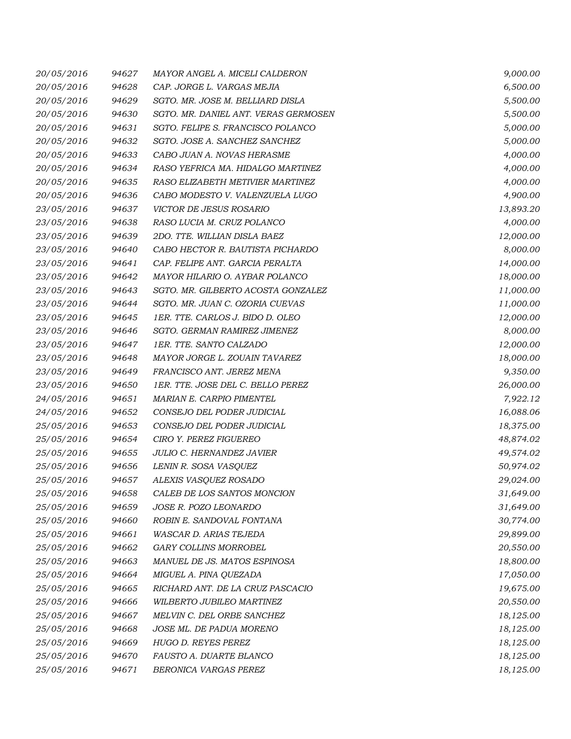| | | | |
|---|---|---|---|
| 20/05/2016 | 94627 | MAYOR ANGEL A. MICELI CALDERON | 9,000.00 |
| 20/05/2016 | 94628 | CAP. JORGE L. VARGAS MEJIA | 6,500.00 |
| 20/05/2016 | 94629 | SGTO. MR. JOSE M. BELLIARD DISLA | 5,500.00 |
| 20/05/2016 | 94630 | SGTO. MR. DANIEL ANT. VERAS GERMOSEN | 5,500.00 |
| 20/05/2016 | 94631 | SGTO. FELIPE S. FRANCISCO POLANCO | 5,000.00 |
| 20/05/2016 | 94632 | SGTO. JOSE A. SANCHEZ SANCHEZ | 5,000.00 |
| 20/05/2016 | 94633 | CABO JUAN A. NOVAS HERASME | 4,000.00 |
| 20/05/2016 | 94634 | RASO YEFRICA MA. HIDALGO MARTINEZ | 4,000.00 |
| 20/05/2016 | 94635 | RASO ELIZABETH METIVIER MARTINEZ | 4,000.00 |
| 20/05/2016 | 94636 | CABO MODESTO V. VALENZUELA LUGO | 4,900.00 |
| 23/05/2016 | 94637 | VICTOR DE JESUS ROSARIO | 13,893.20 |
| 23/05/2016 | 94638 | RASO LUCIA M. CRUZ POLANCO | 4,000.00 |
| 23/05/2016 | 94639 | 2DO. TTE. WILLIAN DISLA BAEZ | 12,000.00 |
| 23/05/2016 | 94640 | CABO HECTOR R. BAUTISTA PICHARDO | 8,000.00 |
| 23/05/2016 | 94641 | CAP. FELIPE ANT. GARCIA PERALTA | 14,000.00 |
| 23/05/2016 | 94642 | MAYOR HILARIO O. AYBAR POLANCO | 18,000.00 |
| 23/05/2016 | 94643 | SGTO. MR. GILBERTO ACOSTA GONZALEZ | 11,000.00 |
| 23/05/2016 | 94644 | SGTO. MR. JUAN C. OZORIA CUEVAS | 11,000.00 |
| 23/05/2016 | 94645 | 1ER. TTE. CARLOS J. BIDO D. OLEO | 12,000.00 |
| 23/05/2016 | 94646 | SGTO. GERMAN RAMIREZ JIMENEZ | 8,000.00 |
| 23/05/2016 | 94647 | 1ER. TTE. SANTO CALZADO | 12,000.00 |
| 23/05/2016 | 94648 | MAYOR JORGE L. ZOUAIN TAVAREZ | 18,000.00 |
| 23/05/2016 | 94649 | FRANCISCO ANT. JEREZ MENA | 9,350.00 |
| 23/05/2016 | 94650 | 1ER. TTE. JOSE DEL C. BELLO PEREZ | 26,000.00 |
| 24/05/2016 | 94651 | MARIAN E. CARPIO PIMENTEL | 7,922.12 |
| 24/05/2016 | 94652 | CONSEJO DEL PODER JUDICIAL | 16,088.06 |
| 25/05/2016 | 94653 | CONSEJO DEL PODER JUDICIAL | 18,375.00 |
| 25/05/2016 | 94654 | CIRO Y. PEREZ FIGUEREO | 48,874.02 |
| 25/05/2016 | 94655 | JULIO C. HERNANDEZ JAVIER | 49,574.02 |
| 25/05/2016 | 94656 | LENIN R. SOSA VASQUEZ | 50,974.02 |
| 25/05/2016 | 94657 | ALEXIS VASQUEZ ROSADO | 29,024.00 |
| 25/05/2016 | 94658 | CALEB DE LOS SANTOS MONCION | 31,649.00 |
| 25/05/2016 | 94659 | JOSE R. POZO LEONARDO | 31,649.00 |
| 25/05/2016 | 94660 | ROBIN E. SANDOVAL FONTANA | 30,774.00 |
| 25/05/2016 | 94661 | WASCAR D. ARIAS TEJEDA | 29,899.00 |
| 25/05/2016 | 94662 | GARY COLLINS MORROBEL | 20,550.00 |
| 25/05/2016 | 94663 | MANUEL DE JS. MATOS ESPINOSA | 18,800.00 |
| 25/05/2016 | 94664 | MIGUEL A. PINA QUEZADA | 17,050.00 |
| 25/05/2016 | 94665 | RICHARD ANT. DE LA CRUZ PASCACIO | 19,675.00 |
| 25/05/2016 | 94666 | WILBERTO JUBILEO MARTINEZ | 20,550.00 |
| 25/05/2016 | 94667 | MELVIN C. DEL ORBE SANCHEZ | 18,125.00 |
| 25/05/2016 | 94668 | JOSE ML. DE PADUA MORENO | 18,125.00 |
| 25/05/2016 | 94669 | HUGO D. REYES PEREZ | 18,125.00 |
| 25/05/2016 | 94670 | FAUSTO A. DUARTE BLANCO | 18,125.00 |
| 25/05/2016 | 94671 | BERONICA VARGAS PEREZ | 18,125.00 |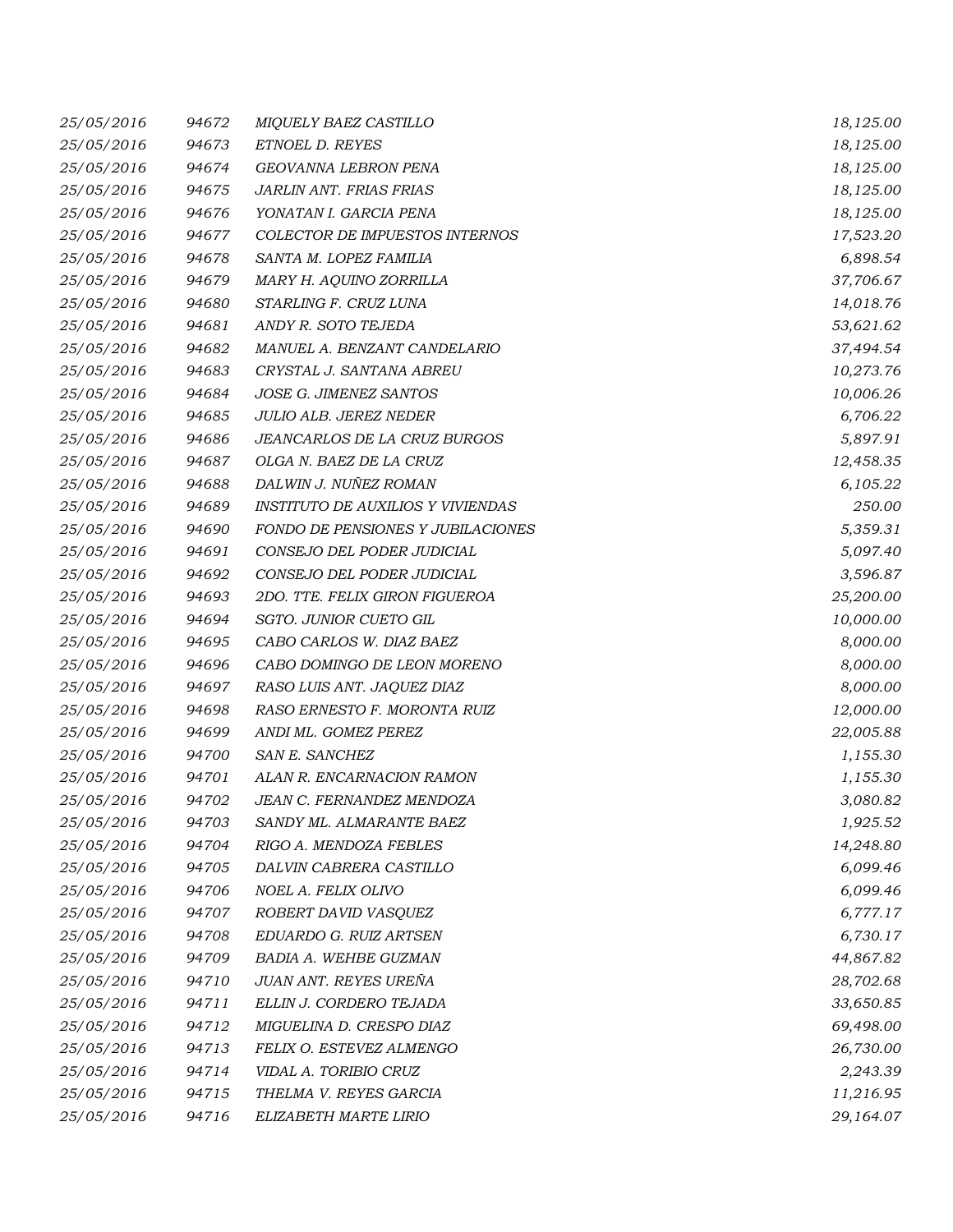| | | | |
|---|---|---|---|
| 25/05/2016 | 94672 | MIQUELY BAEZ CASTILLO | 18,125.00 |
| 25/05/2016 | 94673 | ETNOEL D. REYES | 18,125.00 |
| 25/05/2016 | 94674 | GEOVANNA LEBRON PENA | 18,125.00 |
| 25/05/2016 | 94675 | JARLIN ANT. FRIAS FRIAS | 18,125.00 |
| 25/05/2016 | 94676 | YONATAN I. GARCIA PENA | 18,125.00 |
| 25/05/2016 | 94677 | COLECTOR DE IMPUESTOS INTERNOS | 17,523.20 |
| 25/05/2016 | 94678 | SANTA M. LOPEZ FAMILIA | 6,898.54 |
| 25/05/2016 | 94679 | MARY H. AQUINO ZORRILLA | 37,706.67 |
| 25/05/2016 | 94680 | STARLING F. CRUZ LUNA | 14,018.76 |
| 25/05/2016 | 94681 | ANDY R. SOTO TEJEDA | 53,621.62 |
| 25/05/2016 | 94682 | MANUEL A. BENZANT CANDELARIO | 37,494.54 |
| 25/05/2016 | 94683 | CRYSTAL J. SANTANA ABREU | 10,273.76 |
| 25/05/2016 | 94684 | JOSE G. JIMENEZ SANTOS | 10,006.26 |
| 25/05/2016 | 94685 | JULIO ALB. JEREZ NEDER | 6,706.22 |
| 25/05/2016 | 94686 | JEANCARLOS DE LA CRUZ BURGOS | 5,897.91 |
| 25/05/2016 | 94687 | OLGA N. BAEZ DE LA CRUZ | 12,458.35 |
| 25/05/2016 | 94688 | DALWIN J. NUÑEZ ROMAN | 6,105.22 |
| 25/05/2016 | 94689 | INSTITUTO DE AUXILIOS Y VIVIENDAS | 250.00 |
| 25/05/2016 | 94690 | FONDO DE PENSIONES Y JUBILACIONES | 5,359.31 |
| 25/05/2016 | 94691 | CONSEJO DEL PODER JUDICIAL | 5,097.40 |
| 25/05/2016 | 94692 | CONSEJO DEL PODER JUDICIAL | 3,596.87 |
| 25/05/2016 | 94693 | 2DO. TTE. FELIX GIRON FIGUEROA | 25,200.00 |
| 25/05/2016 | 94694 | SGTO. JUNIOR CUETO GIL | 10,000.00 |
| 25/05/2016 | 94695 | CABO CARLOS W. DIAZ BAEZ | 8,000.00 |
| 25/05/2016 | 94696 | CABO DOMINGO DE LEON MORENO | 8,000.00 |
| 25/05/2016 | 94697 | RASO LUIS ANT. JAQUEZ DIAZ | 8,000.00 |
| 25/05/2016 | 94698 | RASO ERNESTO F. MORONTA RUIZ | 12,000.00 |
| 25/05/2016 | 94699 | ANDI ML. GOMEZ PEREZ | 22,005.88 |
| 25/05/2016 | 94700 | SAN E. SANCHEZ | 1,155.30 |
| 25/05/2016 | 94701 | ALAN R. ENCARNACION RAMON | 1,155.30 |
| 25/05/2016 | 94702 | JEAN C. FERNANDEZ MENDOZA | 3,080.82 |
| 25/05/2016 | 94703 | SANDY ML. ALMARANTE BAEZ | 1,925.52 |
| 25/05/2016 | 94704 | RIGO A. MENDOZA FEBLES | 14,248.80 |
| 25/05/2016 | 94705 | DALVIN CABRERA CASTILLO | 6,099.46 |
| 25/05/2016 | 94706 | NOEL A. FELIX OLIVO | 6,099.46 |
| 25/05/2016 | 94707 | ROBERT DAVID VASQUEZ | 6,777.17 |
| 25/05/2016 | 94708 | EDUARDO G. RUIZ ARTSEN | 6,730.17 |
| 25/05/2016 | 94709 | BADIA A. WEHBE GUZMAN | 44,867.82 |
| 25/05/2016 | 94710 | JUAN ANT. REYES UREÑA | 28,702.68 |
| 25/05/2016 | 94711 | ELLIN J. CORDERO TEJADA | 33,650.85 |
| 25/05/2016 | 94712 | MIGUELINA D. CRESPO DIAZ | 69,498.00 |
| 25/05/2016 | 94713 | FELIX O. ESTEVEZ ALMENGO | 26,730.00 |
| 25/05/2016 | 94714 | VIDAL A. TORIBIO CRUZ | 2,243.39 |
| 25/05/2016 | 94715 | THELMA V. REYES GARCIA | 11,216.95 |
| 25/05/2016 | 94716 | ELIZABETH MARTE LIRIO | 29,164.07 |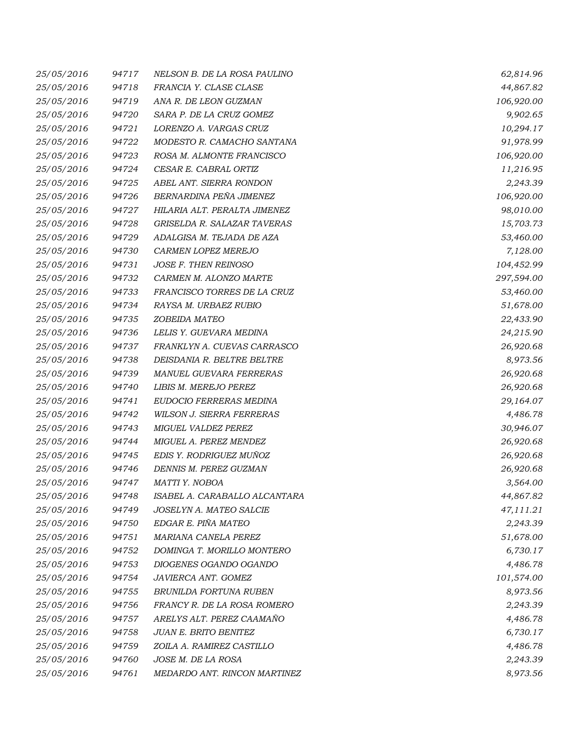| | | | |
|---|---|---|---|
| 25/05/2016 | 94717 | NELSON B. DE LA ROSA PAULINO | 62,814.96 |
| 25/05/2016 | 94718 | FRANCIA Y. CLASE CLASE | 44,867.82 |
| 25/05/2016 | 94719 | ANA R. DE LEON GUZMAN | 106,920.00 |
| 25/05/2016 | 94720 | SARA P. DE LA CRUZ GOMEZ | 9,902.65 |
| 25/05/2016 | 94721 | LORENZO A. VARGAS CRUZ | 10,294.17 |
| 25/05/2016 | 94722 | MODESTO R. CAMACHO SANTANA | 91,978.99 |
| 25/05/2016 | 94723 | ROSA M. ALMONTE FRANCISCO | 106,920.00 |
| 25/05/2016 | 94724 | CESAR E. CABRAL ORTIZ | 11,216.95 |
| 25/05/2016 | 94725 | ABEL ANT. SIERRA RONDON | 2,243.39 |
| 25/05/2016 | 94726 | BERNARDINA PEÑA JIMENEZ | 106,920.00 |
| 25/05/2016 | 94727 | HILARIA ALT. PERALTA JIMENEZ | 98,010.00 |
| 25/05/2016 | 94728 | GRISELDA R. SALAZAR TAVERAS | 15,703.73 |
| 25/05/2016 | 94729 | ADALGISA M. TEJADA DE AZA | 53,460.00 |
| 25/05/2016 | 94730 | CARMEN LOPEZ MEREJO | 7,128.00 |
| 25/05/2016 | 94731 | JOSE F. THEN REINOSO | 104,452.99 |
| 25/05/2016 | 94732 | CARMEN M. ALONZO MARTE | 297,594.00 |
| 25/05/2016 | 94733 | FRANCISCO TORRES DE LA CRUZ | 53,460.00 |
| 25/05/2016 | 94734 | RAYSA M. URBAEZ RUBIO | 51,678.00 |
| 25/05/2016 | 94735 | ZOBEIDA MATEO | 22,433.90 |
| 25/05/2016 | 94736 | LELIS Y. GUEVARA MEDINA | 24,215.90 |
| 25/05/2016 | 94737 | FRANKLYN A. CUEVAS CARRASCO | 26,920.68 |
| 25/05/2016 | 94738 | DEISDANIA R. BELTRE BELTRE | 8,973.56 |
| 25/05/2016 | 94739 | MANUEL GUEVARA FERRERAS | 26,920.68 |
| 25/05/2016 | 94740 | LIBIS M. MEREJO PEREZ | 26,920.68 |
| 25/05/2016 | 94741 | EUDOCIO FERRERAS MEDINA | 29,164.07 |
| 25/05/2016 | 94742 | WILSON J. SIERRA FERRERAS | 4,486.78 |
| 25/05/2016 | 94743 | MIGUEL VALDEZ PEREZ | 30,946.07 |
| 25/05/2016 | 94744 | MIGUEL A. PEREZ MENDEZ | 26,920.68 |
| 25/05/2016 | 94745 | EDIS Y. RODRIGUEZ MUÑOZ | 26,920.68 |
| 25/05/2016 | 94746 | DENNIS M. PEREZ GUZMAN | 26,920.68 |
| 25/05/2016 | 94747 | MATTI Y. NOBOA | 3,564.00 |
| 25/05/2016 | 94748 | ISABEL A. CARABALLO ALCANTARA | 44,867.82 |
| 25/05/2016 | 94749 | JOSELYN A. MATEO SALCIE | 47,111.21 |
| 25/05/2016 | 94750 | EDGAR E. PIÑA MATEO | 2,243.39 |
| 25/05/2016 | 94751 | MARIANA CANELA PEREZ | 51,678.00 |
| 25/05/2016 | 94752 | DOMINGA T. MORILLO MONTERO | 6,730.17 |
| 25/05/2016 | 94753 | DIOGENES OGANDO OGANDO | 4,486.78 |
| 25/05/2016 | 94754 | JAVIERCA ANT. GOMEZ | 101,574.00 |
| 25/05/2016 | 94755 | BRUNILDA FORTUNA RUBEN | 8,973.56 |
| 25/05/2016 | 94756 | FRANCY R. DE LA ROSA ROMERO | 2,243.39 |
| 25/05/2016 | 94757 | ARELYS ALT. PEREZ CAAMAÑO | 4,486.78 |
| 25/05/2016 | 94758 | JUAN E. BRITO BENITEZ | 6,730.17 |
| 25/05/2016 | 94759 | ZOILA A. RAMIREZ CASTILLO | 4,486.78 |
| 25/05/2016 | 94760 | JOSE M. DE LA ROSA | 2,243.39 |
| 25/05/2016 | 94761 | MEDARDO ANT. RINCON MARTINEZ | 8,973.56 |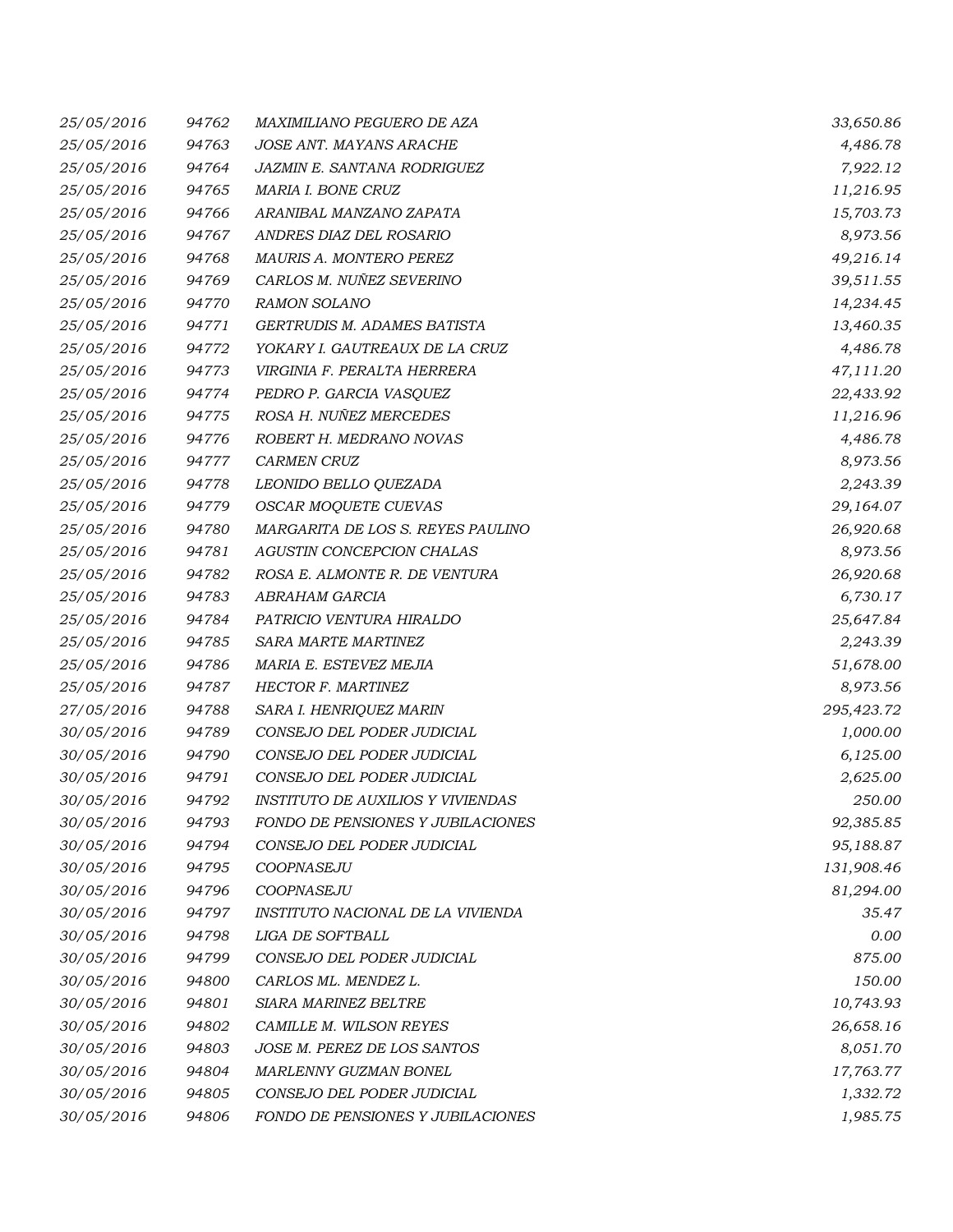| | | | |
|---|---|---|---|
| *25/05/2016* | *94762* | *MAXIMILIANO PEGUERO DE AZA* | *33,650.86* |
| *25/05/2016* | *94763* | *JOSE ANT. MAYANS ARACHE* | *4,486.78* |
| *25/05/2016* | *94764* | *JAZMIN E. SANTANA RODRIGUEZ* | *7,922.12* |
| *25/05/2016* | *94765* | *MARIA I. BONE CRUZ* | *11,216.95* |
| *25/05/2016* | *94766* | *ARANIBAL MANZANO ZAPATA* | *15,703.73* |
| *25/05/2016* | *94767* | *ANDRES DIAZ DEL ROSARIO* | *8,973.56* |
| *25/05/2016* | *94768* | *MAURIS A. MONTERO PEREZ* | *49,216.14* |
| *25/05/2016* | *94769* | *CARLOS M. NUÑEZ SEVERINO* | *39,511.55* |
| *25/05/2016* | *94770* | *RAMON SOLANO* | *14,234.45* |
| *25/05/2016* | *94771* | *GERTRUDIS M. ADAMES BATISTA* | *13,460.35* |
| *25/05/2016* | *94772* | *YOKARY I. GAUTREAUX DE LA CRUZ* | *4,486.78* |
| *25/05/2016* | *94773* | *VIRGINIA F. PERALTA HERRERA* | *47,111.20* |
| *25/05/2016* | *94774* | *PEDRO P. GARCIA VASQUEZ* | *22,433.92* |
| *25/05/2016* | *94775* | *ROSA H. NUÑEZ MERCEDES* | *11,216.96* |
| *25/05/2016* | *94776* | *ROBERT H. MEDRANO NOVAS* | *4,486.78* |
| *25/05/2016* | *94777* | *CARMEN CRUZ* | *8,973.56* |
| *25/05/2016* | *94778* | *LEONIDO BELLO QUEZADA* | *2,243.39* |
| *25/05/2016* | *94779* | *OSCAR MOQUETE CUEVAS* | *29,164.07* |
| *25/05/2016* | *94780* | *MARGARITA DE LOS S. REYES PAULINO* | *26,920.68* |
| *25/05/2016* | *94781* | *AGUSTIN CONCEPCION CHALAS* | *8,973.56* |
| *25/05/2016* | *94782* | *ROSA E. ALMONTE R. DE VENTURA* | *26,920.68* |
| *25/05/2016* | *94783* | *ABRAHAM GARCIA* | *6,730.17* |
| *25/05/2016* | *94784* | *PATRICIO VENTURA HIRALDO* | *25,647.84* |
| *25/05/2016* | *94785* | *SARA MARTE MARTINEZ* | *2,243.39* |
| *25/05/2016* | *94786* | *MARIA E. ESTEVEZ MEJIA* | *51,678.00* |
| *25/05/2016* | *94787* | *HECTOR F. MARTINEZ* | *8,973.56* |
| *27/05/2016* | *94788* | *SARA I. HENRIQUEZ MARIN* | *295,423.72* |
| *30/05/2016* | *94789* | *CONSEJO DEL PODER JUDICIAL* | *1,000.00* |
| *30/05/2016* | *94790* | *CONSEJO DEL PODER JUDICIAL* | *6,125.00* |
| *30/05/2016* | *94791* | *CONSEJO DEL PODER JUDICIAL* | *2,625.00* |
| *30/05/2016* | *94792* | *INSTITUTO DE AUXILIOS Y VIVIENDAS* | *250.00* |
| *30/05/2016* | *94793* | *FONDO DE PENSIONES Y JUBILACIONES* | *92,385.85* |
| *30/05/2016* | *94794* | *CONSEJO DEL PODER JUDICIAL* | *95,188.87* |
| *30/05/2016* | *94795* | *COOPNASEJU* | *131,908.46* |
| *30/05/2016* | *94796* | *COOPNASEJU* | *81,294.00* |
| *30/05/2016* | *94797* | *INSTITUTO NACIONAL DE LA VIVIENDA* | *35.47* |
| *30/05/2016* | *94798* | *LIGA DE SOFTBALL* | *0.00* |
| *30/05/2016* | *94799* | *CONSEJO DEL PODER JUDICIAL* | *875.00* |
| *30/05/2016* | *94800* | *CARLOS ML. MENDEZ L.* | *150.00* |
| *30/05/2016* | *94801* | *SIARA MARINEZ BELTRE* | *10,743.93* |
| *30/05/2016* | *94802* | *CAMILLE M. WILSON REYES* | *26,658.16* |
| *30/05/2016* | *94803* | *JOSE M. PEREZ DE LOS SANTOS* | *8,051.70* |
| *30/05/2016* | *94804* | *MARLENNY GUZMAN BONEL* | *17,763.77* |
| *30/05/2016* | *94805* | *CONSEJO DEL PODER JUDICIAL* | *1,332.72* |
| *30/05/2016* | *94806* | *FONDO DE PENSIONES Y JUBILACIONES* | *1,985.75* |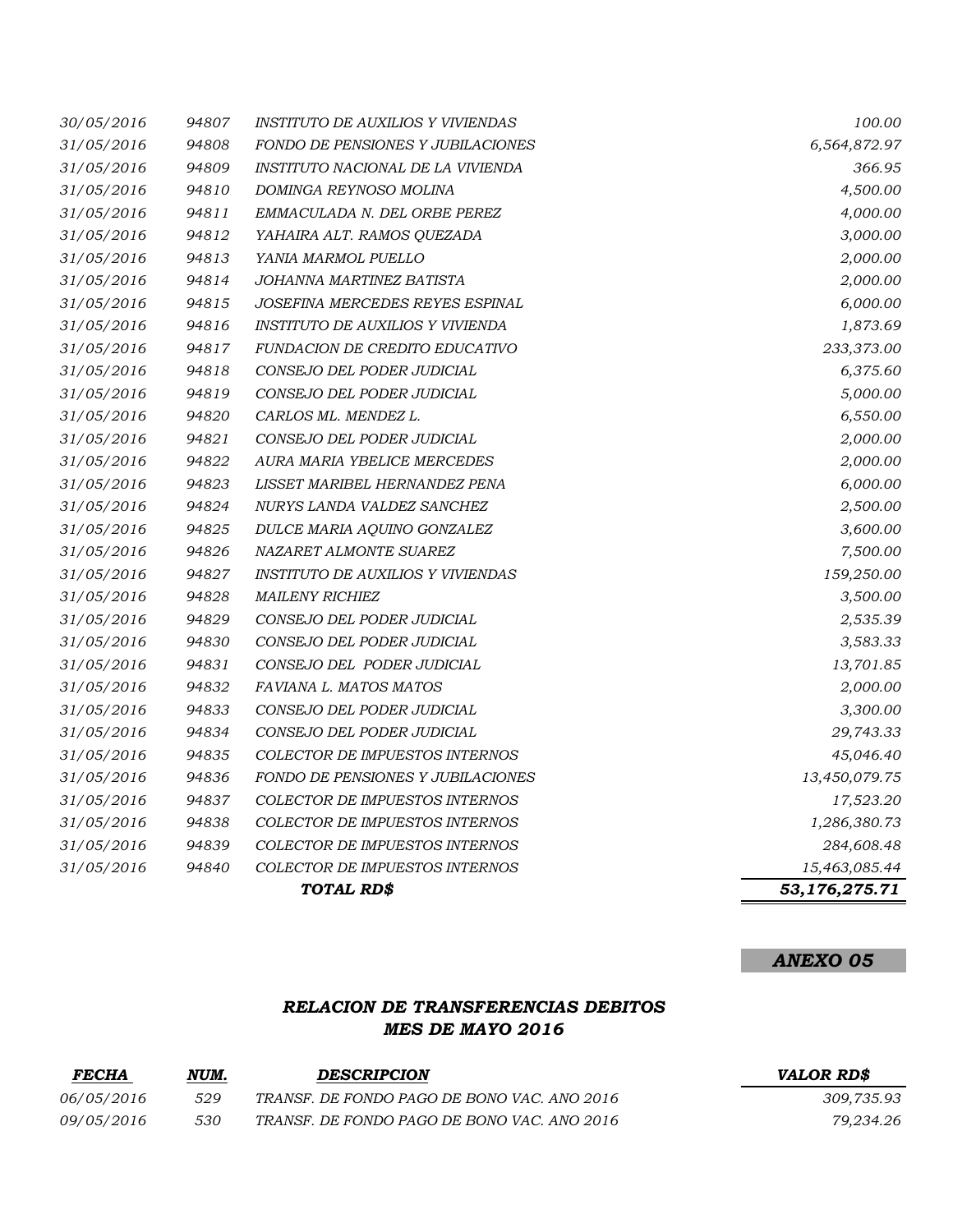| | | | |
|---|---|---|---|
| *30/05/2016* | *94807* | *INSTITUTO DE AUXILIOS Y VIVIENDAS* | *100.00* |
| *31/05/2016* | *94808* | *FONDO DE PENSIONES Y JUBILACIONES* | *6,564,872.97* |
| *31/05/2016* | *94809* | *INSTITUTO NACIONAL DE LA VIVIENDA* | *366.95* |
| *31/05/2016* | *94810* | *DOMINGA REYNOSO MOLINA* | *4,500.00* |
| *31/05/2016* | *94811* | *EMMACULADA N. DEL ORBE PEREZ* | *4,000.00* |
| *31/05/2016* | *94812* | *YAHAIRA ALT. RAMOS QUEZADA* | *3,000.00* |
| *31/05/2016* | *94813* | *YANIA MARMOL PUELLO* | *2,000.00* |
| *31/05/2016* | *94814* | *JOHANNA MARTINEZ BATISTA* | *2,000.00* |
| *31/05/2016* | *94815* | *JOSEFINA MERCEDES REYES ESPINAL* | *6,000.00* |
| *31/05/2016* | *94816* | *INSTITUTO DE AUXILIOS Y VIVIENDA* | *1,873.69* |
| *31/05/2016* | *94817* | *FUNDACION DE CREDITO EDUCATIVO* | *233,373.00* |
| *31/05/2016* | *94818* | *CONSEJO DEL PODER JUDICIAL* | *6,375.60* |
| *31/05/2016* | *94819* | *CONSEJO DEL PODER JUDICIAL* | *5,000.00* |
| *31/05/2016* | *94820* | *CARLOS ML. MENDEZ L.* | *6,550.00* |
| *31/05/2016* | *94821* | *CONSEJO DEL PODER JUDICIAL* | *2,000.00* |
| *31/05/2016* | *94822* | *AURA MARIA YBELICE MERCEDES* | *2,000.00* |
| *31/05/2016* | *94823* | *LISSET MARIBEL HERNANDEZ PENA* | *6,000.00* |
| *31/05/2016* | *94824* | *NURYS LANDA VALDEZ SANCHEZ* | *2,500.00* |
| *31/05/2016* | *94825* | *DULCE MARIA AQUINO GONZALEZ* | *3,600.00* |
| *31/05/2016* | *94826* | *NAZARET ALMONTE SUAREZ* | *7,500.00* |
| *31/05/2016* | *94827* | *INSTITUTO DE AUXILIOS Y VIVIENDAS* | *159,250.00* |
| *31/05/2016* | *94828* | *MAILENY RICHIEZ* | *3,500.00* |
| *31/05/2016* | *94829* | *CONSEJO DEL PODER JUDICIAL* | *2,535.39* |
| *31/05/2016* | *94830* | *CONSEJO DEL PODER JUDICIAL* | *3,583.33* |
| *31/05/2016* | *94831* | *CONSEJO DEL PODER JUDICIAL* | *13,701.85* |
| *31/05/2016* | *94832* | *FAVIANA L. MATOS MATOS* | *2,000.00* |
| *31/05/2016* | *94833* | *CONSEJO DEL PODER JUDICIAL* | *3,300.00* |
| *31/05/2016* | *94834* | *CONSEJO DEL PODER JUDICIAL* | *29,743.33* |
| *31/05/2016* | *94835* | *COLECTOR DE IMPUESTOS INTERNOS* | *45,046.40* |
| *31/05/2016* | *94836* | *FONDO DE PENSIONES Y JUBILACIONES* | *13,450,079.75* |
| *31/05/2016* | *94837* | *COLECTOR DE IMPUESTOS INTERNOS* | *17,523.20* |
| *31/05/2016* | *94838* | *COLECTOR DE IMPUESTOS INTERNOS* | *1,286,380.73* |
| *31/05/2016* | *94839* | *COLECTOR DE IMPUESTOS INTERNOS* | *284,608.48* |
| *31/05/2016* | *94840* | *COLECTOR DE IMPUESTOS INTERNOS* | *15,463,085.44* |
| | | ***TOTAL RD$*** | ***53,176,275.71*** |

***ANEXO 05***

## *RELACION DE TRANSFERENCIAS DEBITOS*
## *MES DE MAYO 2016*

| *FECHA* | *NUM.* | *DESCRIPCION* | *VALOR RD$* |
|---|---|---|---|
| *06/05/2016* | *529* | *TRANSF. DE FONDO PAGO DE BONO VAC. ANO 2016* | *309,735.93* |
| *09/05/2016* | *530* | *TRANSF. DE FONDO PAGO DE BONO VAC. ANO 2016* | *79,234.26* |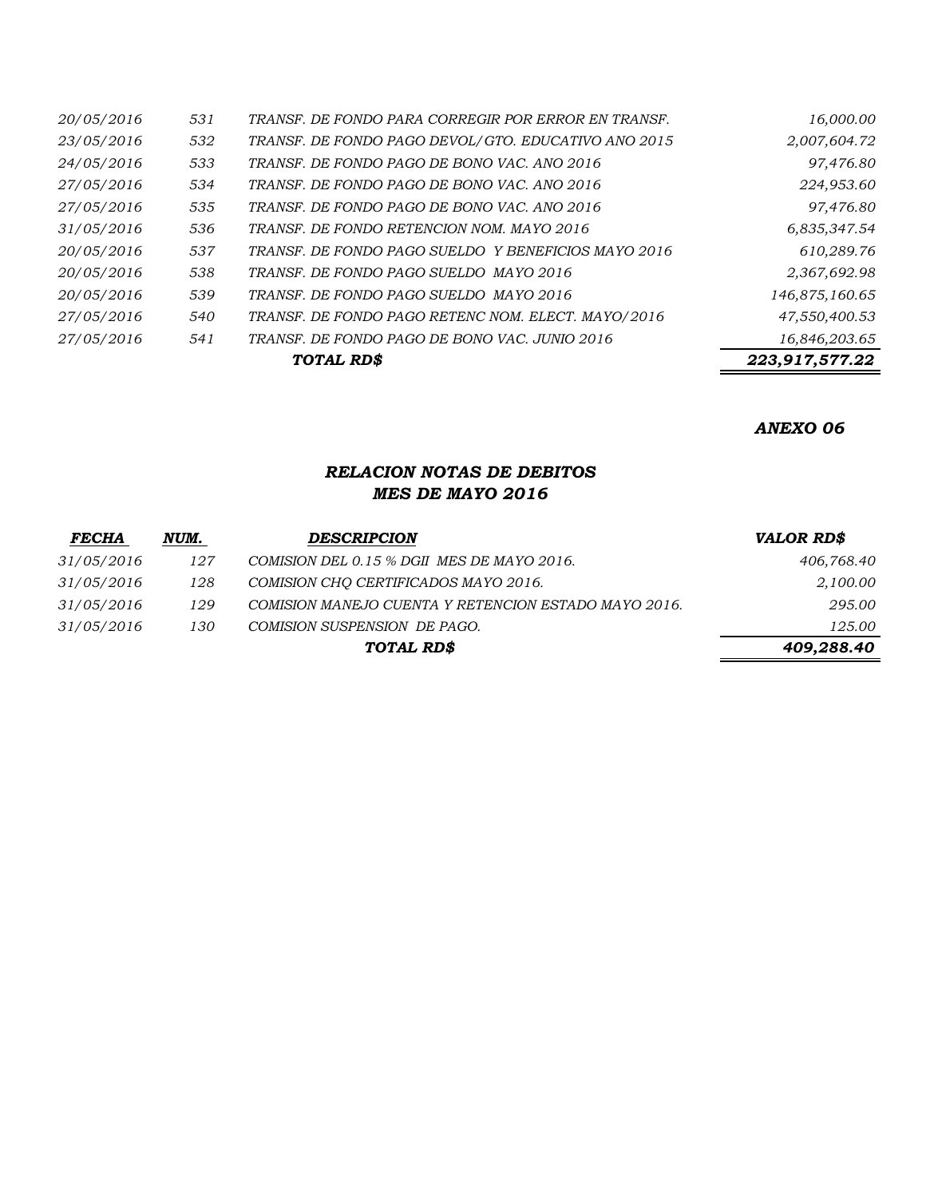| | | | |
|---|---|---|---|
| *20/05/2016* | *531* | *TRANSF. DE FONDO PARA CORREGIR POR ERROR EN TRANSF.* | *16,000.00* |
| *23/05/2016* | *532* | *TRANSF. DE FONDO PAGO DEVOL/GTO. EDUCATIVO ANO 2015* | *2,007,604.72* |
| *24/05/2016* | *533* | *TRANSF. DE FONDO PAGO DE BONO VAC. ANO 2016* | *97,476.80* |
| *27/05/2016* | *534* | *TRANSF. DE FONDO PAGO DE BONO VAC. ANO 2016* | *224,953.60* |
| *27/05/2016* | *535* | *TRANSF. DE FONDO PAGO DE BONO VAC. ANO 2016* | *97,476.80* |
| *31/05/2016* | *536* | *TRANSF. DE FONDO RETENCION NOM. MAYO 2016* | *6,835,347.54* |
| *20/05/2016* | *537* | *TRANSF. DE FONDO PAGO SUELDO Y BENEFICIOS MAYO 2016* | *610,289.76* |
| *20/05/2016* | *538* | *TRANSF. DE FONDO PAGO SUELDO MAYO 2016* | *2,367,692.98* |
| *20/05/2016* | *539* | *TRANSF. DE FONDO PAGO SUELDO MAYO 2016* | *146,875,160.65* |
| *27/05/2016* | *540* | *TRANSF. DE FONDO PAGO RETENC NOM. ELECT. MAYO/2016* | *47,550,400.53* |
| *27/05/2016* | *541* | *TRANSF. DE FONDO PAGO DE BONO VAC. JUNIO 2016* | *16,846,203.65* |
| | | ***TOTAL RD$*** | ***223,917,577.22*** |

***ANEXO 06***

## *RELACION NOTAS DE DEBITOS*
## *MES DE MAYO 2016*

| ***FECHA*** | ***NUM.*** | ***DESCRIPCION*** | ***VALOR RD$*** |
|---|---|---|---|
| *31/05/2016* | *127* | *COMISION DEL 0.15 % DGII MES DE MAYO 2016.* | *406,768.40* |
| *31/05/2016* | *128* | *COMISION CHQ CERTIFICADOS MAYO 2016.* | *2,100.00* |
| *31/05/2016* | *129* | *COMISION MANEJO CUENTA Y RETENCION ESTADO MAYO 2016.* | *295.00* |
| *31/05/2016* | *130* | *COMISION SUSPENSION DE PAGO.* | *125.00* |
| | | ***TOTAL RD$*** | ***409,288.40*** |